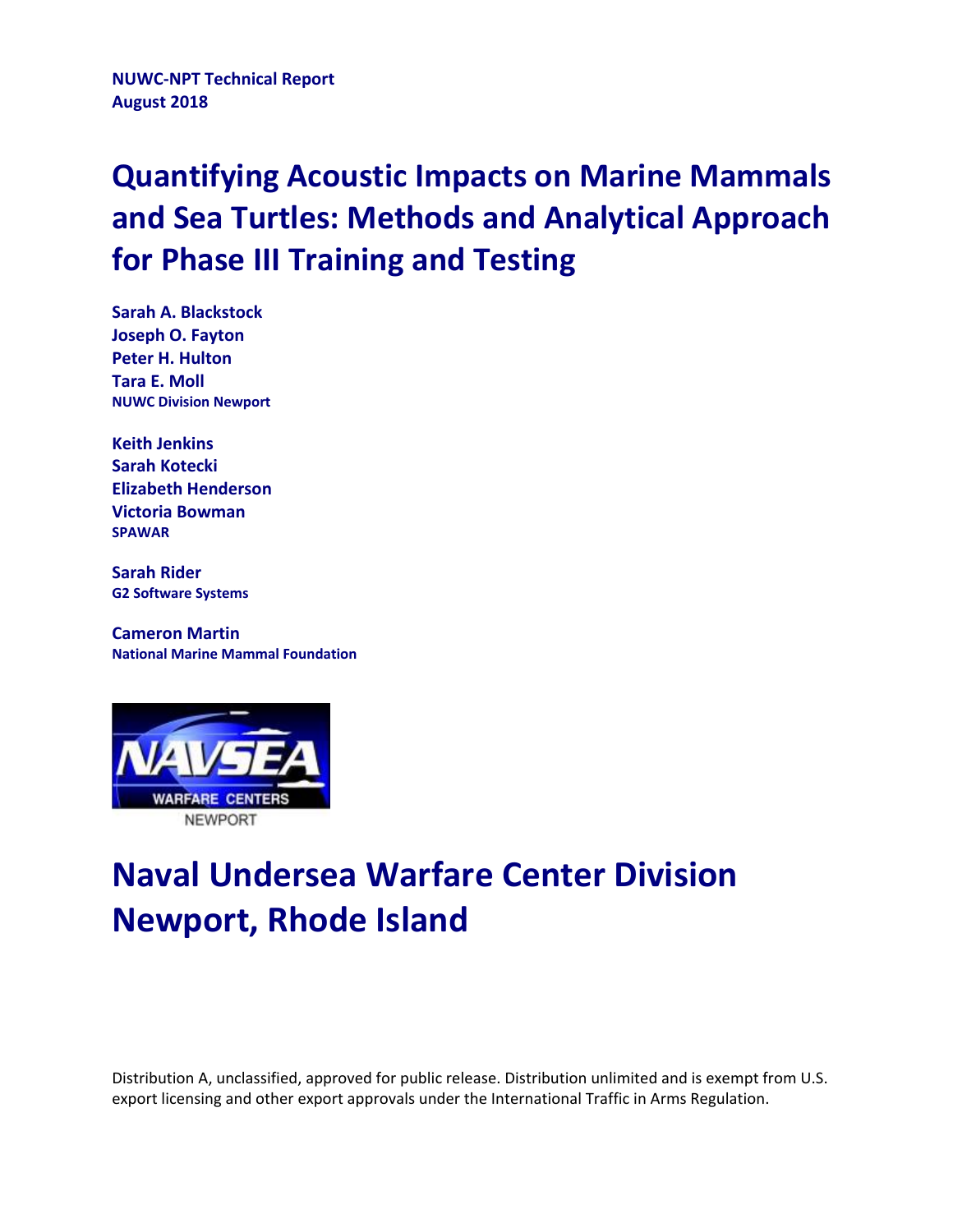**NUWC-NPT Technical Report**
**August 2018**

# Quantifying Acoustic Impacts on Marine Mammals and Sea Turtles: Methods and Analytical Approach for Phase III Training and Testing

**Sarah A. Blackstock**
**Joseph O. Fayton**
**Peter H. Hulton**
**Tara E. Moll**
**NUWC Division Newport**

**Keith Jenkins**
**Sarah Kotecki**
**Elizabeth Henderson**
**Victoria Bowman**
**SPAWAR**

**Sarah Rider**
**G2 Software Systems**

**Cameron Martin**
**National Marine Mammal Foundation**

NAVSEA WARFARE CENTERS NEWPORT

## Naval Undersea Warfare Center Division Newport, Rhode Island

Distribution A, unclassified, approved for public release. Distribution unlimited and is exempt from U.S. export licensing and other export approvals under the International Traffic in Arms Regulation.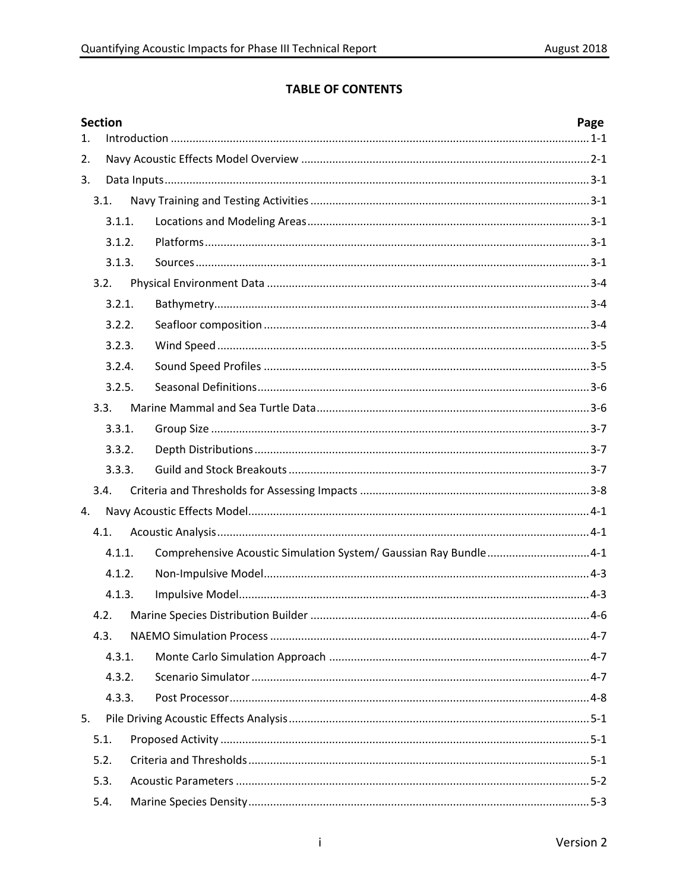**TABLE OF CONTENTS**

| Section | | Page |
|---|---|---|
| 1. | Introduction | 1-1 |
| 2. | Navy Acoustic Effects Model Overview | 2-1 |
| 3. | Data Inputs | 3-1 |
| 3.1. | Navy Training and Testing Activities | 3-1 |
| 3.1.1. | Locations and Modeling Areas | 3-1 |
| 3.1.2. | Platforms | 3-1 |
| 3.1.3. | Sources | 3-1 |
| 3.2. | Physical Environment Data | 3-4 |
| 3.2.1. | Bathymetry | 3-4 |
| 3.2.2. | Seafloor composition | 3-4 |
| 3.2.3. | Wind Speed | 3-5 |
| 3.2.4. | Sound Speed Profiles | 3-5 |
| 3.2.5. | Seasonal Definitions | 3-6 |
| 3.3. | Marine Mammal and Sea Turtle Data | 3-6 |
| 3.3.1. | Group Size | 3-7 |
| 3.3.2. | Depth Distributions | 3-7 |
| 3.3.3. | Guild and Stock Breakouts | 3-7 |
| 3.4. | Criteria and Thresholds for Assessing Impacts | 3-8 |
| 4. | Navy Acoustic Effects Model | 4-1 |
| 4.1. | Acoustic Analysis | 4-1 |
| 4.1.1. | Comprehensive Acoustic Simulation System/ Gaussian Ray Bundle | 4-1 |
| 4.1.2. | Non-Impulsive Model | 4-3 |
| 4.1.3. | Impulsive Model | 4-3 |
| 4.2. | Marine Species Distribution Builder | 4-6 |
| 4.3. | NAEMO Simulation Process | 4-7 |
| 4.3.1. | Monte Carlo Simulation Approach | 4-7 |
| 4.3.2. | Scenario Simulator | 4-7 |
| 4.3.3. | Post Processor | 4-8 |
| 5. | Pile Driving Acoustic Effects Analysis | 5-1 |
| 5.1. | Proposed Activity | 5-1 |
| 5.2. | Criteria and Thresholds | 5-1 |
| 5.3. | Acoustic Parameters | 5-2 |
| 5.4. | Marine Species Density | 5-3 |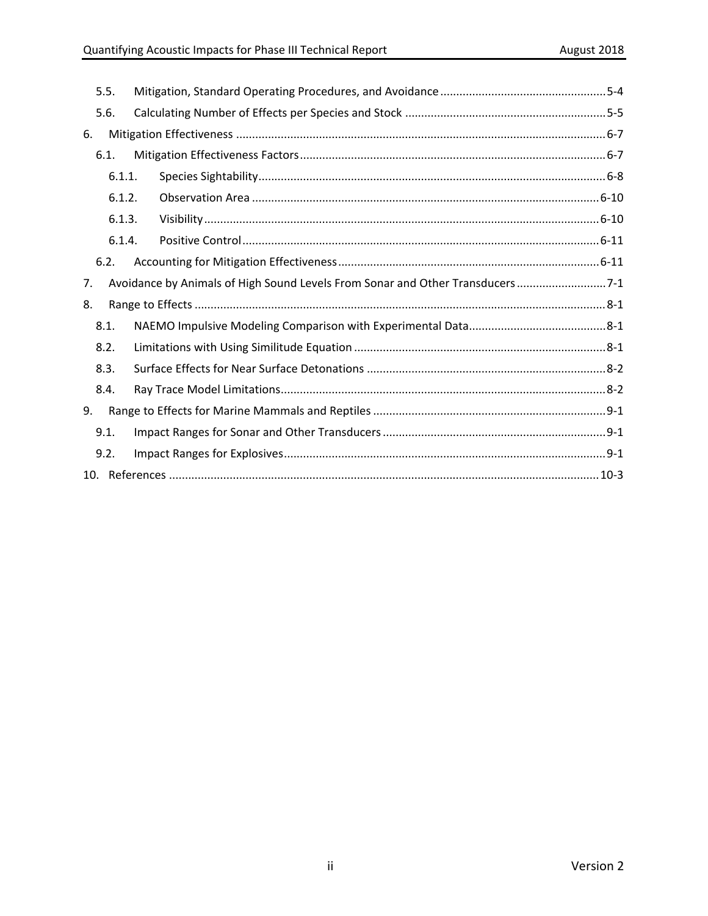5.5. Mitigation, Standard Operating Procedures, and Avoidance ........ 5-4
5.6. Calculating Number of Effects per Species and Stock ........ 5-5
6. Mitigation Effectiveness ........ 6-7
6.1. Mitigation Effectiveness Factors ........ 6-7
6.1.1. Species Sightability ........ 6-8
6.1.2. Observation Area ........ 6-10
6.1.3. Visibility ........ 6-10
6.1.4. Positive Control ........ 6-11
6.2. Accounting for Mitigation Effectiveness ........ 6-11
7. Avoidance by Animals of High Sound Levels From Sonar and Other Transducers ........ 7-1
8. Range to Effects ........ 8-1
8.1. NAEMO Impulsive Modeling Comparison with Experimental Data ........ 8-1
8.2. Limitations with Using Similitude Equation ........ 8-1
8.3. Surface Effects for Near Surface Detonations ........ 8-2
8.4. Ray Trace Model Limitations ........ 8-2
9. Range to Effects for Marine Mammals and Reptiles ........ 9-1
9.1. Impact Ranges for Sonar and Other Transducers ........ 9-1
9.2. Impact Ranges for Explosives ........ 9-1
10. References ........ 10-3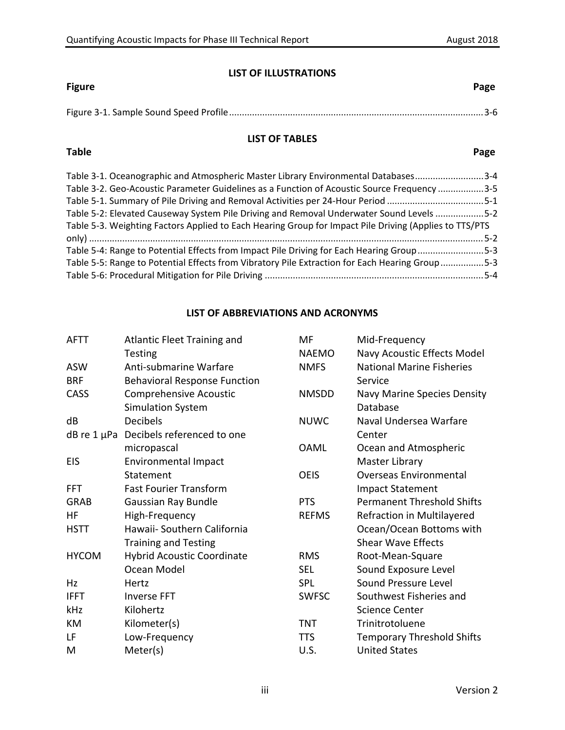## LIST OF ILLUSTRATIONS

| Figure | Page |
|---|---|
| Figure 3-1. Sample Sound Speed Profile | 3-6 |

## LIST OF TABLES

| Table | Page |
|---|---|
| Table 3-1. Oceanographic and Atmospheric Master Library Environmental Databases | 3-4 |
| Table 3-2. Geo-Acoustic Parameter Guidelines as a Function of Acoustic Source Frequency | 3-5 |
| Table 5-1. Summary of Pile Driving and Removal Activities per 24-Hour Period | 5-1 |
| Table 5-2: Elevated Causeway System Pile Driving and Removal Underwater Sound Levels | 5-2 |
| Table 5-3. Weighting Factors Applied to Each Hearing Group for Impact Pile Driving (Applies to TTS/PTS only) | 5-2 |
| Table 5-4: Range to Potential Effects from Impact Pile Driving for Each Hearing Group | 5-3 |
| Table 5-5: Range to Potential Effects from Vibratory Pile Extraction for Each Hearing Group | 5-3 |
| Table 5-6: Procedural Mitigation for Pile Driving | 5-4 |

## LIST OF ABBREVIATIONS AND ACRONYMS

| | |
|---|---|
| AFTT | Atlantic Fleet Training and Testing |
| ASW | Anti-submarine Warfare |
| BRF | Behavioral Response Function |
| CASS | Comprehensive Acoustic Simulation System |
| dB | Decibels |
| dB re 1 µPa | Decibels referenced to one micropascal |
| EIS | Environmental Impact Statement |
| FFT | Fast Fourier Transform |
| GRAB | Gaussian Ray Bundle |
| HF | High-Frequency |
| HSTT | Hawaii- Southern California Training and Testing |
| HYCOM | Hybrid Acoustic Coordinate Ocean Model |
| Hz | Hertz |
| IFFT | Inverse FFT |
| kHz | Kilohertz |
| KM | Kilometer(s) |
| LF | Low-Frequency |
| M | Meter(s) |
| MF | Mid-Frequency |
| NAEMO | Navy Acoustic Effects Model |
| NMFS | National Marine Fisheries Service |
| NMSDD | Navy Marine Species Density Database |
| NUWC | Naval Undersea Warfare Center |
| OAML | Ocean and Atmospheric Master Library |
| OEIS | Overseas Environmental Impact Statement |
| PTS | Permanent Threshold Shifts |
| REFMS | Refraction in Multilayered Ocean/Ocean Bottoms with Shear Wave Effects |
| RMS | Root-Mean-Square |
| SEL | Sound Exposure Level |
| SPL | Sound Pressure Level |
| SWFSC | Southwest Fisheries and Science Center |
| TNT | Trinitrotoluene |
| TTS | Temporary Threshold Shifts |
| U.S. | United States |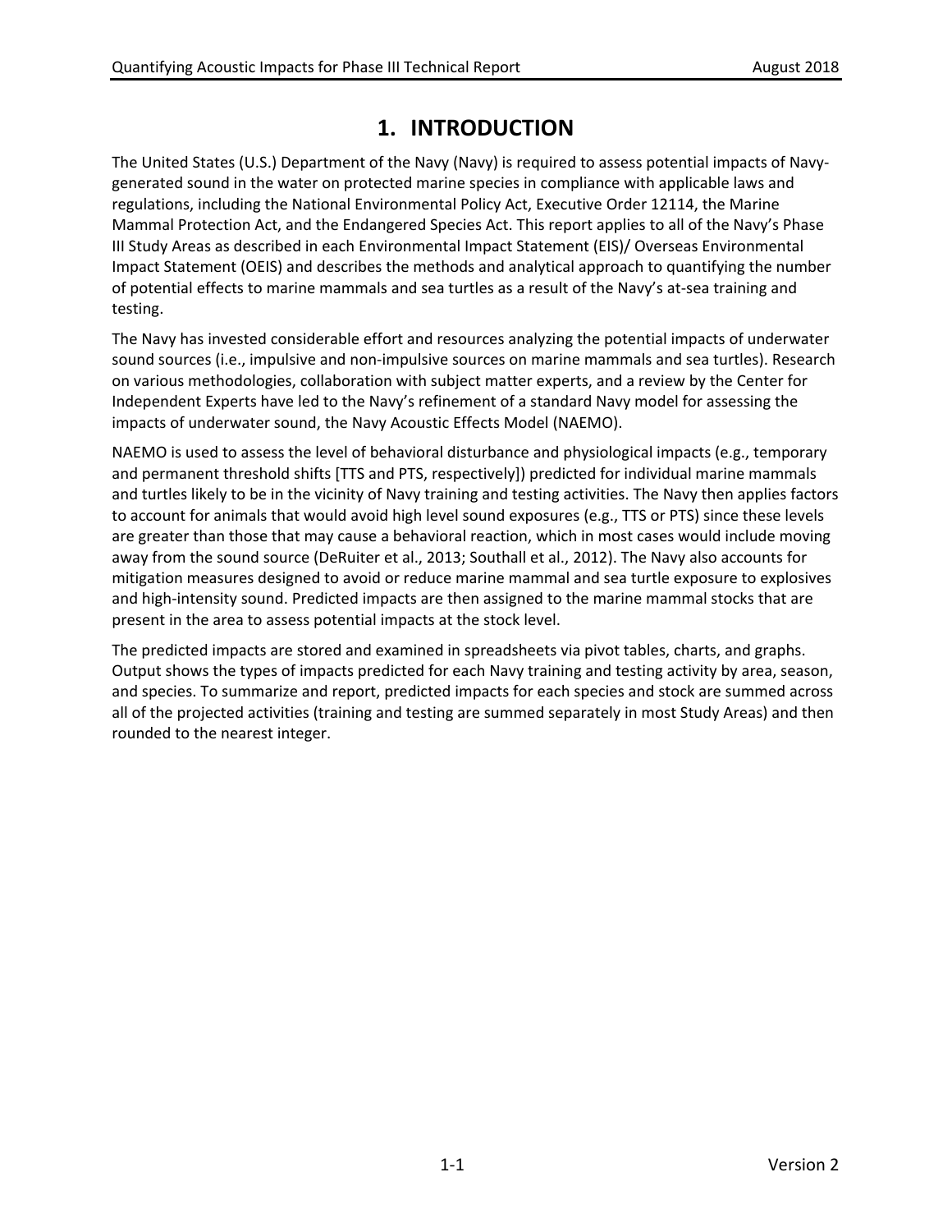# 1. INTRODUCTION

The United States (U.S.) Department of the Navy (Navy) is required to assess potential impacts of Navy-generated sound in the water on protected marine species in compliance with applicable laws and regulations, including the National Environmental Policy Act, Executive Order 12114, the Marine Mammal Protection Act, and the Endangered Species Act. This report applies to all of the Navy's Phase III Study Areas as described in each Environmental Impact Statement (EIS)/ Overseas Environmental Impact Statement (OEIS) and describes the methods and analytical approach to quantifying the number of potential effects to marine mammals and sea turtles as a result of the Navy's at-sea training and testing.

The Navy has invested considerable effort and resources analyzing the potential impacts of underwater sound sources (i.e., impulsive and non-impulsive sources on marine mammals and sea turtles). Research on various methodologies, collaboration with subject matter experts, and a review by the Center for Independent Experts have led to the Navy's refinement of a standard Navy model for assessing the impacts of underwater sound, the Navy Acoustic Effects Model (NAEMO).

NAEMO is used to assess the level of behavioral disturbance and physiological impacts (e.g., temporary and permanent threshold shifts [TTS and PTS, respectively]) predicted for individual marine mammals and turtles likely to be in the vicinity of Navy training and testing activities. The Navy then applies factors to account for animals that would avoid high level sound exposures (e.g., TTS or PTS) since these levels are greater than those that may cause a behavioral reaction, which in most cases would include moving away from the sound source (DeRuiter et al., 2013; Southall et al., 2012). The Navy also accounts for mitigation measures designed to avoid or reduce marine mammal and sea turtle exposure to explosives and high-intensity sound. Predicted impacts are then assigned to the marine mammal stocks that are present in the area to assess potential impacts at the stock level.

The predicted impacts are stored and examined in spreadsheets via pivot tables, charts, and graphs. Output shows the types of impacts predicted for each Navy training and testing activity by area, season, and species. To summarize and report, predicted impacts for each species and stock are summed across all of the projected activities (training and testing are summed separately in most Study Areas) and then rounded to the nearest integer.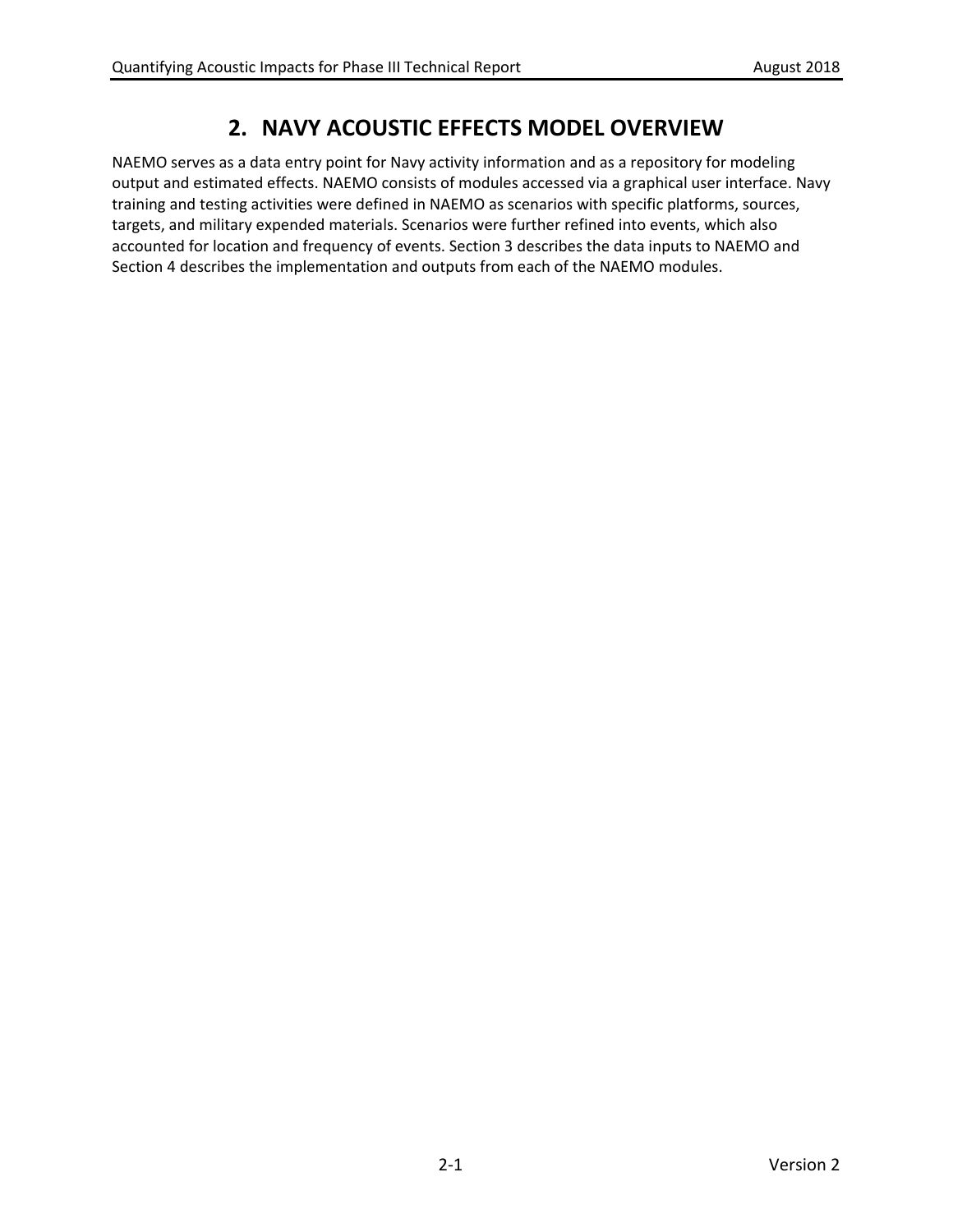# 2. NAVY ACOUSTIC EFFECTS MODEL OVERVIEW

NAEMO serves as a data entry point for Navy activity information and as a repository for modeling output and estimated effects. NAEMO consists of modules accessed via a graphical user interface. Navy training and testing activities were defined in NAEMO as scenarios with specific platforms, sources, targets, and military expended materials. Scenarios were further refined into events, which also accounted for location and frequency of events. Section 3 describes the data inputs to NAEMO and Section 4 describes the implementation and outputs from each of the NAEMO modules.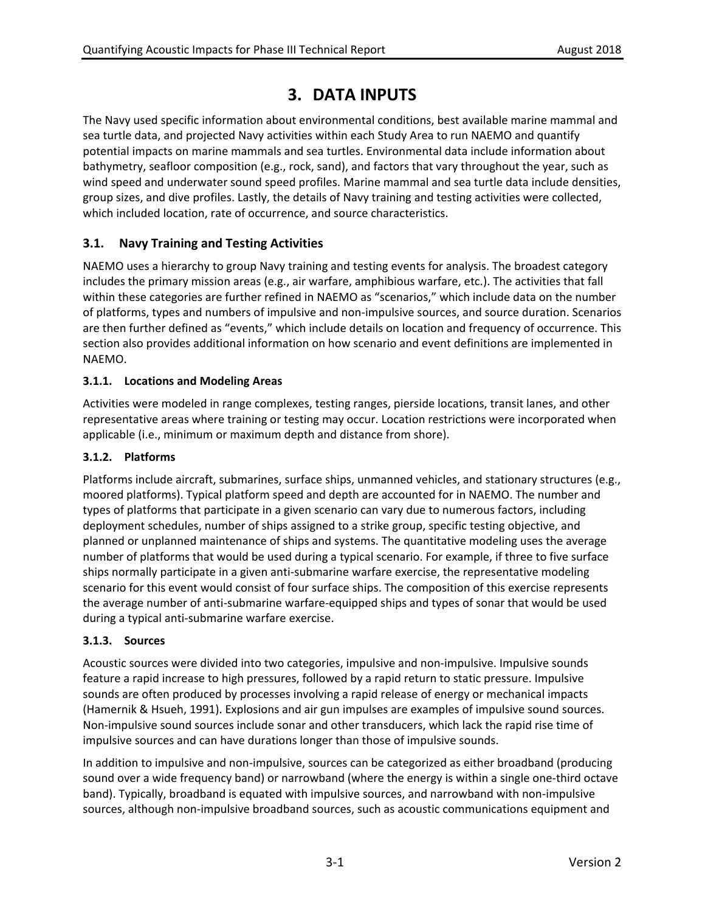# 3. DATA INPUTS

The Navy used specific information about environmental conditions, best available marine mammal and sea turtle data, and projected Navy activities within each Study Area to run NAEMO and quantify potential impacts on marine mammals and sea turtles. Environmental data include information about bathymetry, seafloor composition (e.g., rock, sand), and factors that vary throughout the year, such as wind speed and underwater sound speed profiles. Marine mammal and sea turtle data include densities, group sizes, and dive profiles. Lastly, the details of Navy training and testing activities were collected, which included location, rate of occurrence, and source characteristics.

## 3.1. Navy Training and Testing Activities

NAEMO uses a hierarchy to group Navy training and testing events for analysis. The broadest category includes the primary mission areas (e.g., air warfare, amphibious warfare, etc.). The activities that fall within these categories are further refined in NAEMO as "scenarios," which include data on the number of platforms, types and numbers of impulsive and non-impulsive sources, and source duration. Scenarios are then further defined as "events," which include details on location and frequency of occurrence. This section also provides additional information on how scenario and event definitions are implemented in NAEMO.

### 3.1.1. Locations and Modeling Areas

Activities were modeled in range complexes, testing ranges, pierside locations, transit lanes, and other representative areas where training or testing may occur. Location restrictions were incorporated when applicable (i.e., minimum or maximum depth and distance from shore).

### 3.1.2. Platforms

Platforms include aircraft, submarines, surface ships, unmanned vehicles, and stationary structures (e.g., moored platforms). Typical platform speed and depth are accounted for in NAEMO. The number and types of platforms that participate in a given scenario can vary due to numerous factors, including deployment schedules, number of ships assigned to a strike group, specific testing objective, and planned or unplanned maintenance of ships and systems. The quantitative modeling uses the average number of platforms that would be used during a typical scenario. For example, if three to five surface ships normally participate in a given anti-submarine warfare exercise, the representative modeling scenario for this event would consist of four surface ships. The composition of this exercise represents the average number of anti-submarine warfare-equipped ships and types of sonar that would be used during a typical anti-submarine warfare exercise.

### 3.1.3. Sources

Acoustic sources were divided into two categories, impulsive and non-impulsive. Impulsive sounds feature a rapid increase to high pressures, followed by a rapid return to static pressure. Impulsive sounds are often produced by processes involving a rapid release of energy or mechanical impacts (Hamernik & Hsueh, 1991). Explosions and air gun impulses are examples of impulsive sound sources. Non-impulsive sound sources include sonar and other transducers, which lack the rapid rise time of impulsive sources and can have durations longer than those of impulsive sounds.

In addition to impulsive and non-impulsive, sources can be categorized as either broadband (producing sound over a wide frequency band) or narrowband (where the energy is within a single one-third octave band). Typically, broadband is equated with impulsive sources, and narrowband with non-impulsive sources, although non-impulsive broadband sources, such as acoustic communications equipment and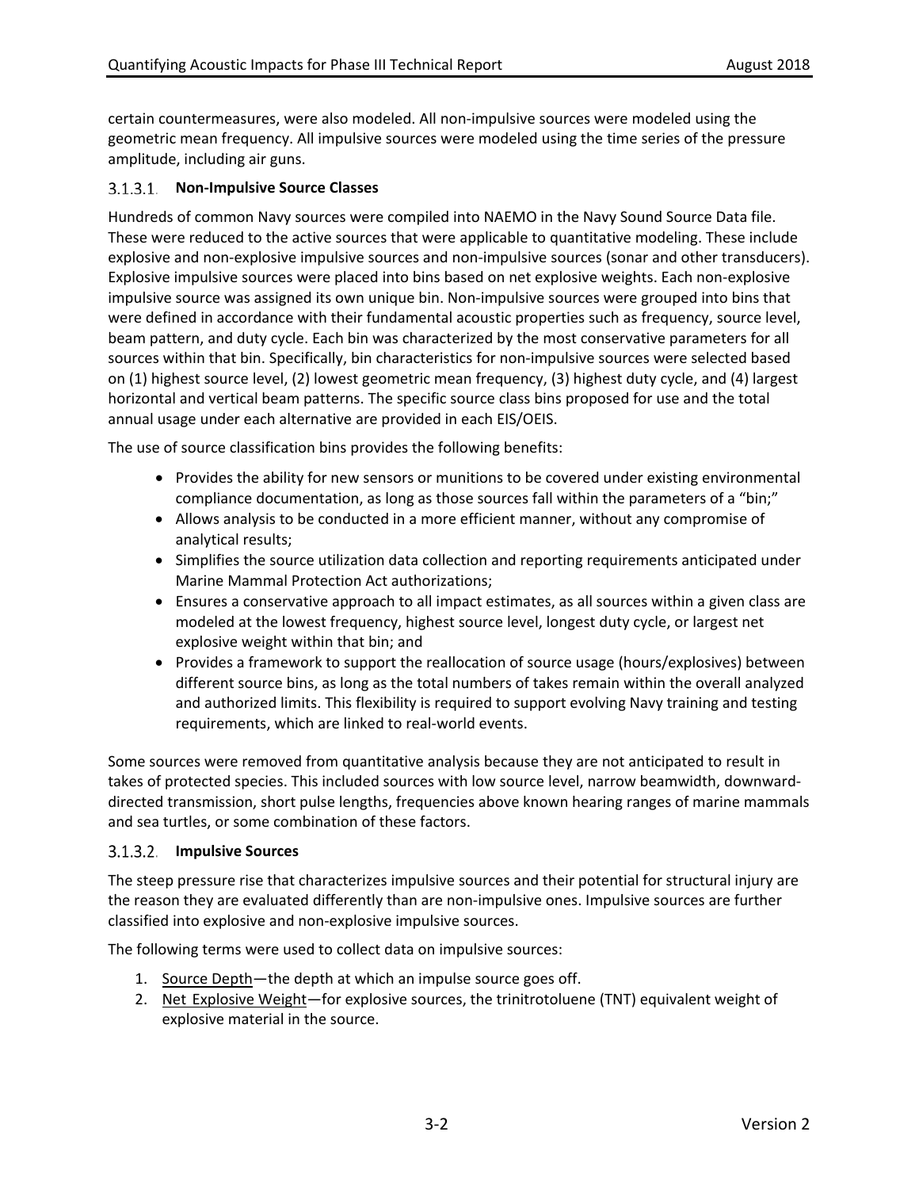certain countermeasures, were also modeled. All non-impulsive sources were modeled using the geometric mean frequency. All impulsive sources were modeled using the time series of the pressure amplitude, including air guns.

#### 3.1.3.1. Non-Impulsive Source Classes

Hundreds of common Navy sources were compiled into NAEMO in the Navy Sound Source Data file. These were reduced to the active sources that were applicable to quantitative modeling. These include explosive and non-explosive impulsive sources and non-impulsive sources (sonar and other transducers). Explosive impulsive sources were placed into bins based on net explosive weights. Each non-explosive impulsive source was assigned its own unique bin. Non-impulsive sources were grouped into bins that were defined in accordance with their fundamental acoustic properties such as frequency, source level, beam pattern, and duty cycle. Each bin was characterized by the most conservative parameters for all sources within that bin. Specifically, bin characteristics for non-impulsive sources were selected based on (1) highest source level, (2) lowest geometric mean frequency, (3) highest duty cycle, and (4) largest horizontal and vertical beam patterns. The specific source class bins proposed for use and the total annual usage under each alternative are provided in each EIS/OEIS.

The use of source classification bins provides the following benefits:

- Provides the ability for new sensors or munitions to be covered under existing environmental compliance documentation, as long as those sources fall within the parameters of a "bin;"
- Allows analysis to be conducted in a more efficient manner, without any compromise of analytical results;
- Simplifies the source utilization data collection and reporting requirements anticipated under Marine Mammal Protection Act authorizations;
- Ensures a conservative approach to all impact estimates, as all sources within a given class are modeled at the lowest frequency, highest source level, longest duty cycle, or largest net explosive weight within that bin; and
- Provides a framework to support the reallocation of source usage (hours/explosives) between different source bins, as long as the total numbers of takes remain within the overall analyzed and authorized limits. This flexibility is required to support evolving Navy training and testing requirements, which are linked to real-world events.

Some sources were removed from quantitative analysis because they are not anticipated to result in takes of protected species. This included sources with low source level, narrow beamwidth, downward-directed transmission, short pulse lengths, frequencies above known hearing ranges of marine mammals and sea turtles, or some combination of these factors.

#### 3.1.3.2. Impulsive Sources

The steep pressure rise that characterizes impulsive sources and their potential for structural injury are the reason they are evaluated differently than are non-impulsive ones. Impulsive sources are further classified into explosive and non-explosive impulsive sources.

The following terms were used to collect data on impulsive sources:

1. Source Depth—the depth at which an impulse source goes off.
2. Net Explosive Weight—for explosive sources, the trinitrotoluene (TNT) equivalent weight of explosive material in the source.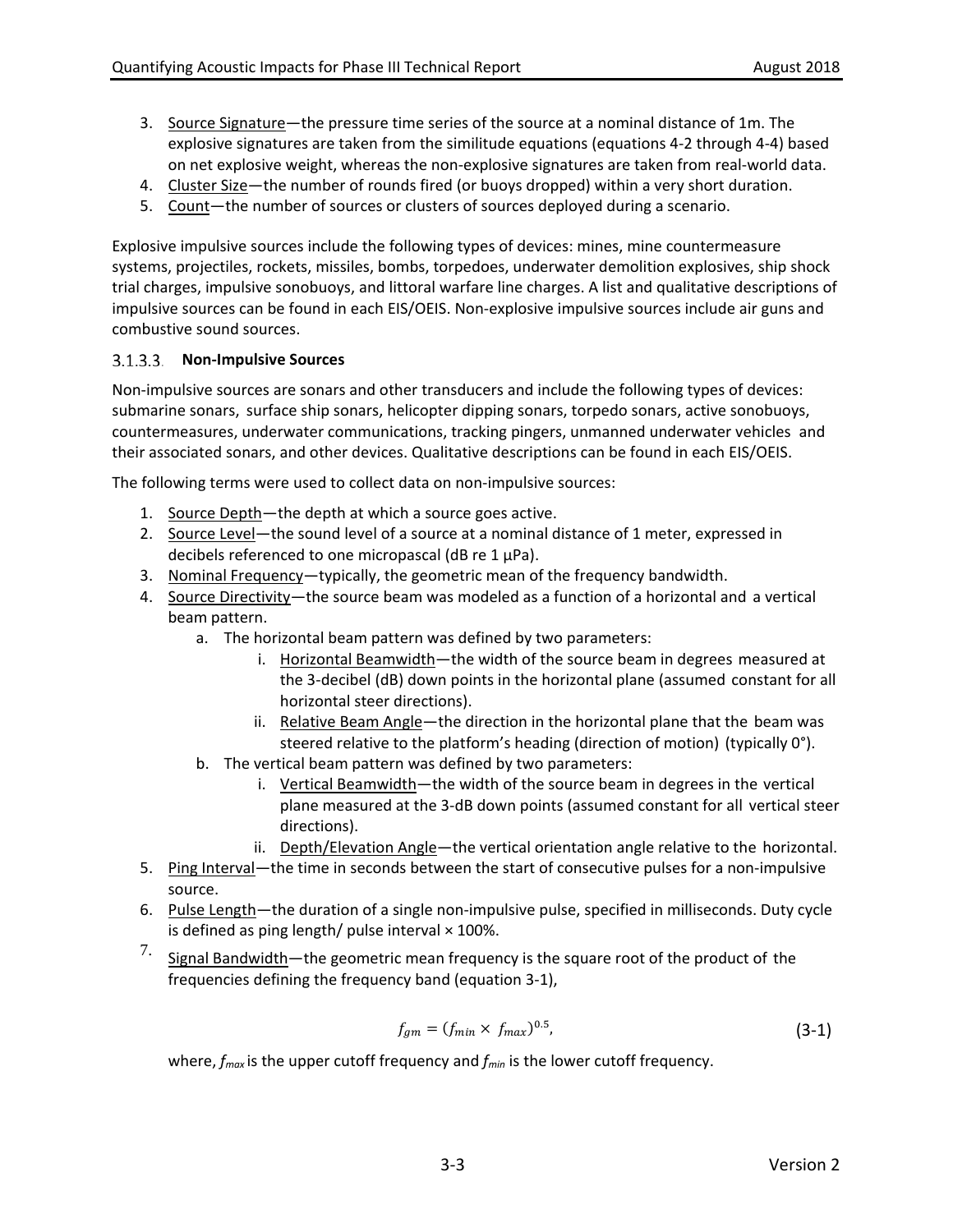3. Source Signature—the pressure time series of the source at a nominal distance of 1m. The explosive signatures are taken from the similitude equations (equations 4-2 through 4-4) based on net explosive weight, whereas the non-explosive signatures are taken from real-world data.
4. Cluster Size—the number of rounds fired (or buoys dropped) within a very short duration.
5. Count—the number of sources or clusters of sources deployed during a scenario.

Explosive impulsive sources include the following types of devices: mines, mine countermeasure systems, projectiles, rockets, missiles, bombs, torpedoes, underwater demolition explosives, ship shock trial charges, impulsive sonobuoys, and littoral warfare line charges. A list and qualitative descriptions of impulsive sources can be found in each EIS/OEIS. Non-explosive impulsive sources include air guns and combustive sound sources.

#### 3.1.3.3. Non-Impulsive Sources

Non-impulsive sources are sonars and other transducers and include the following types of devices: submarine sonars, surface ship sonars, helicopter dipping sonars, torpedo sonars, active sonobuoys, countermeasures, underwater communications, tracking pingers, unmanned underwater vehicles and their associated sonars, and other devices. Qualitative descriptions can be found in each EIS/OEIS.

The following terms were used to collect data on non-impulsive sources:

1. Source Depth—the depth at which a source goes active.
2. Source Level—the sound level of a source at a nominal distance of 1 meter, expressed in decibels referenced to one micropascal (dB re 1 µPa).
3. Nominal Frequency—typically, the geometric mean of the frequency bandwidth.
4. Source Directivity—the source beam was modeled as a function of a horizontal and a vertical beam pattern.
   a. The horizontal beam pattern was defined by two parameters:
      i. Horizontal Beamwidth—the width of the source beam in degrees measured at the 3-decibel (dB) down points in the horizontal plane (assumed constant for all horizontal steer directions).
      ii. Relative Beam Angle—the direction in the horizontal plane that the beam was steered relative to the platform's heading (direction of motion) (typically 0°).
   b. The vertical beam pattern was defined by two parameters:
      i. Vertical Beamwidth—the width of the source beam in degrees in the vertical plane measured at the 3-dB down points (assumed constant for all vertical steer directions).
      ii. Depth/Elevation Angle—the vertical orientation angle relative to the horizontal.
5. Ping Interval—the time in seconds between the start of consecutive pulses for a non-impulsive source.
6. Pulse Length—the duration of a single non-impulsive pulse, specified in milliseconds. Duty cycle is defined as ping length/ pulse interval × 100%.
7. Signal Bandwidth—the geometric mean frequency is the square root of the product of the frequencies defining the frequency band (equation 3-1),

$$f_{gm} = (f_{min} \times f_{max})^{0.5}, \tag{3-1}$$

where, $f_{max}$ is the upper cutoff frequency and $f_{min}$ is the lower cutoff frequency.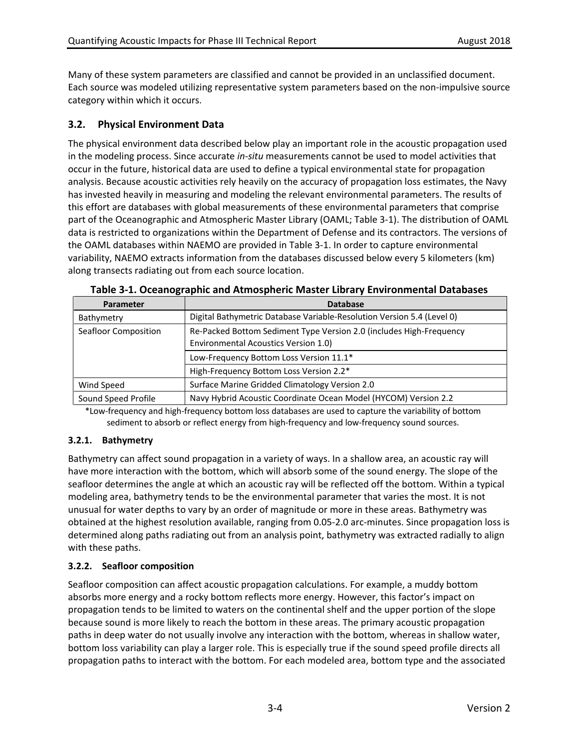Many of these system parameters are classified and cannot be provided in an unclassified document. Each source was modeled utilizing representative system parameters based on the non-impulsive source category within which it occurs.

## 3.2. Physical Environment Data

The physical environment data described below play an important role in the acoustic propagation used in the modeling process. Since accurate *in-situ* measurements cannot be used to model activities that occur in the future, historical data are used to define a typical environmental state for propagation analysis. Because acoustic activities rely heavily on the accuracy of propagation loss estimates, the Navy has invested heavily in measuring and modeling the relevant environmental parameters. The results of this effort are databases with global measurements of these environmental parameters that comprise part of the Oceanographic and Atmospheric Master Library (OAML; Table 3-1). The distribution of OAML data is restricted to organizations within the Department of Defense and its contractors. The versions of the OAML databases within NAEMO are provided in Table 3-1. In order to capture environmental variability, NAEMO extracts information from the databases discussed below every 5 kilometers (km) along transects radiating out from each source location.

**Table 3-1. Oceanographic and Atmospheric Master Library Environmental Databases**

| Parameter | Database |
|---|---|
| Bathymetry | Digital Bathymetric Database Variable-Resolution Version 5.4 (Level 0) |
| Seafloor Composition | Re-Packed Bottom Sediment Type Version 2.0 (includes High-Frequency Environmental Acoustics Version 1.0) |
| | Low-Frequency Bottom Loss Version 11.1* |
| | High-Frequency Bottom Loss Version 2.2* |
| Wind Speed | Surface Marine Gridded Climatology Version 2.0 |
| Sound Speed Profile | Navy Hybrid Acoustic Coordinate Ocean Model (HYCOM) Version 2.2 |

*Low-frequency and high-frequency bottom loss databases are used to capture the variability of bottom sediment to absorb or reflect energy from high-frequency and low-frequency sound sources.

### 3.2.1. Bathymetry

Bathymetry can affect sound propagation in a variety of ways. In a shallow area, an acoustic ray will have more interaction with the bottom, which will absorb some of the sound energy. The slope of the seafloor determines the angle at which an acoustic ray will be reflected off the bottom. Within a typical modeling area, bathymetry tends to be the environmental parameter that varies the most. It is not unusual for water depths to vary by an order of magnitude or more in these areas. Bathymetry was obtained at the highest resolution available, ranging from 0.05-2.0 arc-minutes. Since propagation loss is determined along paths radiating out from an analysis point, bathymetry was extracted radially to align with these paths.

### 3.2.2. Seafloor composition

Seafloor composition can affect acoustic propagation calculations. For example, a muddy bottom absorbs more energy and a rocky bottom reflects more energy. However, this factor's impact on propagation tends to be limited to waters on the continental shelf and the upper portion of the slope because sound is more likely to reach the bottom in these areas. The primary acoustic propagation paths in deep water do not usually involve any interaction with the bottom, whereas in shallow water, bottom loss variability can play a larger role. This is especially true if the sound speed profile directs all propagation paths to interact with the bottom. For each modeled area, bottom type and the associated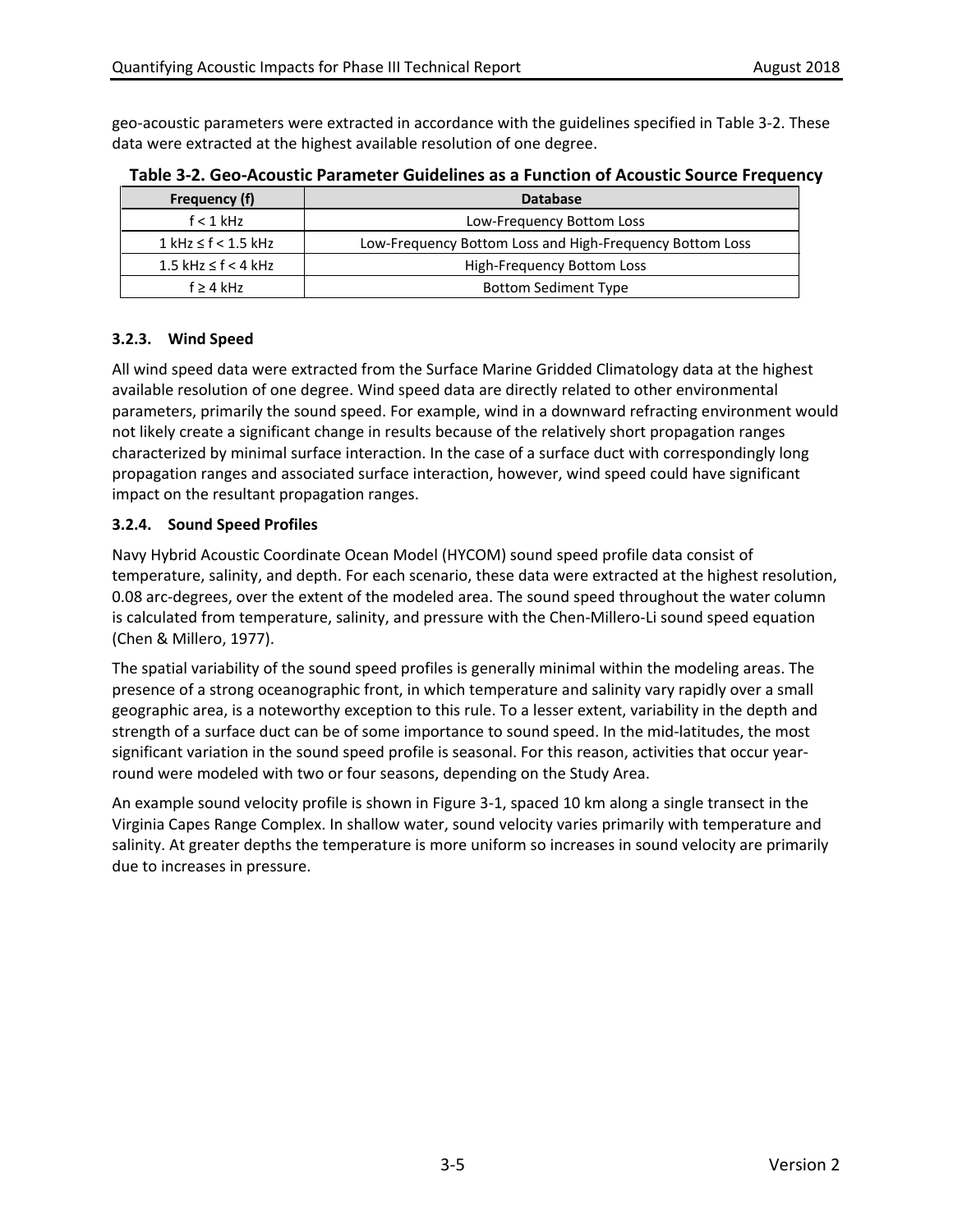geo-acoustic parameters were extracted in accordance with the guidelines specified in Table 3-2. These data were extracted at the highest available resolution of one degree.

**Table 3-2. Geo-Acoustic Parameter Guidelines as a Function of Acoustic Source Frequency**

| Frequency (f) | Database |
|---|---|
| f < 1 kHz | Low-Frequency Bottom Loss |
| 1 kHz ≤ f < 1.5 kHz | Low-Frequency Bottom Loss and High-Frequency Bottom Loss |
| 1.5 kHz ≤ f < 4 kHz | High-Frequency Bottom Loss |
| f ≥ 4 kHz | Bottom Sediment Type |

### 3.2.3. Wind Speed

All wind speed data were extracted from the Surface Marine Gridded Climatology data at the highest available resolution of one degree. Wind speed data are directly related to other environmental parameters, primarily the sound speed. For example, wind in a downward refracting environment would not likely create a significant change in results because of the relatively short propagation ranges characterized by minimal surface interaction. In the case of a surface duct with correspondingly long propagation ranges and associated surface interaction, however, wind speed could have significant impact on the resultant propagation ranges.

### 3.2.4. Sound Speed Profiles

Navy Hybrid Acoustic Coordinate Ocean Model (HYCOM) sound speed profile data consist of temperature, salinity, and depth. For each scenario, these data were extracted at the highest resolution, 0.08 arc-degrees, over the extent of the modeled area. The sound speed throughout the water column is calculated from temperature, salinity, and pressure with the Chen-Millero-Li sound speed equation (Chen & Millero, 1977).

The spatial variability of the sound speed profiles is generally minimal within the modeling areas. The presence of a strong oceanographic front, in which temperature and salinity vary rapidly over a small geographic area, is a noteworthy exception to this rule. To a lesser extent, variability in the depth and strength of a surface duct can be of some importance to sound speed. In the mid-latitudes, the most significant variation in the sound speed profile is seasonal. For this reason, activities that occur year-round were modeled with two or four seasons, depending on the Study Area.

An example sound velocity profile is shown in Figure 3-1, spaced 10 km along a single transect in the Virginia Capes Range Complex. In shallow water, sound velocity varies primarily with temperature and salinity. At greater depths the temperature is more uniform so increases in sound velocity are primarily due to increases in pressure.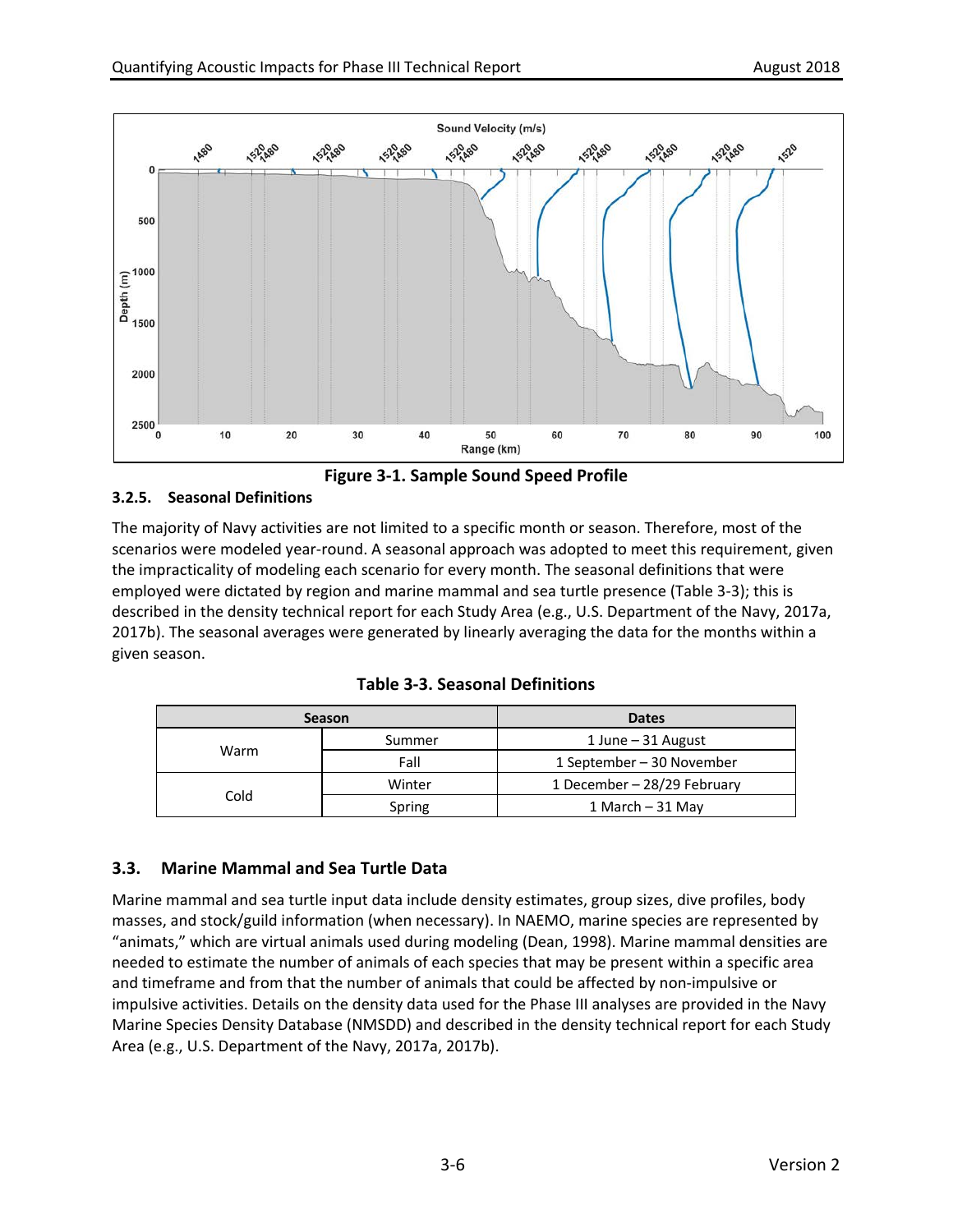Figure 3-1. Sample Sound Speed Profile

### 3.2.5. Seasonal Definitions

The majority of Navy activities are not limited to a specific month or season. Therefore, most of the scenarios were modeled year-round. A seasonal approach was adopted to meet this requirement, given the impracticality of modeling each scenario for every month. The seasonal definitions that were employed were dictated by region and marine mammal and sea turtle presence (Table 3-3); this is described in the density technical report for each Study Area (e.g., U.S. Department of the Navy, 2017a, 2017b). The seasonal averages were generated by linearly averaging the data for the months within a given season.

**Table 3-3. Seasonal Definitions**

| Season | | Dates |
|---|---|---|
| Warm | Summer | 1 June – 31 August |
| | Fall | 1 September – 30 November |
| Cold | Winter | 1 December – 28/29 February |
| | Spring | 1 March – 31 May |

## 3.3. Marine Mammal and Sea Turtle Data

Marine mammal and sea turtle input data include density estimates, group sizes, dive profiles, body masses, and stock/guild information (when necessary). In NAEMO, marine species are represented by "animats," which are virtual animals used during modeling (Dean, 1998). Marine mammal densities are needed to estimate the number of animals of each species that may be present within a specific area and timeframe and from that the number of animals that could be affected by non-impulsive or impulsive activities. Details on the density data used for the Phase III analyses are provided in the Navy Marine Species Density Database (NMSDD) and described in the density technical report for each Study Area (e.g., U.S. Department of the Navy, 2017a, 2017b).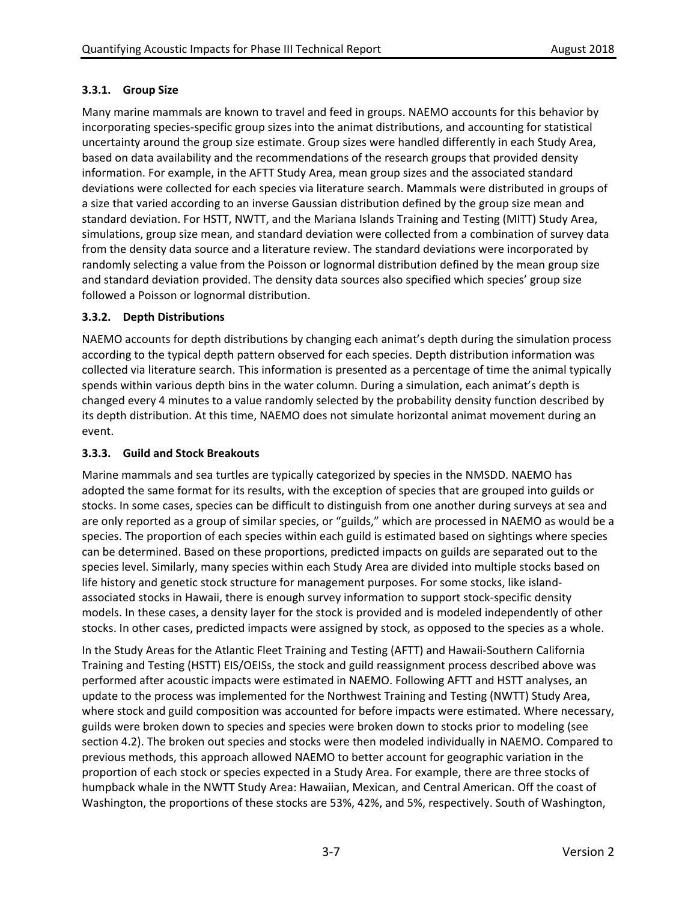### 3.3.1. Group Size

Many marine mammals are known to travel and feed in groups. NAEMO accounts for this behavior by incorporating species-specific group sizes into the animat distributions, and accounting for statistical uncertainty around the group size estimate. Group sizes were handled differently in each Study Area, based on data availability and the recommendations of the research groups that provided density information. For example, in the AFTT Study Area, mean group sizes and the associated standard deviations were collected for each species via literature search. Mammals were distributed in groups of a size that varied according to an inverse Gaussian distribution defined by the group size mean and standard deviation. For HSTT, NWTT, and the Mariana Islands Training and Testing (MITT) Study Area, simulations, group size mean, and standard deviation were collected from a combination of survey data from the density data source and a literature review. The standard deviations were incorporated by randomly selecting a value from the Poisson or lognormal distribution defined by the mean group size and standard deviation provided. The density data sources also specified which species' group size followed a Poisson or lognormal distribution.

### 3.3.2. Depth Distributions

NAEMO accounts for depth distributions by changing each animat's depth during the simulation process according to the typical depth pattern observed for each species. Depth distribution information was collected via literature search. This information is presented as a percentage of time the animal typically spends within various depth bins in the water column. During a simulation, each animat's depth is changed every 4 minutes to a value randomly selected by the probability density function described by its depth distribution. At this time, NAEMO does not simulate horizontal animat movement during an event.

### 3.3.3. Guild and Stock Breakouts

Marine mammals and sea turtles are typically categorized by species in the NMSDD. NAEMO has adopted the same format for its results, with the exception of species that are grouped into guilds or stocks. In some cases, species can be difficult to distinguish from one another during surveys at sea and are only reported as a group of similar species, or "guilds," which are processed in NAEMO as would be a species. The proportion of each species within each guild is estimated based on sightings where species can be determined. Based on these proportions, predicted impacts on guilds are separated out to the species level. Similarly, many species within each Study Area are divided into multiple stocks based on life history and genetic stock structure for management purposes. For some stocks, like island-associated stocks in Hawaii, there is enough survey information to support stock-specific density models. In these cases, a density layer for the stock is provided and is modeled independently of other stocks. In other cases, predicted impacts were assigned by stock, as opposed to the species as a whole.

In the Study Areas for the Atlantic Fleet Training and Testing (AFTT) and Hawaii-Southern California Training and Testing (HSTT) EIS/OEISs, the stock and guild reassignment process described above was performed after acoustic impacts were estimated in NAEMO. Following AFTT and HSTT analyses, an update to the process was implemented for the Northwest Training and Testing (NWTT) Study Area, where stock and guild composition was accounted for before impacts were estimated. Where necessary, guilds were broken down to species and species were broken down to stocks prior to modeling (see section 4.2). The broken out species and stocks were then modeled individually in NAEMO. Compared to previous methods, this approach allowed NAEMO to better account for geographic variation in the proportion of each stock or species expected in a Study Area. For example, there are three stocks of humpback whale in the NWTT Study Area: Hawaiian, Mexican, and Central American. Off the coast of Washington, the proportions of these stocks are 53%, 42%, and 5%, respectively. South of Washington,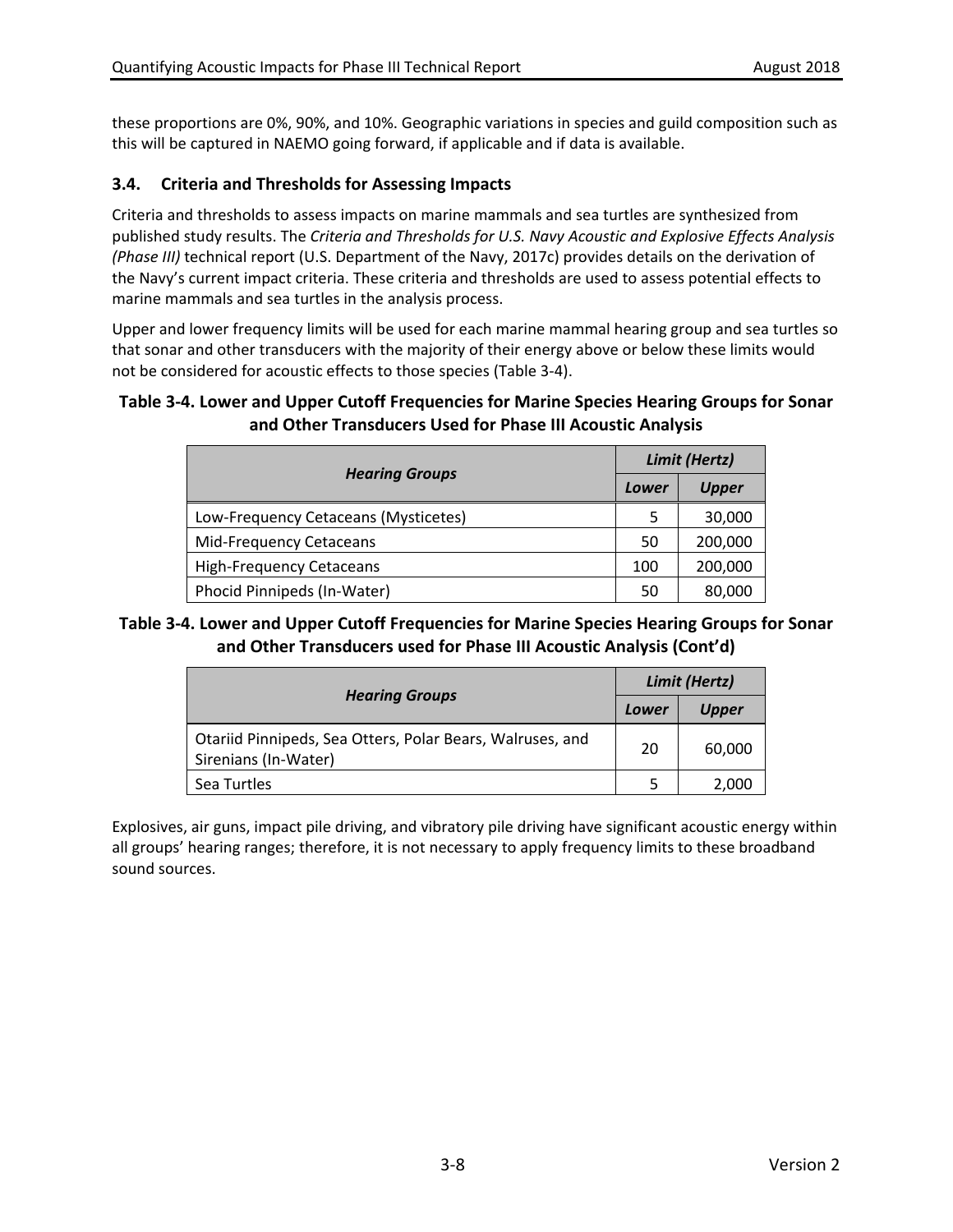these proportions are 0%, 90%, and 10%. Geographic variations in species and guild composition such as this will be captured in NAEMO going forward, if applicable and if data is available.

### 3.4. Criteria and Thresholds for Assessing Impacts

Criteria and thresholds to assess impacts on marine mammals and sea turtles are synthesized from published study results. The *Criteria and Thresholds for U.S. Navy Acoustic and Explosive Effects Analysis (Phase III)* technical report (U.S. Department of the Navy, 2017c) provides details on the derivation of the Navy's current impact criteria. These criteria and thresholds are used to assess potential effects to marine mammals and sea turtles in the analysis process.

Upper and lower frequency limits will be used for each marine mammal hearing group and sea turtles so that sonar and other transducers with the majority of their energy above or below these limits would not be considered for acoustic effects to those species (Table 3-4).

**Table 3-4. Lower and Upper Cutoff Frequencies for Marine Species Hearing Groups for Sonar and Other Transducers Used for Phase III Acoustic Analysis**

| *Hearing Groups* | *Limit (Hertz)* | |
|---|---|---|
| | *Lower* | *Upper* |
| Low-Frequency Cetaceans (Mysticetes) | 5 | 30,000 |
| Mid-Frequency Cetaceans | 50 | 200,000 |
| High-Frequency Cetaceans | 100 | 200,000 |
| Phocid Pinnipeds (In-Water) | 50 | 80,000 |
| Otariid Pinnipeds, Sea Otters, Polar Bears, Walruses, and Sirenians (In-Water) | 20 | 60,000 |
| Sea Turtles | 5 | 2,000 |

Explosives, air guns, impact pile driving, and vibratory pile driving have significant acoustic energy within all groups' hearing ranges; therefore, it is not necessary to apply frequency limits to these broadband sound sources.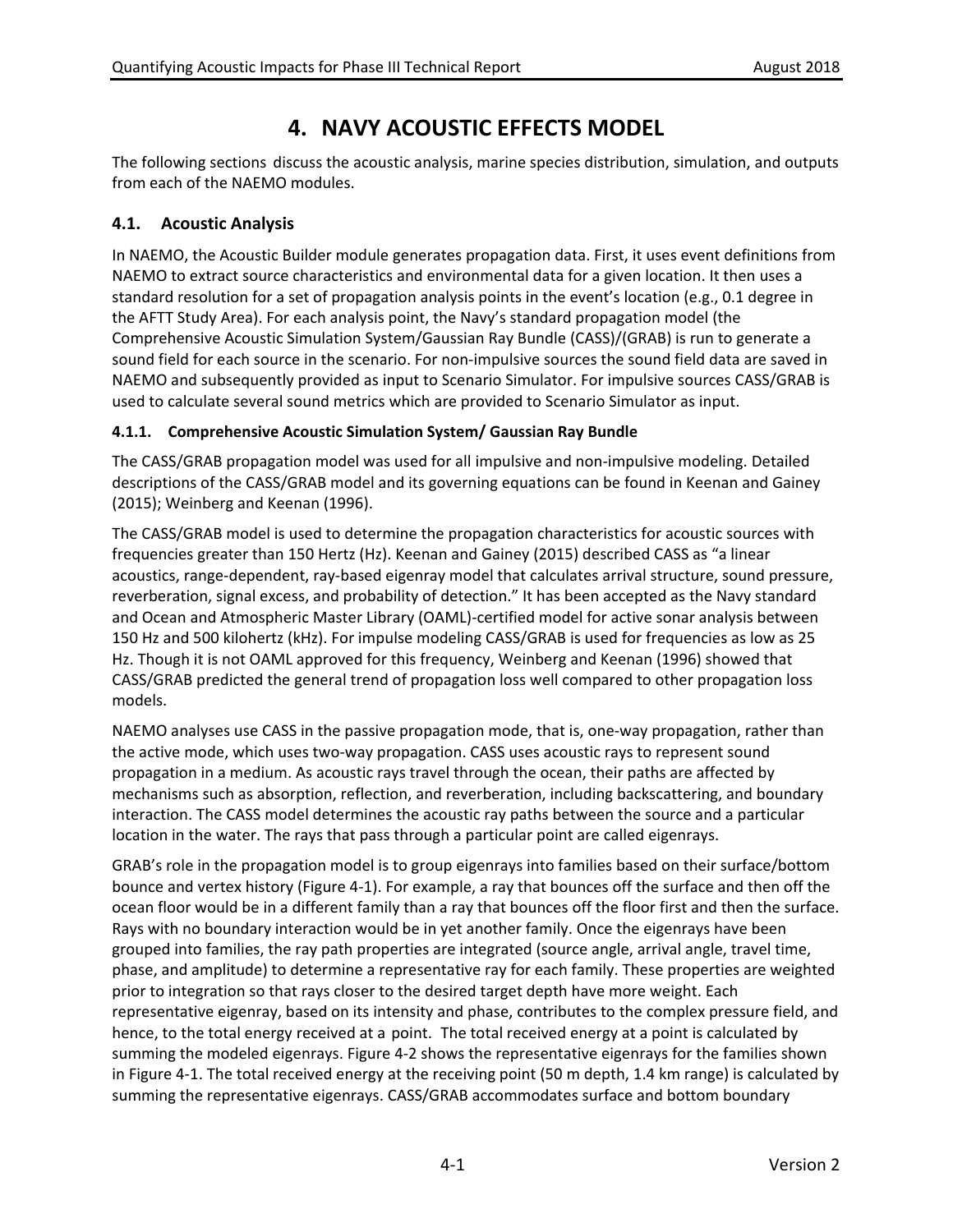# 4. NAVY ACOUSTIC EFFECTS MODEL

The following sections discuss the acoustic analysis, marine species distribution, simulation, and outputs from each of the NAEMO modules.

## 4.1. Acoustic Analysis

In NAEMO, the Acoustic Builder module generates propagation data. First, it uses event definitions from NAEMO to extract source characteristics and environmental data for a given location. It then uses a standard resolution for a set of propagation analysis points in the event's location (e.g., 0.1 degree in the AFTT Study Area). For each analysis point, the Navy's standard propagation model (the Comprehensive Acoustic Simulation System/Gaussian Ray Bundle (CASS)/(GRAB) is run to generate a sound field for each source in the scenario. For non-impulsive sources the sound field data are saved in NAEMO and subsequently provided as input to Scenario Simulator. For impulsive sources CASS/GRAB is used to calculate several sound metrics which are provided to Scenario Simulator as input.

### 4.1.1. Comprehensive Acoustic Simulation System/ Gaussian Ray Bundle

The CASS/GRAB propagation model was used for all impulsive and non-impulsive modeling. Detailed descriptions of the CASS/GRAB model and its governing equations can be found in Keenan and Gainey (2015); Weinberg and Keenan (1996).

The CASS/GRAB model is used to determine the propagation characteristics for acoustic sources with frequencies greater than 150 Hertz (Hz). Keenan and Gainey (2015) described CASS as "a linear acoustics, range-dependent, ray-based eigenray model that calculates arrival structure, sound pressure, reverberation, signal excess, and probability of detection." It has been accepted as the Navy standard and Ocean and Atmospheric Master Library (OAML)-certified model for active sonar analysis between 150 Hz and 500 kilohertz (kHz). For impulse modeling CASS/GRAB is used for frequencies as low as 25 Hz. Though it is not OAML approved for this frequency, Weinberg and Keenan (1996) showed that CASS/GRAB predicted the general trend of propagation loss well compared to other propagation loss models.

NAEMO analyses use CASS in the passive propagation mode, that is, one-way propagation, rather than the active mode, which uses two-way propagation. CASS uses acoustic rays to represent sound propagation in a medium. As acoustic rays travel through the ocean, their paths are affected by mechanisms such as absorption, reflection, and reverberation, including backscattering, and boundary interaction. The CASS model determines the acoustic ray paths between the source and a particular location in the water. The rays that pass through a particular point are called eigenrays.

GRAB's role in the propagation model is to group eigenrays into families based on their surface/bottom bounce and vertex history (Figure 4-1). For example, a ray that bounces off the surface and then off the ocean floor would be in a different family than a ray that bounces off the floor first and then the surface. Rays with no boundary interaction would be in yet another family. Once the eigenrays have been grouped into families, the ray path properties are integrated (source angle, arrival angle, travel time, phase, and amplitude) to determine a representative ray for each family. These properties are weighted prior to integration so that rays closer to the desired target depth have more weight. Each representative eigenray, based on its intensity and phase, contributes to the complex pressure field, and hence, to the total energy received at a point. The total received energy at a point is calculated by summing the modeled eigenrays. Figure 4-2 shows the representative eigenrays for the families shown in Figure 4-1. The total received energy at the receiving point (50 m depth, 1.4 km range) is calculated by summing the representative eigenrays. CASS/GRAB accommodates surface and bottom boundary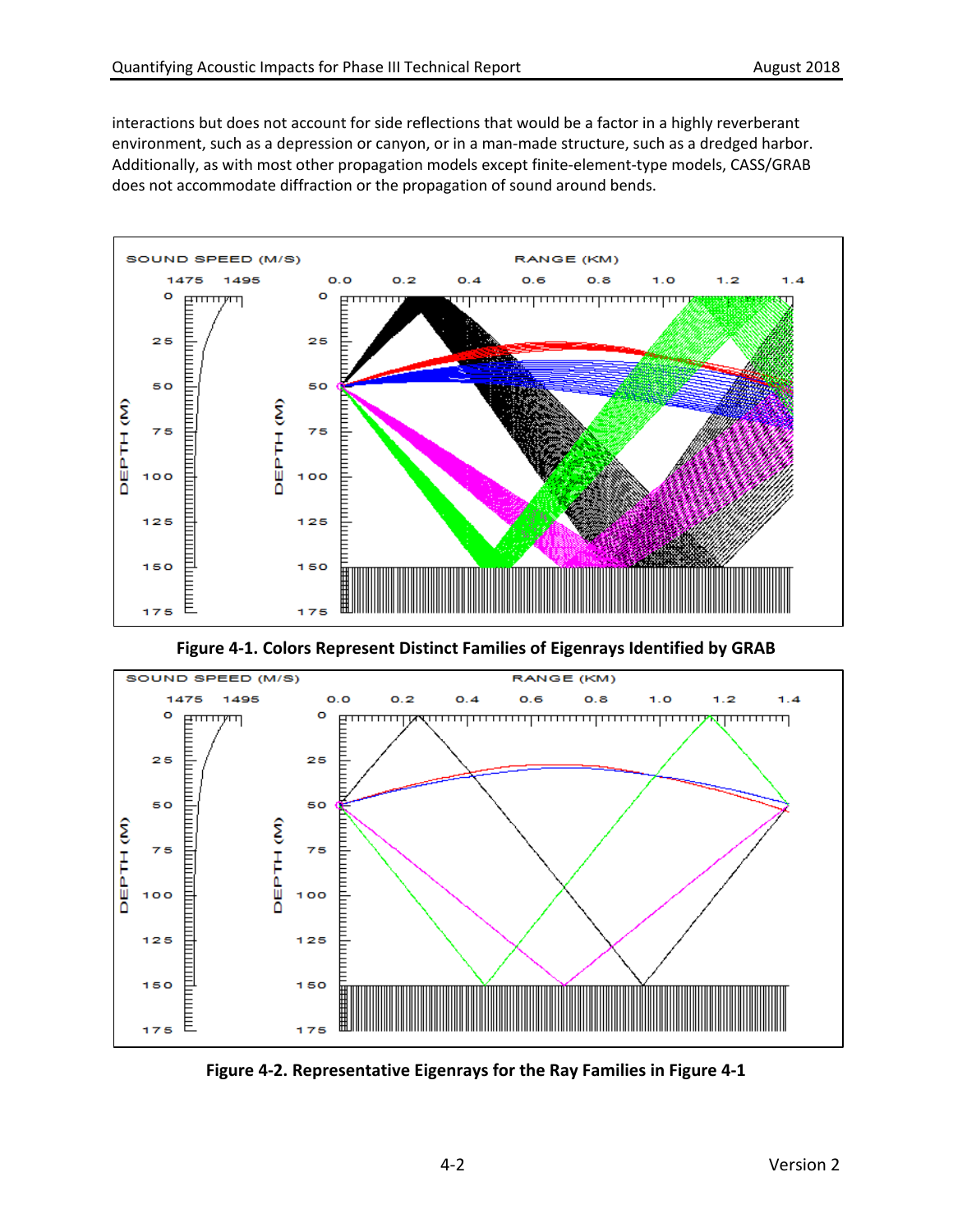interactions but does not account for side reflections that would be a factor in a highly reverberant environment, such as a depression or canyon, or in a man-made structure, such as a dredged harbor. Additionally, as with most other propagation models except finite-element-type models, CASS/GRAB does not accommodate diffraction or the propagation of sound around bends.

**Figure 4-1. Colors Represent Distinct Families of Eigenrays Identified by GRAB**

**Figure 4-2. Representative Eigenrays for the Ray Families in Figure 4-1**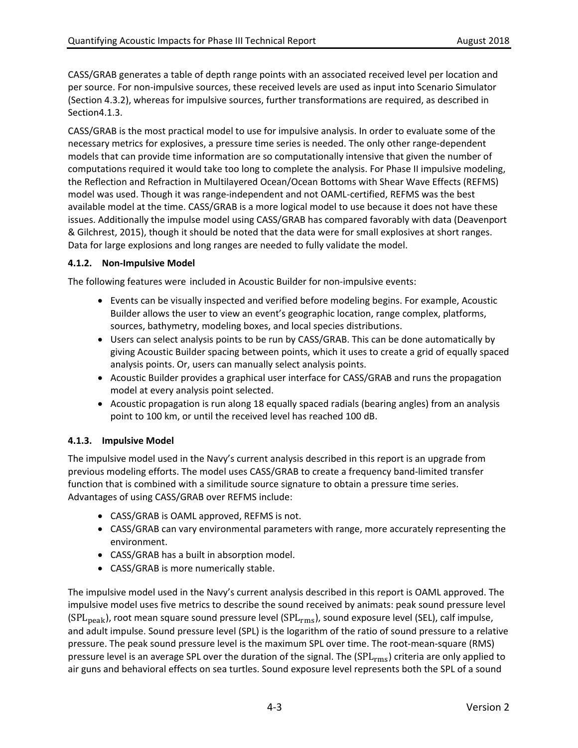CASS/GRAB generates a table of depth range points with an associated received level per location and per source. For non-impulsive sources, these received levels are used as input into Scenario Simulator (Section 4.3.2), whereas for impulsive sources, further transformations are required, as described in Section4.1.3.

CASS/GRAB is the most practical model to use for impulsive analysis. In order to evaluate some of the necessary metrics for explosives, a pressure time series is needed. The only other range-dependent models that can provide time information are so computationally intensive that given the number of computations required it would take too long to complete the analysis. For Phase II impulsive modeling, the Reflection and Refraction in Multilayered Ocean/Ocean Bottoms with Shear Wave Effects (REFMS) model was used. Though it was range-independent and not OAML-certified, REFMS was the best available model at the time. CASS/GRAB is a more logical model to use because it does not have these issues. Additionally the impulse model using CASS/GRAB has compared favorably with data (Deavenport & Gilchrest, 2015), though it should be noted that the data were for small explosives at short ranges. Data for large explosions and long ranges are needed to fully validate the model.

### 4.1.2. Non-Impulsive Model

The following features were included in Acoustic Builder for non-impulsive events:

- Events can be visually inspected and verified before modeling begins. For example, Acoustic Builder allows the user to view an event's geographic location, range complex, platforms, sources, bathymetry, modeling boxes, and local species distributions.
- Users can select analysis points to be run by CASS/GRAB. This can be done automatically by giving Acoustic Builder spacing between points, which it uses to create a grid of equally spaced analysis points. Or, users can manually select analysis points.
- Acoustic Builder provides a graphical user interface for CASS/GRAB and runs the propagation model at every analysis point selected.
- Acoustic propagation is run along 18 equally spaced radials (bearing angles) from an analysis point to 100 km, or until the received level has reached 100 dB.

### 4.1.3. Impulsive Model

The impulsive model used in the Navy's current analysis described in this report is an upgrade from previous modeling efforts. The model uses CASS/GRAB to create a frequency band-limited transfer function that is combined with a similitude source signature to obtain a pressure time series. Advantages of using CASS/GRAB over REFMS include:

- CASS/GRAB is OAML approved, REFMS is not.
- CASS/GRAB can vary environmental parameters with range, more accurately representing the environment.
- CASS/GRAB has a built in absorption model.
- CASS/GRAB is more numerically stable.

The impulsive model used in the Navy's current analysis described in this report is OAML approved. The impulsive model uses five metrics to describe the sound received by animats: peak sound pressure level ($\mathrm{SPL_{peak}}$), root mean square sound pressure level ($\mathrm{SPL_{rms}}$), sound exposure level (SEL), calf impulse, and adult impulse. Sound pressure level (SPL) is the logarithm of the ratio of sound pressure to a relative pressure. The peak sound pressure level is the maximum SPL over time. The root-mean-square (RMS) pressure level is an average SPL over the duration of the signal. The ($\mathrm{SPL_{rms}}$) criteria are only applied to air guns and behavioral effects on sea turtles. Sound exposure level represents both the SPL of a sound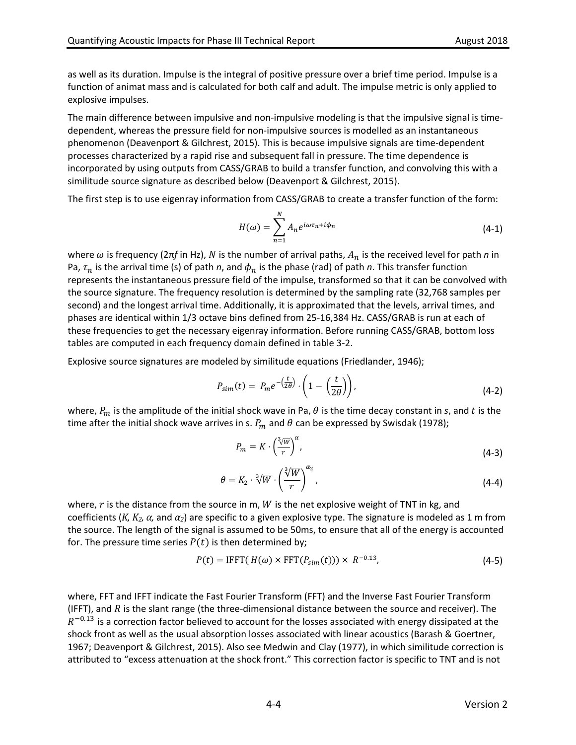as well as its duration. Impulse is the integral of positive pressure over a brief time period. Impulse is a function of animat mass and is calculated for both calf and adult. The impulse metric is only applied to explosive impulses.

The main difference between impulsive and non-impulsive modeling is that the impulsive signal is time-dependent, whereas the pressure field for non-impulsive sources is modelled as an instantaneous phenomenon (Deavenport & Gilchrest, 2015). This is because impulsive signals are time-dependent processes characterized by a rapid rise and subsequent fall in pressure. The time dependence is incorporated by using outputs from CASS/GRAB to build a transfer function, and convolving this with a similitude source signature as described below (Deavenport & Gilchrest, 2015).

The first step is to use eigenray information from CASS/GRAB to create a transfer function of the form:

$$H(\omega) = \sum_{n=1}^{N} A_n e^{i\omega\tau_n + i\phi_n} \tag{4-1}$$

where $\omega$ is frequency ($2\pi f$ in Hz), $N$ is the number of arrival paths, $A_n$ is the received level for path *n* in Pa, $\tau_n$ is the arrival time (s) of path *n*, and $\phi_n$ is the phase (rad) of path *n*. This transfer function represents the instantaneous pressure field of the impulse, transformed so that it can be convolved with the source signature. The frequency resolution is determined by the sampling rate (32,768 samples per second) and the longest arrival time. Additionally, it is approximated that the levels, arrival times, and phases are identical within 1/3 octave bins defined from 25-16,384 Hz. CASS/GRAB is run at each of these frequencies to get the necessary eigenray information. Before running CASS/GRAB, bottom loss tables are computed in each frequency domain defined in table 3-2.

Explosive source signatures are modeled by similitude equations (Friedlander, 1946);

$$P_{sim}(t) = P_m e^{-\left(\frac{t}{2\theta}\right)} \cdot \left(1 - \left(\frac{t}{2\theta}\right)\right), \tag{4-2}$$

where, $P_m$ is the amplitude of the initial shock wave in Pa, $\theta$ is the time decay constant in *s*, and $t$ is the time after the initial shock wave arrives in s. $P_m$ and $\theta$ can be expressed by Swisdak (1978);

$$P_m = K \cdot \left(\frac{\sqrt[3]{W}}{r}\right)^{\alpha}, \tag{4-3}$$

$$\theta = K_2 \cdot \sqrt[3]{W} \cdot \left(\frac{\sqrt[3]{W}}{r}\right)^{\alpha_2}, \tag{4-4}$$

where, $r$ is the distance from the source in m, $W$ is the net explosive weight of TNT in kg, and coefficients ($K$, $K_2$, $\alpha$, and $\alpha_2$) are specific to a given explosive type. The signature is modeled as 1 m from the source. The length of the signal is assumed to be 50ms, to ensure that all of the energy is accounted for. The pressure time series $P(t)$ is then determined by;

$$P(t) = \text{IFFT}(\,H(\omega) \times \text{FFT}(P_{sim}(t))) \times R^{-0.13}, \tag{4-5}$$

where, FFT and IFFT indicate the Fast Fourier Transform (FFT) and the Inverse Fast Fourier Transform (IFFT), and $R$ is the slant range (the three-dimensional distance between the source and receiver). The $R^{-0.13}$ is a correction factor believed to account for the losses associated with energy dissipated at the shock front as well as the usual absorption losses associated with linear acoustics (Barash & Goertner, 1967; Deavenport & Gilchrest, 2015). Also see Medwin and Clay (1977), in which similitude correction is attributed to "excess attenuation at the shock front." This correction factor is specific to TNT and is not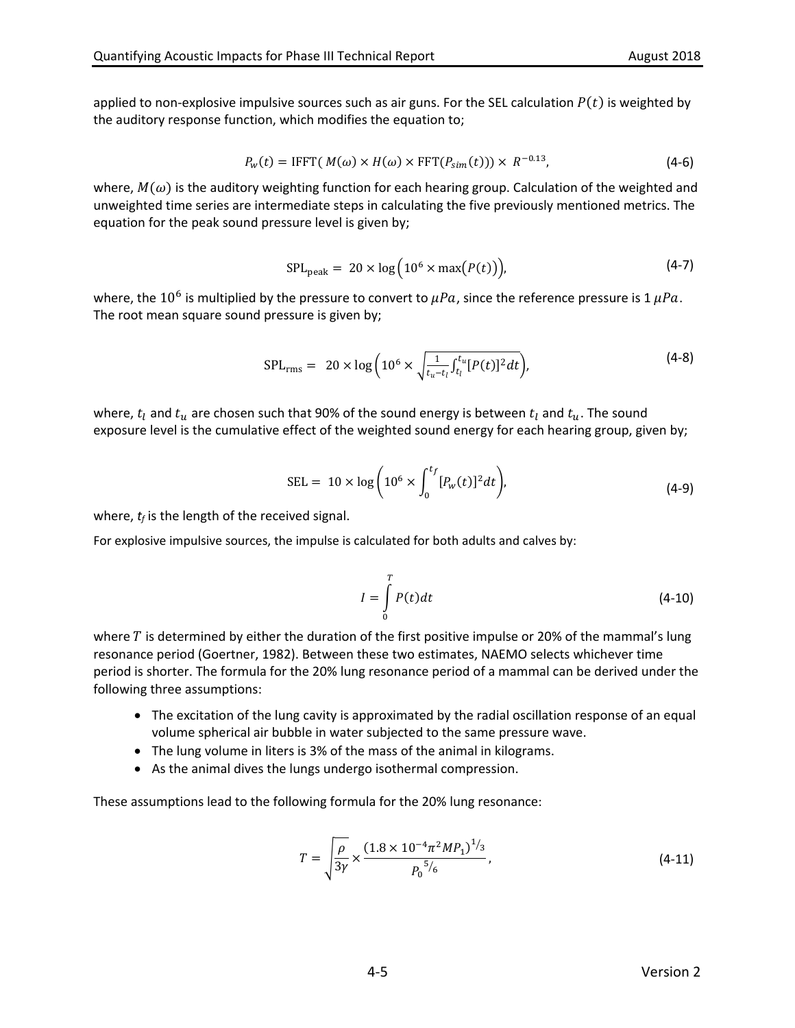applied to non-explosive impulsive sources such as air guns. For the SEL calculation $P(t)$ is weighted by the auditory response function, which modifies the equation to;

$$P_w(t) = \text{IFFT}(\ M(\omega) \times H(\omega) \times \text{FFT}(P_{sim}(t))) \times\ R^{-0.13}, \tag{4-6}$$

where, $M(\omega)$ is the auditory weighting function for each hearing group. Calculation of the weighted and unweighted time series are intermediate steps in calculating the five previously mentioned metrics. The equation for the peak sound pressure level is given by;

$$\text{SPL}_{\text{peak}} =\ 20 \times \log\left(10^6 \times \max\left(P(t)\right)\right), \tag{4-7}$$

where, the $10^6$ is multiplied by the pressure to convert to $\mu Pa$, since the reference pressure is 1 $\mu Pa$. The root mean square sound pressure is given by;

$$\text{SPL}_{\text{rms}} =\ \ 20 \times \log\left(10^6 \times \sqrt{\frac{1}{t_u - t_l}\int_{t_l}^{t_u}[P(t)]^2 dt}\right), \tag{4-8}$$

where, $t_l$ and $t_u$ are chosen such that 90% of the sound energy is between $t_l$ and $t_u$. The sound exposure level is the cumulative effect of the weighted sound energy for each hearing group, given by;

$$\text{SEL} =\ 10 \times \log\left(10^6 \times \int_0^{t_f}[P_w(t)]^2 dt\right), \tag{4-9}$$

where, $t_f$ is the length of the received signal.

For explosive impulsive sources, the impulse is calculated for both adults and calves by:

$$I = \int_0^T P(t)dt \tag{4-10}$$

where $T$ is determined by either the duration of the first positive impulse or 20% of the mammal's lung resonance period (Goertner, 1982). Between these two estimates, NAEMO selects whichever time period is shorter. The formula for the 20% lung resonance period of a mammal can be derived under the following three assumptions:

- The excitation of the lung cavity is approximated by the radial oscillation response of an equal volume spherical air bubble in water subjected to the same pressure wave.
- The lung volume in liters is 3% of the mass of the animal in kilograms.
- As the animal dives the lungs undergo isothermal compression.

These assumptions lead to the following formula for the 20% lung resonance:

$$T = \sqrt{\frac{\rho}{3\gamma}} \times \frac{\left(1.8 \times 10^{-4}\pi^2 M P_1\right)^{1/3}}{{P_0}^{5/6}}, \tag{4-11}$$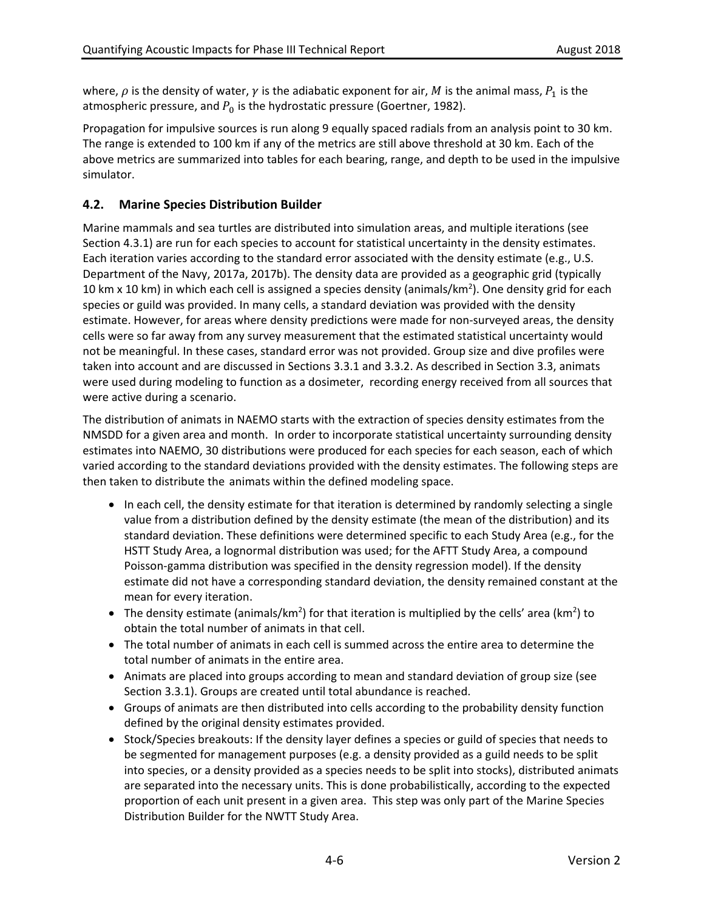where, $\rho$ is the density of water, $\gamma$ is the adiabatic exponent for air, $M$ is the animal mass, $P_1$ is the atmospheric pressure, and $P_0$ is the hydrostatic pressure (Goertner, 1982).

Propagation for impulsive sources is run along 9 equally spaced radials from an analysis point to 30 km. The range is extended to 100 km if any of the metrics are still above threshold at 30 km. Each of the above metrics are summarized into tables for each bearing, range, and depth to be used in the impulsive simulator.

## 4.2. Marine Species Distribution Builder

Marine mammals and sea turtles are distributed into simulation areas, and multiple iterations (see Section 4.3.1) are run for each species to account for statistical uncertainty in the density estimates. Each iteration varies according to the standard error associated with the density estimate (e.g., U.S. Department of the Navy, 2017a, 2017b). The density data are provided as a geographic grid (typically 10 km x 10 km) in which each cell is assigned a species density (animals/km$^2$). One density grid for each species or guild was provided. In many cells, a standard deviation was provided with the density estimate. However, for areas where density predictions were made for non-surveyed areas, the density cells were so far away from any survey measurement that the estimated statistical uncertainty would not be meaningful. In these cases, standard error was not provided. Group size and dive profiles were taken into account and are discussed in Sections 3.3.1 and 3.3.2. As described in Section 3.3, animats were used during modeling to function as a dosimeter, recording energy received from all sources that were active during a scenario.

The distribution of animats in NAEMO starts with the extraction of species density estimates from the NMSDD for a given area and month. In order to incorporate statistical uncertainty surrounding density estimates into NAEMO, 30 distributions were produced for each species for each season, each of which varied according to the standard deviations provided with the density estimates. The following steps are then taken to distribute the animats within the defined modeling space.

- In each cell, the density estimate for that iteration is determined by randomly selecting a single value from a distribution defined by the density estimate (the mean of the distribution) and its standard deviation. These definitions were determined specific to each Study Area (e.g., for the HSTT Study Area, a lognormal distribution was used; for the AFTT Study Area, a compound Poisson-gamma distribution was specified in the density regression model). If the density estimate did not have a corresponding standard deviation, the density remained constant at the mean for every iteration.
- The density estimate (animals/km$^2$) for that iteration is multiplied by the cells' area (km$^2$) to obtain the total number of animats in that cell.
- The total number of animats in each cell is summed across the entire area to determine the total number of animats in the entire area.
- Animats are placed into groups according to mean and standard deviation of group size (see Section 3.3.1). Groups are created until total abundance is reached.
- Groups of animats are then distributed into cells according to the probability density function defined by the original density estimates provided.
- Stock/Species breakouts: If the density layer defines a species or guild of species that needs to be segmented for management purposes (e.g. a density provided as a guild needs to be split into species, or a density provided as a species needs to be split into stocks), distributed animats are separated into the necessary units. This is done probabilistically, according to the expected proportion of each unit present in a given area. This step was only part of the Marine Species Distribution Builder for the NWTT Study Area.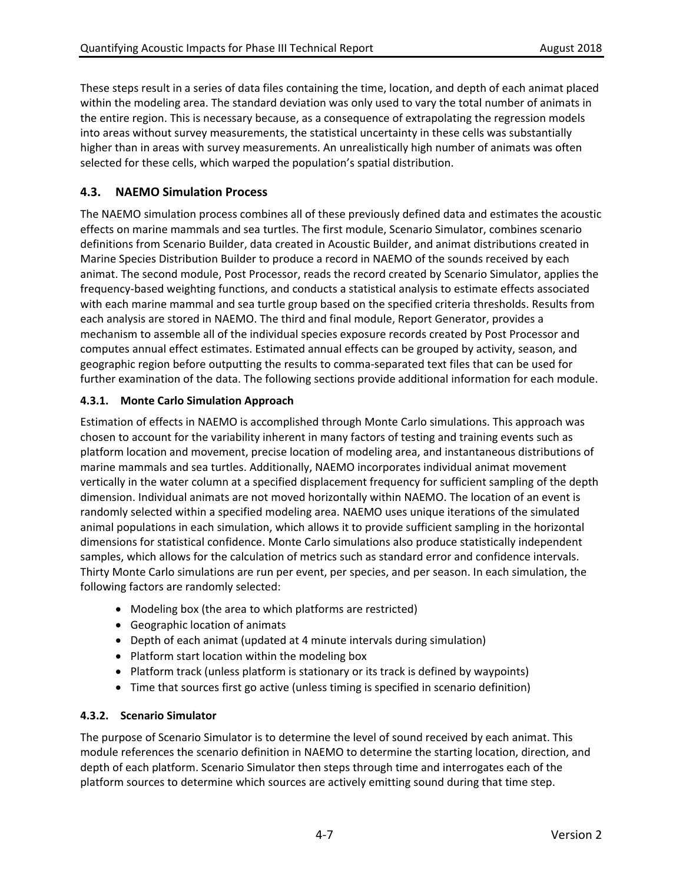These steps result in a series of data files containing the time, location, and depth of each animat placed within the modeling area. The standard deviation was only used to vary the total number of animats in the entire region. This is necessary because, as a consequence of extrapolating the regression models into areas without survey measurements, the statistical uncertainty in these cells was substantially higher than in areas with survey measurements. An unrealistically high number of animats was often selected for these cells, which warped the population's spatial distribution.

## 4.3. NAEMO Simulation Process

The NAEMO simulation process combines all of these previously defined data and estimates the acoustic effects on marine mammals and sea turtles. The first module, Scenario Simulator, combines scenario definitions from Scenario Builder, data created in Acoustic Builder, and animat distributions created in Marine Species Distribution Builder to produce a record in NAEMO of the sounds received by each animat. The second module, Post Processor, reads the record created by Scenario Simulator, applies the frequency-based weighting functions, and conducts a statistical analysis to estimate effects associated with each marine mammal and sea turtle group based on the specified criteria thresholds. Results from each analysis are stored in NAEMO. The third and final module, Report Generator, provides a mechanism to assemble all of the individual species exposure records created by Post Processor and computes annual effect estimates. Estimated annual effects can be grouped by activity, season, and geographic region before outputting the results to comma-separated text files that can be used for further examination of the data. The following sections provide additional information for each module.

### 4.3.1. Monte Carlo Simulation Approach

Estimation of effects in NAEMO is accomplished through Monte Carlo simulations. This approach was chosen to account for the variability inherent in many factors of testing and training events such as platform location and movement, precise location of modeling area, and instantaneous distributions of marine mammals and sea turtles. Additionally, NAEMO incorporates individual animat movement vertically in the water column at a specified displacement frequency for sufficient sampling of the depth dimension. Individual animats are not moved horizontally within NAEMO. The location of an event is randomly selected within a specified modeling area. NAEMO uses unique iterations of the simulated animal populations in each simulation, which allows it to provide sufficient sampling in the horizontal dimensions for statistical confidence. Monte Carlo simulations also produce statistically independent samples, which allows for the calculation of metrics such as standard error and confidence intervals. Thirty Monte Carlo simulations are run per event, per species, and per season. In each simulation, the following factors are randomly selected:

- Modeling box (the area to which platforms are restricted)
- Geographic location of animats
- Depth of each animat (updated at 4 minute intervals during simulation)
- Platform start location within the modeling box
- Platform track (unless platform is stationary or its track is defined by waypoints)
- Time that sources first go active (unless timing is specified in scenario definition)

### 4.3.2. Scenario Simulator

The purpose of Scenario Simulator is to determine the level of sound received by each animat. This module references the scenario definition in NAEMO to determine the starting location, direction, and depth of each platform. Scenario Simulator then steps through time and interrogates each of the platform sources to determine which sources are actively emitting sound during that time step.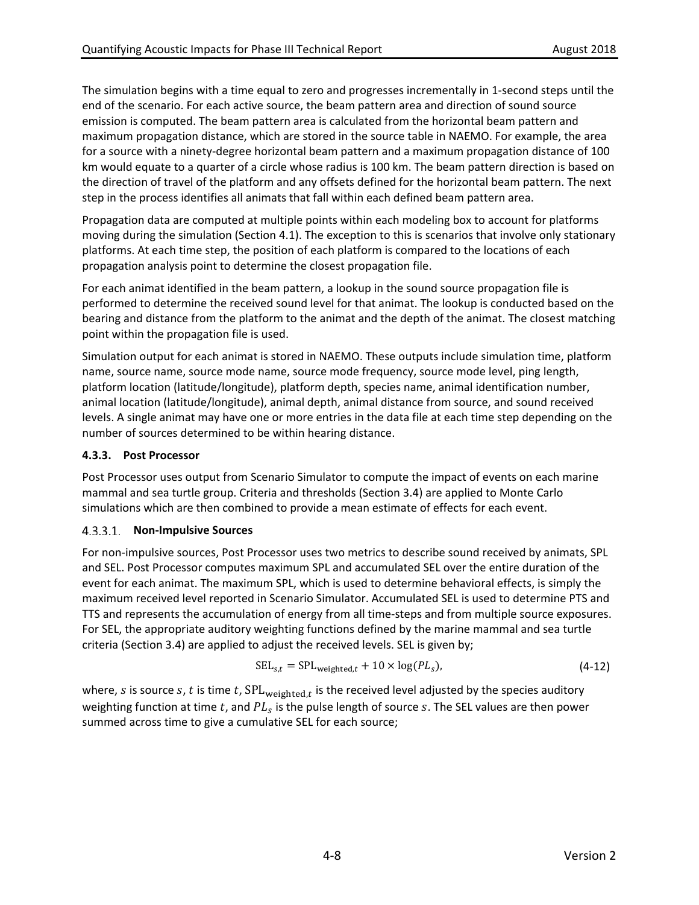The simulation begins with a time equal to zero and progresses incrementally in 1-second steps until the end of the scenario. For each active source, the beam pattern area and direction of sound source emission is computed. The beam pattern area is calculated from the horizontal beam pattern and maximum propagation distance, which are stored in the source table in NAEMO. For example, the area for a source with a ninety-degree horizontal beam pattern and a maximum propagation distance of 100 km would equate to a quarter of a circle whose radius is 100 km. The beam pattern direction is based on the direction of travel of the platform and any offsets defined for the horizontal beam pattern. The next step in the process identifies all animats that fall within each defined beam pattern area.

Propagation data are computed at multiple points within each modeling box to account for platforms moving during the simulation (Section 4.1). The exception to this is scenarios that involve only stationary platforms. At each time step, the position of each platform is compared to the locations of each propagation analysis point to determine the closest propagation file.

For each animat identified in the beam pattern, a lookup in the sound source propagation file is performed to determine the received sound level for that animat. The lookup is conducted based on the bearing and distance from the platform to the animat and the depth of the animat. The closest matching point within the propagation file is used.

Simulation output for each animat is stored in NAEMO. These outputs include simulation time, platform name, source name, source mode name, source mode frequency, source mode level, ping length, platform location (latitude/longitude), platform depth, species name, animal identification number, animal location (latitude/longitude), animal depth, animal distance from source, and sound received levels. A single animat may have one or more entries in the data file at each time step depending on the number of sources determined to be within hearing distance.

### 4.3.3. Post Processor

Post Processor uses output from Scenario Simulator to compute the impact of events on each marine mammal and sea turtle group. Criteria and thresholds (Section 3.4) are applied to Monte Carlo simulations which are then combined to provide a mean estimate of effects for each event.

#### 4.3.3.1. Non-Impulsive Sources

For non-impulsive sources, Post Processor uses two metrics to describe sound received by animats, SPL and SEL. Post Processor computes maximum SPL and accumulated SEL over the entire duration of the event for each animat. The maximum SPL, which is used to determine behavioral effects, is simply the maximum received level reported in Scenario Simulator. Accumulated SEL is used to determine PTS and TTS and represents the accumulation of energy from all time-steps and from multiple source exposures. For SEL, the appropriate auditory weighting functions defined by the marine mammal and sea turtle criteria (Section 3.4) are applied to adjust the received levels. SEL is given by;

$$\mathrm{SEL}_{s,t} = \mathrm{SPL}_{\mathrm{weighted},t} + 10 \times \log(PL_s), \tag{4-12}$$

where, $s$ is source $s$, $t$ is time $t$, $\mathrm{SPL}_{\mathrm{weighted},t}$ is the received level adjusted by the species auditory weighting function at time $t$, and $PL_s$ is the pulse length of source $s$. The SEL values are then power summed across time to give a cumulative SEL for each source;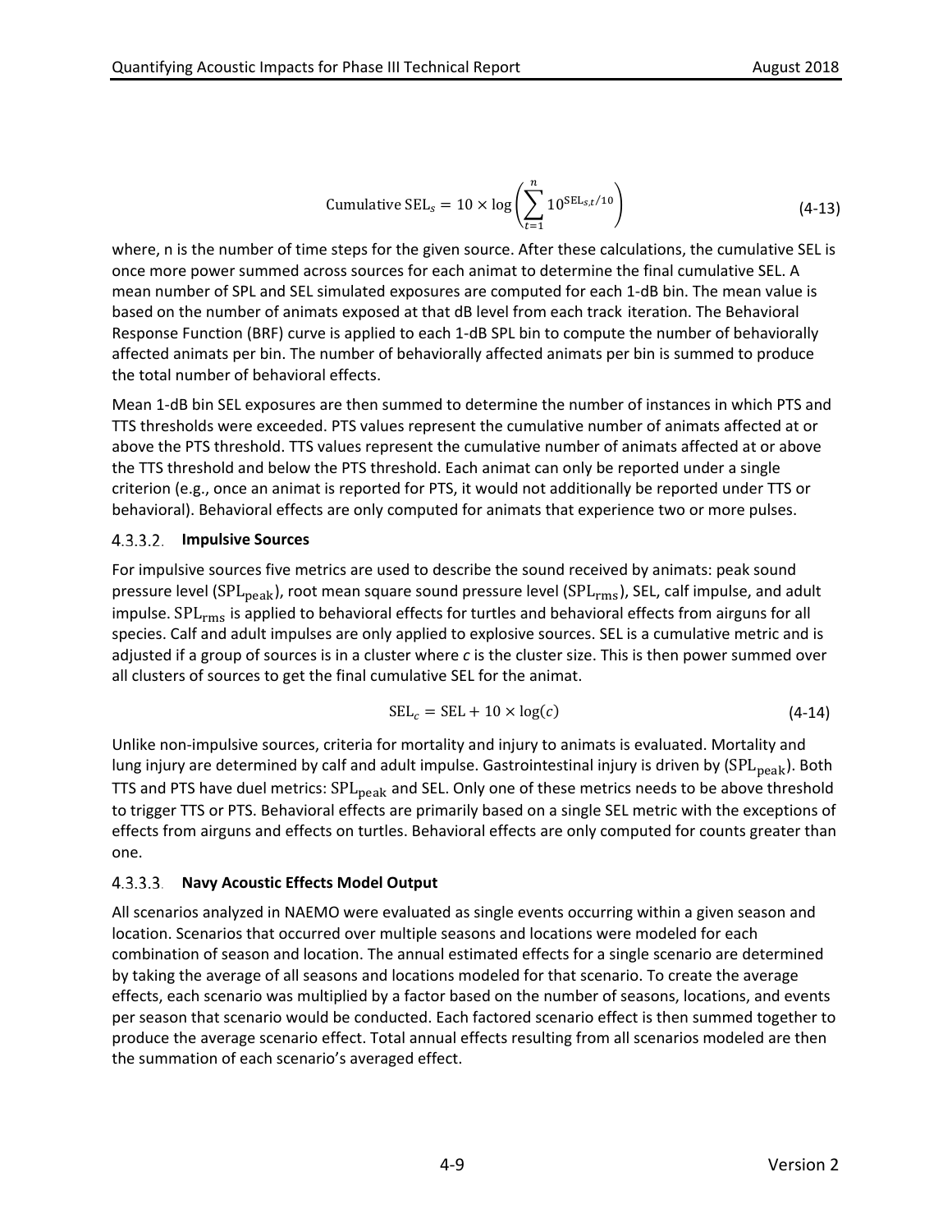$$\text{Cumulative SEL}_s = 10 \times \log\left(\sum_{t=1}^{n} 10^{\text{SEL}_{s,t}/10}\right) \tag{4-13}$$

where, n is the number of time steps for the given source. After these calculations, the cumulative SEL is once more power summed across sources for each animat to determine the final cumulative SEL. A mean number of SPL and SEL simulated exposures are computed for each 1-dB bin. The mean value is based on the number of animats exposed at that dB level from each track iteration. The Behavioral Response Function (BRF) curve is applied to each 1-dB SPL bin to compute the number of behaviorally affected animats per bin. The number of behaviorally affected animats per bin is summed to produce the total number of behavioral effects.

Mean 1-dB bin SEL exposures are then summed to determine the number of instances in which PTS and TTS thresholds were exceeded. PTS values represent the cumulative number of animats affected at or above the PTS threshold. TTS values represent the cumulative number of animats affected at or above the TTS threshold and below the PTS threshold. Each animat can only be reported under a single criterion (e.g., once an animat is reported for PTS, it would not additionally be reported under TTS or behavioral). Behavioral effects are only computed for animats that experience two or more pulses.

#### 4.3.3.2. Impulsive Sources

For impulsive sources five metrics are used to describe the sound received by animats: peak sound pressure level ($\text{SPL}_{\text{peak}}$), root mean square sound pressure level ($\text{SPL}_{\text{rms}}$), SEL, calf impulse, and adult impulse. $\text{SPL}_{\text{rms}}$ is applied to behavioral effects for turtles and behavioral effects from airguns for all species. Calf and adult impulses are only applied to explosive sources. SEL is a cumulative metric and is adjusted if a group of sources is in a cluster where *c* is the cluster size. This is then power summed over all clusters of sources to get the final cumulative SEL for the animat.

$$\text{SEL}_c = \text{SEL} + 10 \times \log(c) \tag{4-14}$$

Unlike non-impulsive sources, criteria for mortality and injury to animats is evaluated. Mortality and lung injury are determined by calf and adult impulse. Gastrointestinal injury is driven by ($\text{SPL}_{\text{peak}}$). Both TTS and PTS have duel metrics: $\text{SPL}_{\text{peak}}$ and SEL. Only one of these metrics needs to be above threshold to trigger TTS or PTS. Behavioral effects are primarily based on a single SEL metric with the exceptions of effects from airguns and effects on turtles. Behavioral effects are only computed for counts greater than one.

#### 4.3.3.3. Navy Acoustic Effects Model Output

All scenarios analyzed in NAEMO were evaluated as single events occurring within a given season and location. Scenarios that occurred over multiple seasons and locations were modeled for each combination of season and location. The annual estimated effects for a single scenario are determined by taking the average of all seasons and locations modeled for that scenario. To create the average effects, each scenario was multiplied by a factor based on the number of seasons, locations, and events per season that scenario would be conducted. Each factored scenario effect is then summed together to produce the average scenario effect. Total annual effects resulting from all scenarios modeled are then the summation of each scenario's averaged effect.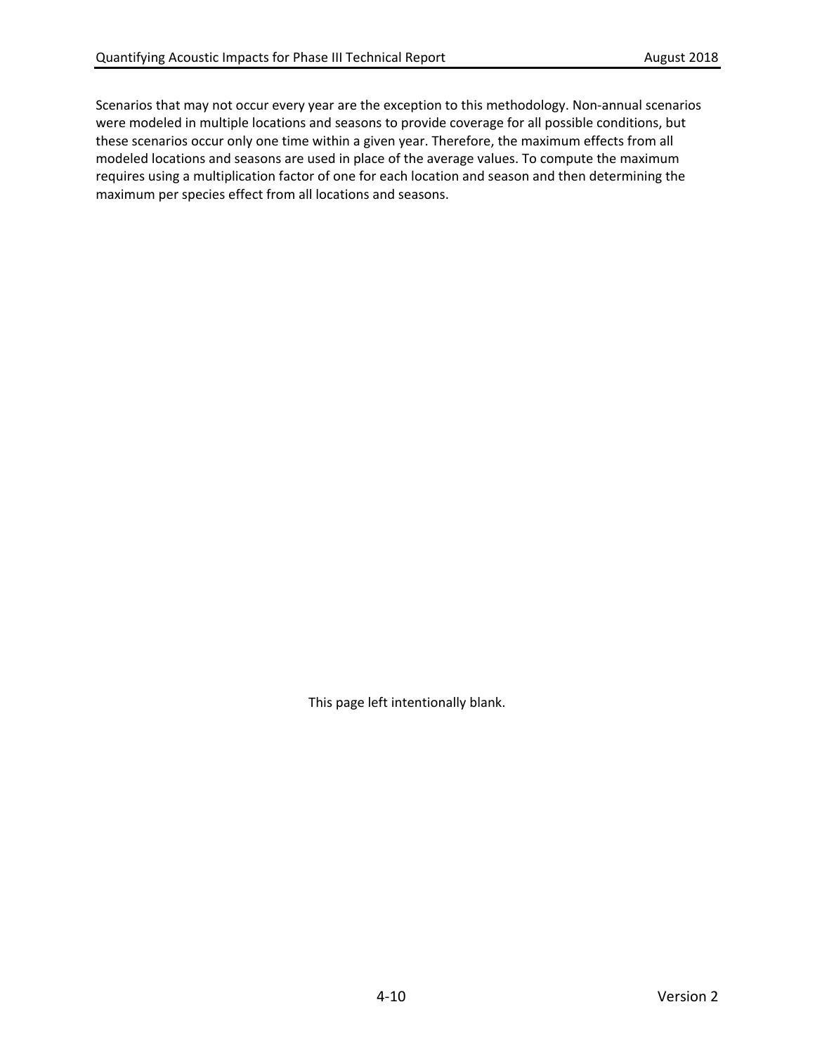Scenarios that may not occur every year are the exception to this methodology. Non-annual scenarios were modeled in multiple locations and seasons to provide coverage for all possible conditions, but these scenarios occur only one time within a given year. Therefore, the maximum effects from all modeled locations and seasons are used in place of the average values. To compute the maximum requires using a multiplication factor of one for each location and season and then determining the maximum per species effect from all locations and seasons.

This page left intentionally blank.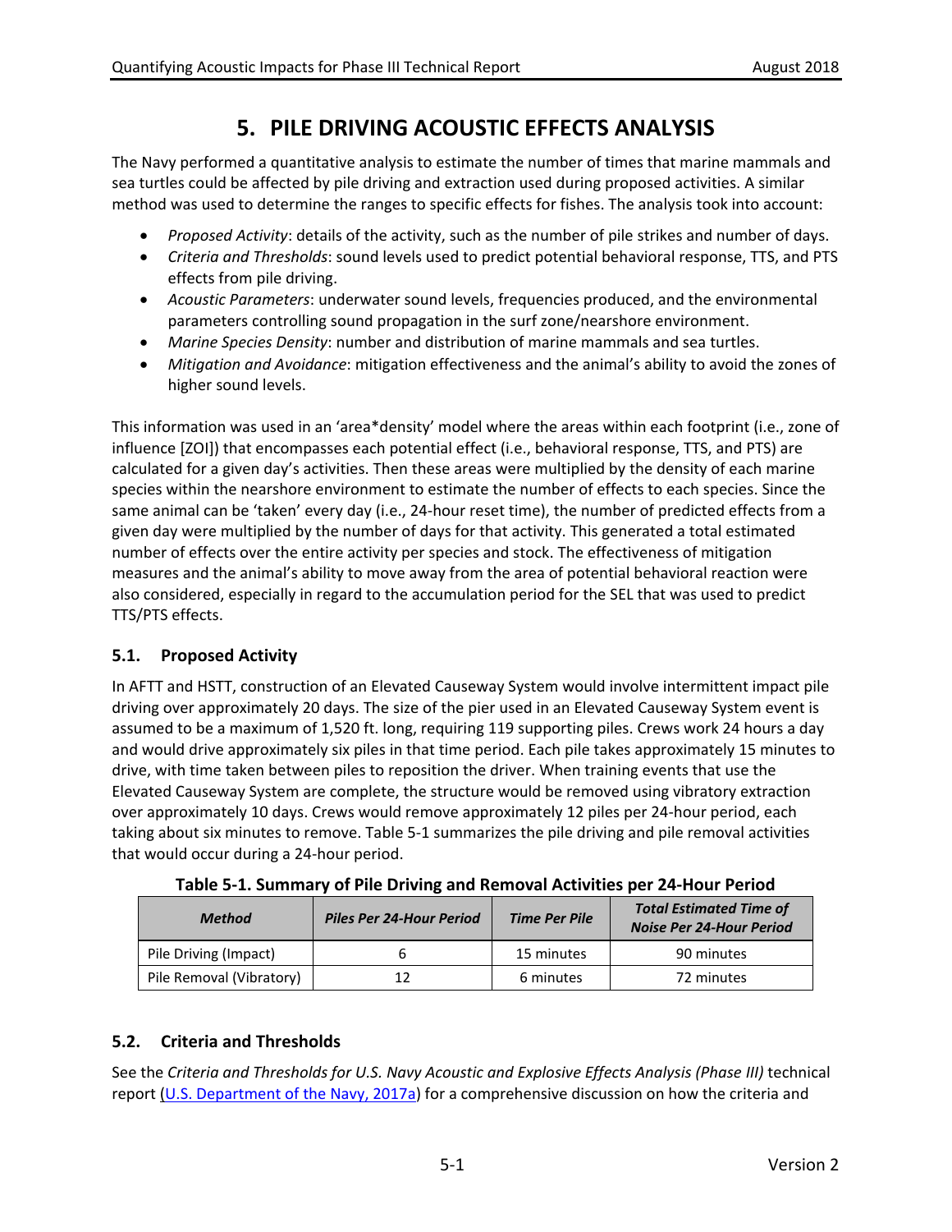# 5. PILE DRIVING ACOUSTIC EFFECTS ANALYSIS

The Navy performed a quantitative analysis to estimate the number of times that marine mammals and sea turtles could be affected by pile driving and extraction used during proposed activities. A similar method was used to determine the ranges to specific effects for fishes. The analysis took into account:

- *Proposed Activity*: details of the activity, such as the number of pile strikes and number of days.
- *Criteria and Thresholds*: sound levels used to predict potential behavioral response, TTS, and PTS effects from pile driving.
- *Acoustic Parameters*: underwater sound levels, frequencies produced, and the environmental parameters controlling sound propagation in the surf zone/nearshore environment.
- *Marine Species Density*: number and distribution of marine mammals and sea turtles.
- *Mitigation and Avoidance*: mitigation effectiveness and the animal's ability to avoid the zones of higher sound levels.

This information was used in an 'area*density' model where the areas within each footprint (i.e., zone of influence [ZOI]) that encompasses each potential effect (i.e., behavioral response, TTS, and PTS) are calculated for a given day's activities. Then these areas were multiplied by the density of each marine species within the nearshore environment to estimate the number of effects to each species. Since the same animal can be 'taken' every day (i.e., 24-hour reset time), the number of predicted effects from a given day were multiplied by the number of days for that activity. This generated a total estimated number of effects over the entire activity per species and stock. The effectiveness of mitigation measures and the animal's ability to move away from the area of potential behavioral reaction were also considered, especially in regard to the accumulation period for the SEL that was used to predict TTS/PTS effects.

## 5.1. Proposed Activity

In AFTT and HSTT, construction of an Elevated Causeway System would involve intermittent impact pile driving over approximately 20 days. The size of the pier used in an Elevated Causeway System event is assumed to be a maximum of 1,520 ft. long, requiring 119 supporting piles. Crews work 24 hours a day and would drive approximately six piles in that time period. Each pile takes approximately 15 minutes to drive, with time taken between piles to reposition the driver. When training events that use the Elevated Causeway System are complete, the structure would be removed using vibratory extraction over approximately 10 days. Crews would remove approximately 12 piles per 24-hour period, each taking about six minutes to remove. Table 5-1 summarizes the pile driving and pile removal activities that would occur during a 24-hour period.

**Table 5-1. Summary of Pile Driving and Removal Activities per 24-Hour Period**

| *Method* | *Piles Per 24-Hour Period* | *Time Per Pile* | *Total Estimated Time of Noise Per 24-Hour Period* |
|---|---|---|---|
| Pile Driving (Impact) | 6 | 15 minutes | 90 minutes |
| Pile Removal (Vibratory) | 12 | 6 minutes | 72 minutes |

## 5.2. Criteria and Thresholds

See the *Criteria and Thresholds for U.S. Navy Acoustic and Explosive Effects Analysis (Phase III)* technical report (U.S. Department of the Navy, 2017a) for a comprehensive discussion on how the criteria and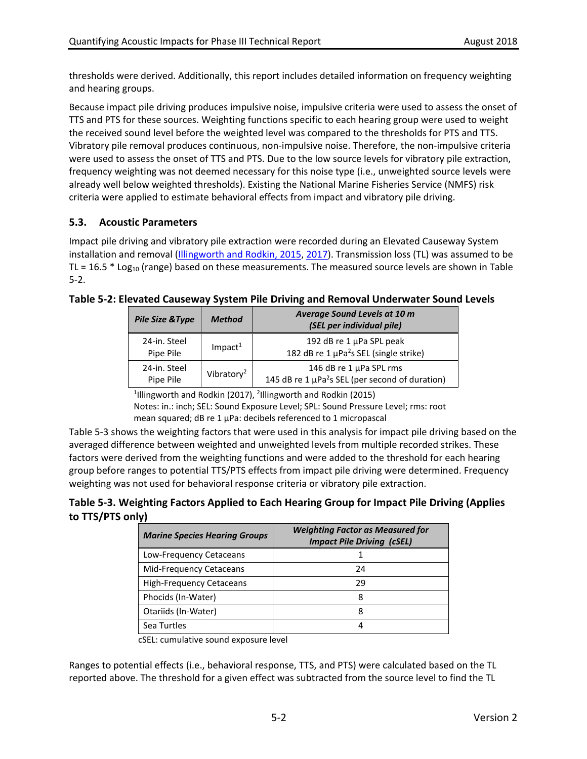thresholds were derived. Additionally, this report includes detailed information on frequency weighting and hearing groups.

Because impact pile driving produces impulsive noise, impulsive criteria were used to assess the onset of TTS and PTS for these sources. Weighting functions specific to each hearing group were used to weight the received sound level before the weighted level was compared to the thresholds for PTS and TTS. Vibratory pile removal produces continuous, non-impulsive noise. Therefore, the non-impulsive criteria were used to assess the onset of TTS and PTS. Due to the low source levels for vibratory pile extraction, frequency weighting was not deemed necessary for this noise type (i.e., unweighted source levels were already well below weighted thresholds). Existing the National Marine Fisheries Service (NMFS) risk criteria were applied to estimate behavioral effects from impact and vibratory pile driving.

### 5.3. Acoustic Parameters

Impact pile driving and vibratory pile extraction were recorded during an Elevated Causeway System installation and removal (Illingworth and Rodkin, 2015, 2017). Transmission loss (TL) was assumed to be TL = 16.5 * $\text{Log}_{10}$ (range) based on these measurements. The measured source levels are shown in Table 5-2.

**Table 5-2: Elevated Causeway System Pile Driving and Removal Underwater Sound Levels**

| *Pile Size &Type* | *Method* | *Average Sound Levels at 10 m (SEL per individual pile)* |
|---|---|---|
| 24-in. Steel Pipe Pile | Impact[1] | 192 dB re 1 μPa SPL peak<br>182 dB re 1 $\mu Pa^2s$ SEL (single strike) |
| 24-in. Steel Pipe Pile | Vibratory[2] | 146 dB re 1 μPa SPL rms<br>145 dB re 1 $\mu Pa^2s$ SEL (per second of duration) |

[1]Illingworth and Rodkin (2017), [2]Illingworth and Rodkin (2015)
Notes: in.: inch; SEL: Sound Exposure Level; SPL: Sound Pressure Level; rms: root mean squared; dB re 1 μPa: decibels referenced to 1 micropascal

Table 5-3 shows the weighting factors that were used in this analysis for impact pile driving based on the averaged difference between weighted and unweighted levels from multiple recorded strikes. These factors were derived from the weighting functions and were added to the threshold for each hearing group before ranges to potential TTS/PTS effects from impact pile driving were determined. Frequency weighting was not used for behavioral response criteria or vibratory pile extraction.

**Table 5-3. Weighting Factors Applied to Each Hearing Group for Impact Pile Driving (Applies to TTS/PTS only)**

| *Marine Species Hearing Groups* | *Weighting Factor as Measured for Impact Pile Driving (cSEL)* |
|---|---|
| Low-Frequency Cetaceans | 1 |
| Mid-Frequency Cetaceans | 24 |
| High-Frequency Cetaceans | 29 |
| Phocids (In-Water) | 8 |
| Otariids (In-Water) | 8 |
| Sea Turtles | 4 |

cSEL: cumulative sound exposure level

Ranges to potential effects (i.e., behavioral response, TTS, and PTS) were calculated based on the TL reported above. The threshold for a given effect was subtracted from the source level to find the TL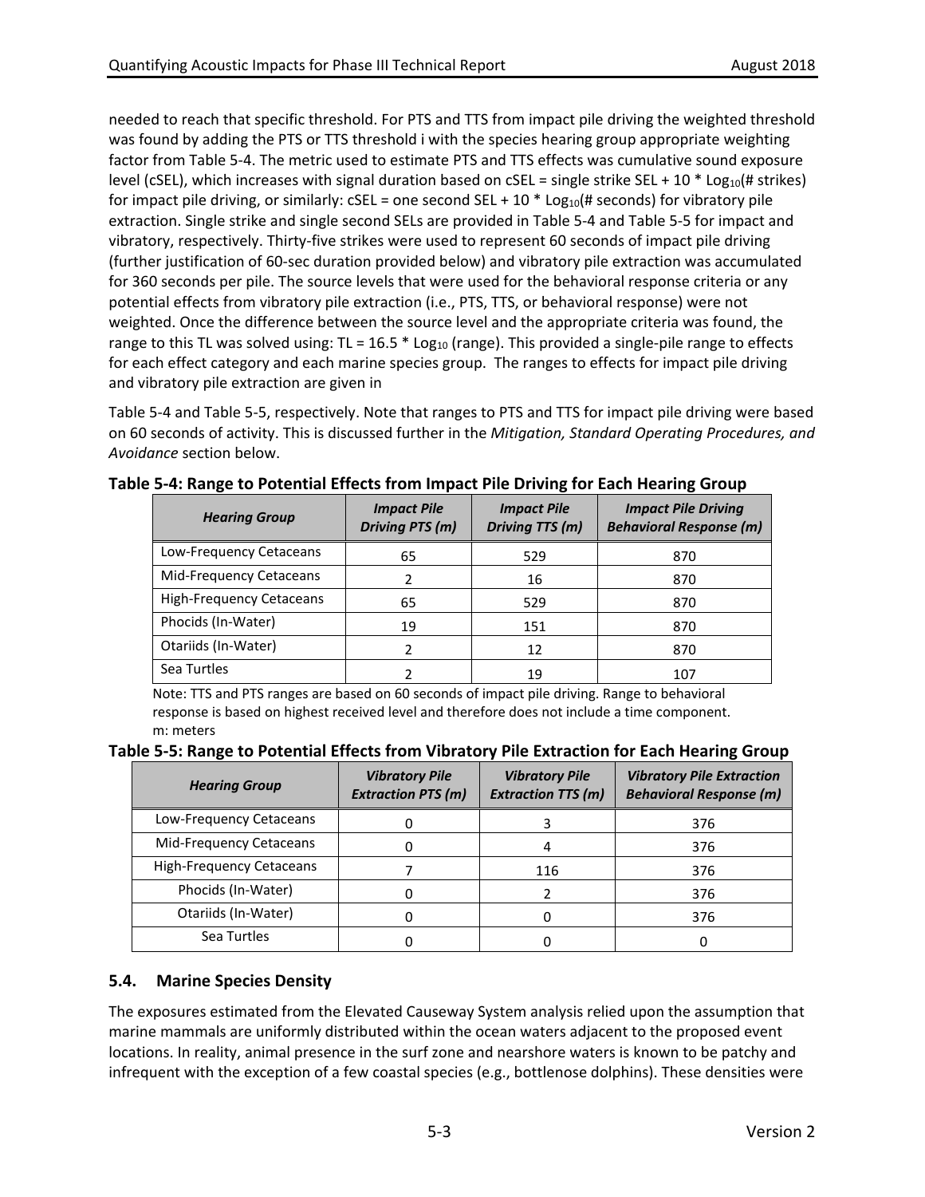needed to reach that specific threshold. For PTS and TTS from impact pile driving the weighted threshold was found by adding the PTS or TTS threshold i with the species hearing group appropriate weighting factor from Table 5-4. The metric used to estimate PTS and TTS effects was cumulative sound exposure level (cSEL), which increases with signal duration based on cSEL = single strike SEL + 10 * $\text{Log}_{10}$(# strikes) for impact pile driving, or similarly: cSEL = one second SEL + 10 * $\text{Log}_{10}$(# seconds) for vibratory pile extraction. Single strike and single second SELs are provided in Table 5-4 and Table 5-5 for impact and vibratory, respectively. Thirty-five strikes were used to represent 60 seconds of impact pile driving (further justification of 60-sec duration provided below) and vibratory pile extraction was accumulated for 360 seconds per pile. The source levels that were used for the behavioral response criteria or any potential effects from vibratory pile extraction (i.e., PTS, TTS, or behavioral response) were not weighted. Once the difference between the source level and the appropriate criteria was found, the range to this TL was solved using: TL = 16.5 * $\text{Log}_{10}$ (range). This provided a single-pile range to effects for each effect category and each marine species group. The ranges to effects for impact pile driving and vibratory pile extraction are given in

Table 5-4 and Table 5-5, respectively. Note that ranges to PTS and TTS for impact pile driving were based on 60 seconds of activity. This is discussed further in the *Mitigation, Standard Operating Procedures, and Avoidance* section below.

**Table 5-4: Range to Potential Effects from Impact Pile Driving for Each Hearing Group**

| *Hearing Group* | *Impact Pile Driving PTS (m)* | *Impact Pile Driving TTS (m)* | *Impact Pile Driving Behavioral Response (m)* |
|---|---|---|---|
| Low-Frequency Cetaceans | 65 | 529 | 870 |
| Mid-Frequency Cetaceans | 2 | 16 | 870 |
| High-Frequency Cetaceans | 65 | 529 | 870 |
| Phocids (In-Water) | 19 | 151 | 870 |
| Otariids (In-Water) | 2 | 12 | 870 |
| Sea Turtles | 2 | 19 | 107 |

Note: TTS and PTS ranges are based on 60 seconds of impact pile driving. Range to behavioral response is based on highest received level and therefore does not include a time component.
m: meters

**Table 5-5: Range to Potential Effects from Vibratory Pile Extraction for Each Hearing Group**

| *Hearing Group* | *Vibratory Pile Extraction PTS (m)* | *Vibratory Pile Extraction TTS (m)* | *Vibratory Pile Extraction Behavioral Response (m)* |
|---|---|---|---|
| Low-Frequency Cetaceans | 0 | 3 | 376 |
| Mid-Frequency Cetaceans | 0 | 4 | 376 |
| High-Frequency Cetaceans | 7 | 116 | 376 |
| Phocids (In-Water) | 0 | 2 | 376 |
| Otariids (In-Water) | 0 | 0 | 376 |
| Sea Turtles | 0 | 0 | 0 |

## 5.4. Marine Species Density

The exposures estimated from the Elevated Causeway System analysis relied upon the assumption that marine mammals are uniformly distributed within the ocean waters adjacent to the proposed event locations. In reality, animal presence in the surf zone and nearshore waters is known to be patchy and infrequent with the exception of a few coastal species (e.g., bottlenose dolphins). These densities were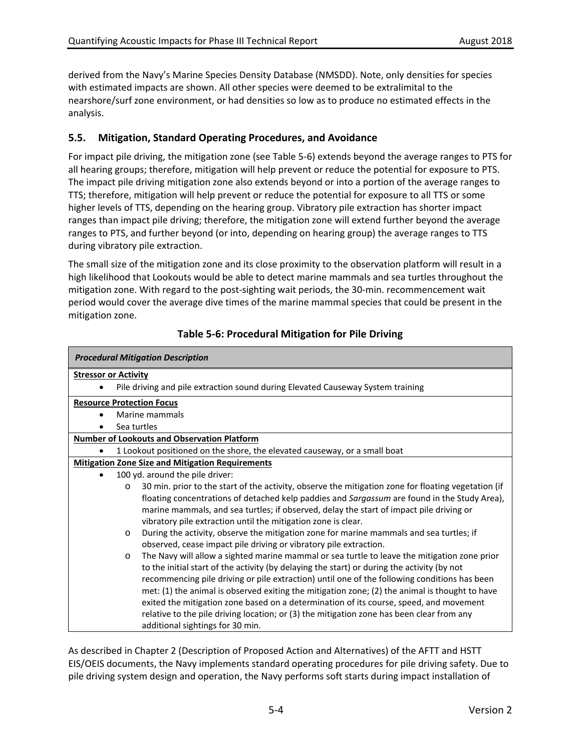derived from the Navy's Marine Species Density Database (NMSDD). Note, only densities for species with estimated impacts are shown. All other species were deemed to be extralimital to the nearshore/surf zone environment, or had densities so low as to produce no estimated effects in the analysis.

## 5.5. Mitigation, Standard Operating Procedures, and Avoidance

For impact pile driving, the mitigation zone (see Table 5-6) extends beyond the average ranges to PTS for all hearing groups; therefore, mitigation will help prevent or reduce the potential for exposure to PTS. The impact pile driving mitigation zone also extends beyond or into a portion of the average ranges to TTS; therefore, mitigation will help prevent or reduce the potential for exposure to all TTS or some higher levels of TTS, depending on the hearing group. Vibratory pile extraction has shorter impact ranges than impact pile driving; therefore, the mitigation zone will extend further beyond the average ranges to PTS, and further beyond (or into, depending on hearing group) the average ranges to TTS during vibratory pile extraction.

The small size of the mitigation zone and its close proximity to the observation platform will result in a high likelihood that Lookouts would be able to detect marine mammals and sea turtles throughout the mitigation zone. With regard to the post-sighting wait periods, the 30-min. recommencement wait period would cover the average dive times of the marine mammal species that could be present in the mitigation zone.

**Table 5-6: Procedural Mitigation for Pile Driving**

| ***Procedural Mitigation Description*** |
|---|
| **<u>Stressor or Activity</u>**<br>• Pile driving and pile extraction sound during Elevated Causeway System training |
| **<u>Resource Protection Focus</u>**<br>• Marine mammals<br>• Sea turtles |
| **<u>Number of Lookouts and Observation Platform</u>**<br>• 1 Lookout positioned on the shore, the elevated causeway, or a small boat |
| **<u>Mitigation Zone Size and Mitigation Requirements</u>**<br>• 100 yd. around the pile driver:<br>o 30 min. prior to the start of the activity, observe the mitigation zone for floating vegetation (if floating concentrations of detached kelp paddies and *Sargassum* are found in the Study Area), marine mammals, and sea turtles; if observed, delay the start of impact pile driving or vibratory pile extraction until the mitigation zone is clear.<br>o During the activity, observe the mitigation zone for marine mammals and sea turtles; if observed, cease impact pile driving or vibratory pile extraction.<br>o The Navy will allow a sighted marine mammal or sea turtle to leave the mitigation zone prior to the initial start of the activity (by delaying the start) or during the activity (by not recommencing pile driving or pile extraction) until one of the following conditions has been met: (1) the animal is observed exiting the mitigation zone; (2) the animal is thought to have exited the mitigation zone based on a determination of its course, speed, and movement relative to the pile driving location; or (3) the mitigation zone has been clear from any additional sightings for 30 min. |

As described in Chapter 2 (Description of Proposed Action and Alternatives) of the AFTT and HSTT EIS/OEIS documents, the Navy implements standard operating procedures for pile driving safety. Due to pile driving system design and operation, the Navy performs soft starts during impact installation of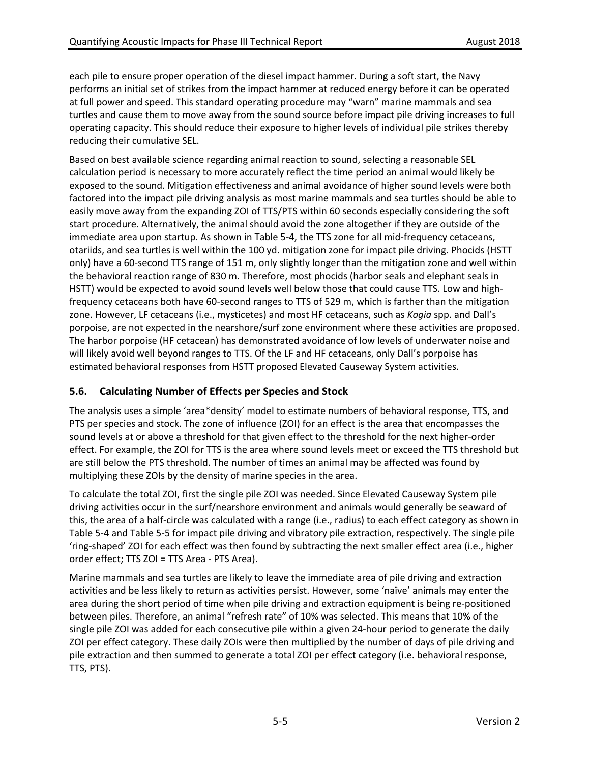each pile to ensure proper operation of the diesel impact hammer. During a soft start, the Navy performs an initial set of strikes from the impact hammer at reduced energy before it can be operated at full power and speed. This standard operating procedure may "warn" marine mammals and sea turtles and cause them to move away from the sound source before impact pile driving increases to full operating capacity. This should reduce their exposure to higher levels of individual pile strikes thereby reducing their cumulative SEL.

Based on best available science regarding animal reaction to sound, selecting a reasonable SEL calculation period is necessary to more accurately reflect the time period an animal would likely be exposed to the sound. Mitigation effectiveness and animal avoidance of higher sound levels were both factored into the impact pile driving analysis as most marine mammals and sea turtles should be able to easily move away from the expanding ZOI of TTS/PTS within 60 seconds especially considering the soft start procedure. Alternatively, the animal should avoid the zone altogether if they are outside of the immediate area upon startup. As shown in Table 5-4, the TTS zone for all mid-frequency cetaceans, otariids, and sea turtles is well within the 100 yd. mitigation zone for impact pile driving. Phocids (HSTT only) have a 60-second TTS range of 151 m, only slightly longer than the mitigation zone and well within the behavioral reaction range of 830 m. Therefore, most phocids (harbor seals and elephant seals in HSTT) would be expected to avoid sound levels well below those that could cause TTS. Low and high-frequency cetaceans both have 60-second ranges to TTS of 529 m, which is farther than the mitigation zone. However, LF cetaceans (i.e., mysticetes) and most HF cetaceans, such as *Kogia* spp. and Dall's porpoise, are not expected in the nearshore/surf zone environment where these activities are proposed. The harbor porpoise (HF cetacean) has demonstrated avoidance of low levels of underwater noise and will likely avoid well beyond ranges to TTS. Of the LF and HF cetaceans, only Dall's porpoise has estimated behavioral responses from HSTT proposed Elevated Causeway System activities.

## 5.6. Calculating Number of Effects per Species and Stock

The analysis uses a simple 'area*density' model to estimate numbers of behavioral response, TTS, and PTS per species and stock. The zone of influence (ZOI) for an effect is the area that encompasses the sound levels at or above a threshold for that given effect to the threshold for the next higher-order effect. For example, the ZOI for TTS is the area where sound levels meet or exceed the TTS threshold but are still below the PTS threshold. The number of times an animal may be affected was found by multiplying these ZOIs by the density of marine species in the area.

To calculate the total ZOI, first the single pile ZOI was needed. Since Elevated Causeway System pile driving activities occur in the surf/nearshore environment and animals would generally be seaward of this, the area of a half-circle was calculated with a range (i.e., radius) to each effect category as shown in Table 5-4 and Table 5-5 for impact pile driving and vibratory pile extraction, respectively. The single pile 'ring-shaped' ZOI for each effect was then found by subtracting the next smaller effect area (i.e., higher order effect; TTS ZOI = TTS Area - PTS Area).

Marine mammals and sea turtles are likely to leave the immediate area of pile driving and extraction activities and be less likely to return as activities persist. However, some 'naïve' animals may enter the area during the short period of time when pile driving and extraction equipment is being re-positioned between piles. Therefore, an animal "refresh rate" of 10% was selected. This means that 10% of the single pile ZOI was added for each consecutive pile within a given 24-hour period to generate the daily ZOI per effect category. These daily ZOIs were then multiplied by the number of days of pile driving and pile extraction and then summed to generate a total ZOI per effect category (i.e. behavioral response, TTS, PTS).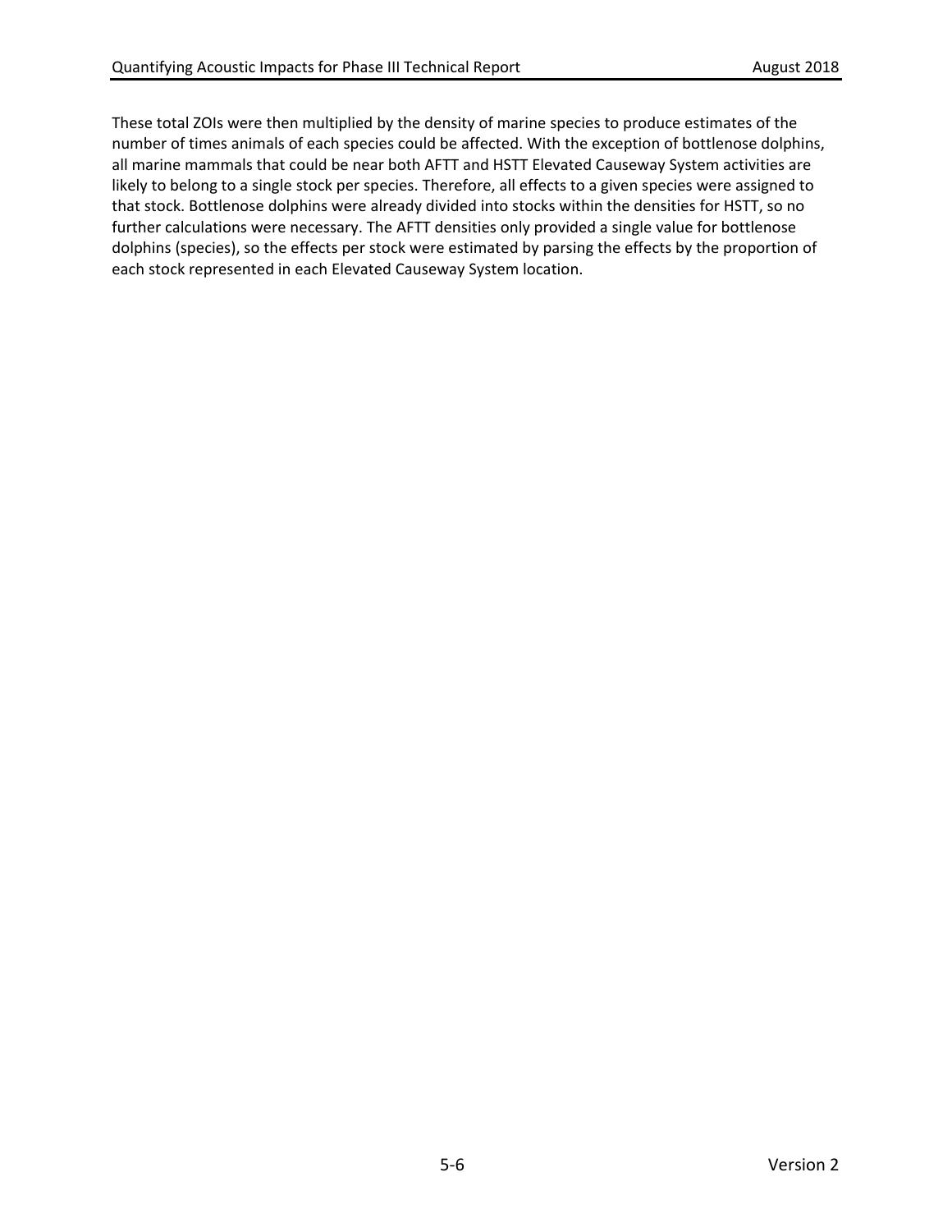These total ZOIs were then multiplied by the density of marine species to produce estimates of the number of times animals of each species could be affected. With the exception of bottlenose dolphins, all marine mammals that could be near both AFTT and HSTT Elevated Causeway System activities are likely to belong to a single stock per species. Therefore, all effects to a given species were assigned to that stock. Bottlenose dolphins were already divided into stocks within the densities for HSTT, so no further calculations were necessary. The AFTT densities only provided a single value for bottlenose dolphins (species), so the effects per stock were estimated by parsing the effects by the proportion of each stock represented in each Elevated Causeway System location.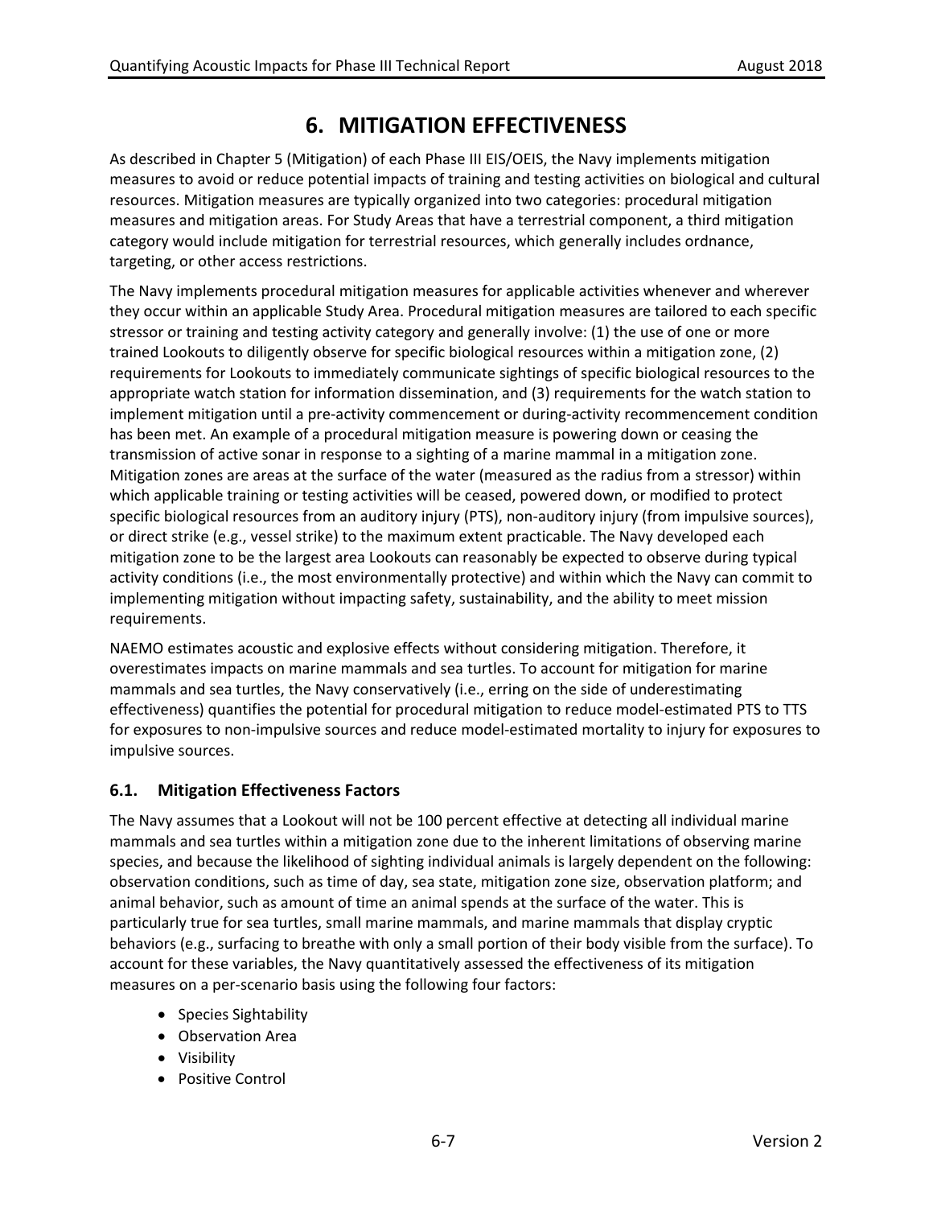# 6. MITIGATION EFFECTIVENESS

As described in Chapter 5 (Mitigation) of each Phase III EIS/OEIS, the Navy implements mitigation measures to avoid or reduce potential impacts of training and testing activities on biological and cultural resources. Mitigation measures are typically organized into two categories: procedural mitigation measures and mitigation areas. For Study Areas that have a terrestrial component, a third mitigation category would include mitigation for terrestrial resources, which generally includes ordnance, targeting, or other access restrictions.

The Navy implements procedural mitigation measures for applicable activities whenever and wherever they occur within an applicable Study Area. Procedural mitigation measures are tailored to each specific stressor or training and testing activity category and generally involve: (1) the use of one or more trained Lookouts to diligently observe for specific biological resources within a mitigation zone, (2) requirements for Lookouts to immediately communicate sightings of specific biological resources to the appropriate watch station for information dissemination, and (3) requirements for the watch station to implement mitigation until a pre-activity commencement or during-activity recommencement condition has been met. An example of a procedural mitigation measure is powering down or ceasing the transmission of active sonar in response to a sighting of a marine mammal in a mitigation zone. Mitigation zones are areas at the surface of the water (measured as the radius from a stressor) within which applicable training or testing activities will be ceased, powered down, or modified to protect specific biological resources from an auditory injury (PTS), non-auditory injury (from impulsive sources), or direct strike (e.g., vessel strike) to the maximum extent practicable. The Navy developed each mitigation zone to be the largest area Lookouts can reasonably be expected to observe during typical activity conditions (i.e., the most environmentally protective) and within which the Navy can commit to implementing mitigation without impacting safety, sustainability, and the ability to meet mission requirements.

NAEMO estimates acoustic and explosive effects without considering mitigation. Therefore, it overestimates impacts on marine mammals and sea turtles. To account for mitigation for marine mammals and sea turtles, the Navy conservatively (i.e., erring on the side of underestimating effectiveness) quantifies the potential for procedural mitigation to reduce model-estimated PTS to TTS for exposures to non-impulsive sources and reduce model-estimated mortality to injury for exposures to impulsive sources.

## 6.1. Mitigation Effectiveness Factors

The Navy assumes that a Lookout will not be 100 percent effective at detecting all individual marine mammals and sea turtles within a mitigation zone due to the inherent limitations of observing marine species, and because the likelihood of sighting individual animals is largely dependent on the following: observation conditions, such as time of day, sea state, mitigation zone size, observation platform; and animal behavior, such as amount of time an animal spends at the surface of the water. This is particularly true for sea turtles, small marine mammals, and marine mammals that display cryptic behaviors (e.g., surfacing to breathe with only a small portion of their body visible from the surface). To account for these variables, the Navy quantitatively assessed the effectiveness of its mitigation measures on a per-scenario basis using the following four factors:

- Species Sightability
- Observation Area
- Visibility
- Positive Control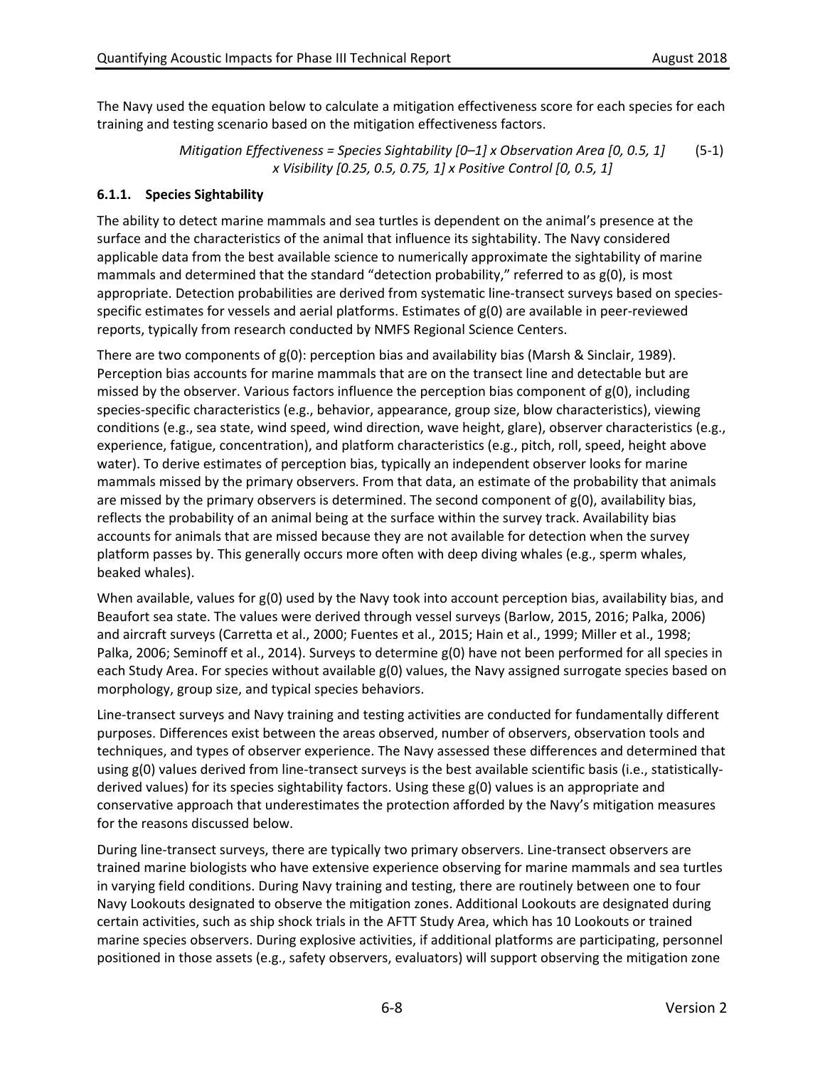The Navy used the equation below to calculate a mitigation effectiveness score for each species for each training and testing scenario based on the mitigation effectiveness factors.

*Mitigation Effectiveness = Species Sightability [0–1] x Observation Area [0, 0.5, 1] x Visibility [0.25, 0.5, 0.75, 1] x Positive Control [0, 0.5, 1]* (5-1)

### 6.1.1. Species Sightability

The ability to detect marine mammals and sea turtles is dependent on the animal's presence at the surface and the characteristics of the animal that influence its sightability. The Navy considered applicable data from the best available science to numerically approximate the sightability of marine mammals and determined that the standard "detection probability," referred to as g(0), is most appropriate. Detection probabilities are derived from systematic line-transect surveys based on species-specific estimates for vessels and aerial platforms. Estimates of g(0) are available in peer-reviewed reports, typically from research conducted by NMFS Regional Science Centers.

There are two components of g(0): perception bias and availability bias (Marsh & Sinclair, 1989). Perception bias accounts for marine mammals that are on the transect line and detectable but are missed by the observer. Various factors influence the perception bias component of g(0), including species-specific characteristics (e.g., behavior, appearance, group size, blow characteristics), viewing conditions (e.g., sea state, wind speed, wind direction, wave height, glare), observer characteristics (e.g., experience, fatigue, concentration), and platform characteristics (e.g., pitch, roll, speed, height above water). To derive estimates of perception bias, typically an independent observer looks for marine mammals missed by the primary observers. From that data, an estimate of the probability that animals are missed by the primary observers is determined. The second component of g(0), availability bias, reflects the probability of an animal being at the surface within the survey track. Availability bias accounts for animals that are missed because they are not available for detection when the survey platform passes by. This generally occurs more often with deep diving whales (e.g., sperm whales, beaked whales).

When available, values for g(0) used by the Navy took into account perception bias, availability bias, and Beaufort sea state. The values were derived through vessel surveys (Barlow, 2015, 2016; Palka, 2006) and aircraft surveys (Carretta et al., 2000; Fuentes et al., 2015; Hain et al., 1999; Miller et al., 1998; Palka, 2006; Seminoff et al., 2014). Surveys to determine g(0) have not been performed for all species in each Study Area. For species without available g(0) values, the Navy assigned surrogate species based on morphology, group size, and typical species behaviors.

Line-transect surveys and Navy training and testing activities are conducted for fundamentally different purposes. Differences exist between the areas observed, number of observers, observation tools and techniques, and types of observer experience. The Navy assessed these differences and determined that using g(0) values derived from line-transect surveys is the best available scientific basis (i.e., statistically-derived values) for its species sightability factors. Using these g(0) values is an appropriate and conservative approach that underestimates the protection afforded by the Navy's mitigation measures for the reasons discussed below.

During line-transect surveys, there are typically two primary observers. Line-transect observers are trained marine biologists who have extensive experience observing for marine mammals and sea turtles in varying field conditions. During Navy training and testing, there are routinely between one to four Navy Lookouts designated to observe the mitigation zones. Additional Lookouts are designated during certain activities, such as ship shock trials in the AFTT Study Area, which has 10 Lookouts or trained marine species observers. During explosive activities, if additional platforms are participating, personnel positioned in those assets (e.g., safety observers, evaluators) will support observing the mitigation zone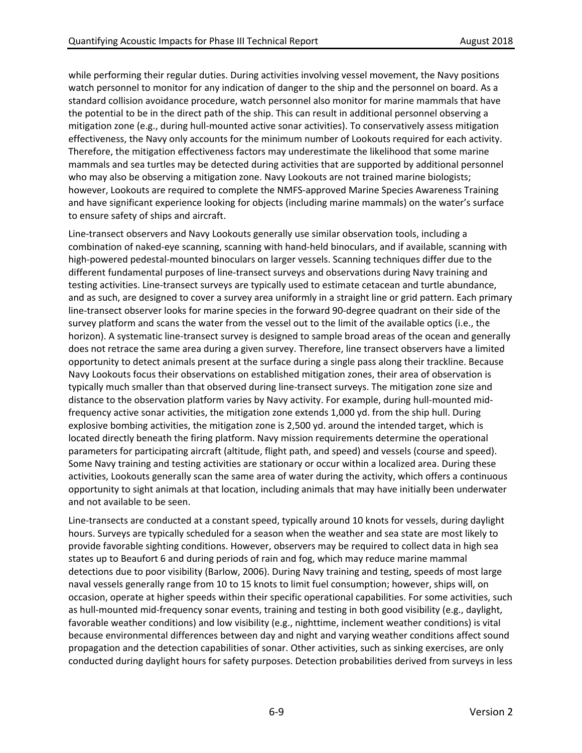while performing their regular duties. During activities involving vessel movement, the Navy positions watch personnel to monitor for any indication of danger to the ship and the personnel on board. As a standard collision avoidance procedure, watch personnel also monitor for marine mammals that have the potential to be in the direct path of the ship. This can result in additional personnel observing a mitigation zone (e.g., during hull-mounted active sonar activities). To conservatively assess mitigation effectiveness, the Navy only accounts for the minimum number of Lookouts required for each activity. Therefore, the mitigation effectiveness factors may underestimate the likelihood that some marine mammals and sea turtles may be detected during activities that are supported by additional personnel who may also be observing a mitigation zone. Navy Lookouts are not trained marine biologists; however, Lookouts are required to complete the NMFS-approved Marine Species Awareness Training and have significant experience looking for objects (including marine mammals) on the water's surface to ensure safety of ships and aircraft.

Line-transect observers and Navy Lookouts generally use similar observation tools, including a combination of naked-eye scanning, scanning with hand-held binoculars, and if available, scanning with high-powered pedestal-mounted binoculars on larger vessels. Scanning techniques differ due to the different fundamental purposes of line-transect surveys and observations during Navy training and testing activities. Line-transect surveys are typically used to estimate cetacean and turtle abundance, and as such, are designed to cover a survey area uniformly in a straight line or grid pattern. Each primary line-transect observer looks for marine species in the forward 90-degree quadrant on their side of the survey platform and scans the water from the vessel out to the limit of the available optics (i.e., the horizon). A systematic line-transect survey is designed to sample broad areas of the ocean and generally does not retrace the same area during a given survey. Therefore, line transect observers have a limited opportunity to detect animals present at the surface during a single pass along their trackline. Because Navy Lookouts focus their observations on established mitigation zones, their area of observation is typically much smaller than that observed during line-transect surveys. The mitigation zone size and distance to the observation platform varies by Navy activity. For example, during hull-mounted mid-frequency active sonar activities, the mitigation zone extends 1,000 yd. from the ship hull. During explosive bombing activities, the mitigation zone is 2,500 yd. around the intended target, which is located directly beneath the firing platform. Navy mission requirements determine the operational parameters for participating aircraft (altitude, flight path, and speed) and vessels (course and speed). Some Navy training and testing activities are stationary or occur within a localized area. During these activities, Lookouts generally scan the same area of water during the activity, which offers a continuous opportunity to sight animals at that location, including animals that may have initially been underwater and not available to be seen.

Line-transects are conducted at a constant speed, typically around 10 knots for vessels, during daylight hours. Surveys are typically scheduled for a season when the weather and sea state are most likely to provide favorable sighting conditions. However, observers may be required to collect data in high sea states up to Beaufort 6 and during periods of rain and fog, which may reduce marine mammal detections due to poor visibility (Barlow, 2006). During Navy training and testing, speeds of most large naval vessels generally range from 10 to 15 knots to limit fuel consumption; however, ships will, on occasion, operate at higher speeds within their specific operational capabilities. For some activities, such as hull-mounted mid-frequency sonar events, training and testing in both good visibility (e.g., daylight, favorable weather conditions) and low visibility (e.g., nighttime, inclement weather conditions) is vital because environmental differences between day and night and varying weather conditions affect sound propagation and the detection capabilities of sonar. Other activities, such as sinking exercises, are only conducted during daylight hours for safety purposes. Detection probabilities derived from surveys in less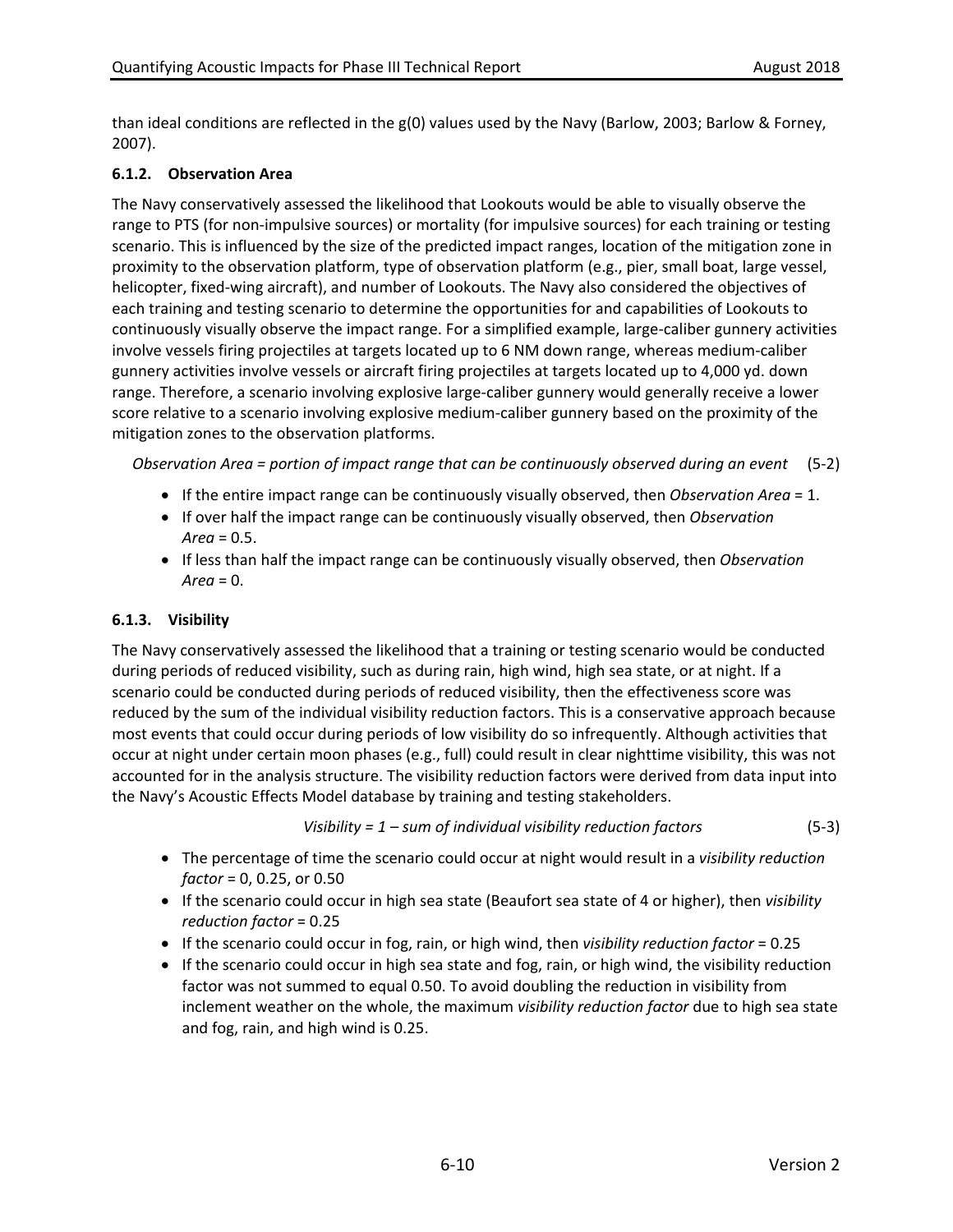than ideal conditions are reflected in the g(0) values used by the Navy (Barlow, 2003; Barlow & Forney, 2007).

### 6.1.2. Observation Area

The Navy conservatively assessed the likelihood that Lookouts would be able to visually observe the range to PTS (for non-impulsive sources) or mortality (for impulsive sources) for each training or testing scenario. This is influenced by the size of the predicted impact ranges, location of the mitigation zone in proximity to the observation platform, type of observation platform (e.g., pier, small boat, large vessel, helicopter, fixed-wing aircraft), and number of Lookouts. The Navy also considered the objectives of each training and testing scenario to determine the opportunities for and capabilities of Lookouts to continuously visually observe the impact range. For a simplified example, large-caliber gunnery activities involve vessels firing projectiles at targets located up to 6 NM down range, whereas medium-caliber gunnery activities involve vessels or aircraft firing projectiles at targets located up to 4,000 yd. down range. Therefore, a scenario involving explosive large-caliber gunnery would generally receive a lower score relative to a scenario involving explosive medium-caliber gunnery based on the proximity of the mitigation zones to the observation platforms.

*Observation Area = portion of impact range that can be continuously observed during an event* (5-2)

- If the entire impact range can be continuously visually observed, then *Observation Area* = 1.
- If over half the impact range can be continuously visually observed, then *Observation Area* = 0.5.
- If less than half the impact range can be continuously visually observed, then *Observation Area* = 0.

### 6.1.3. Visibility

The Navy conservatively assessed the likelihood that a training or testing scenario would be conducted during periods of reduced visibility, such as during rain, high wind, high sea state, or at night. If a scenario could be conducted during periods of reduced visibility, then the effectiveness score was reduced by the sum of the individual visibility reduction factors. This is a conservative approach because most events that could occur during periods of low visibility do so infrequently. Although activities that occur at night under certain moon phases (e.g., full) could result in clear nighttime visibility, this was not accounted for in the analysis structure. The visibility reduction factors were derived from data input into the Navy's Acoustic Effects Model database by training and testing stakeholders.

*Visibility = 1 – sum of individual visibility reduction factors* (5-3)

- The percentage of time the scenario could occur at night would result in a *visibility reduction factor* = 0, 0.25, or 0.50
- If the scenario could occur in high sea state (Beaufort sea state of 4 or higher), then *visibility reduction factor* = 0.25
- If the scenario could occur in fog, rain, or high wind, then *visibility reduction factor* = 0.25
- If the scenario could occur in high sea state and fog, rain, or high wind, the visibility reduction factor was not summed to equal 0.50. To avoid doubling the reduction in visibility from inclement weather on the whole, the maximum *visibility reduction factor* due to high sea state and fog, rain, and high wind is 0.25.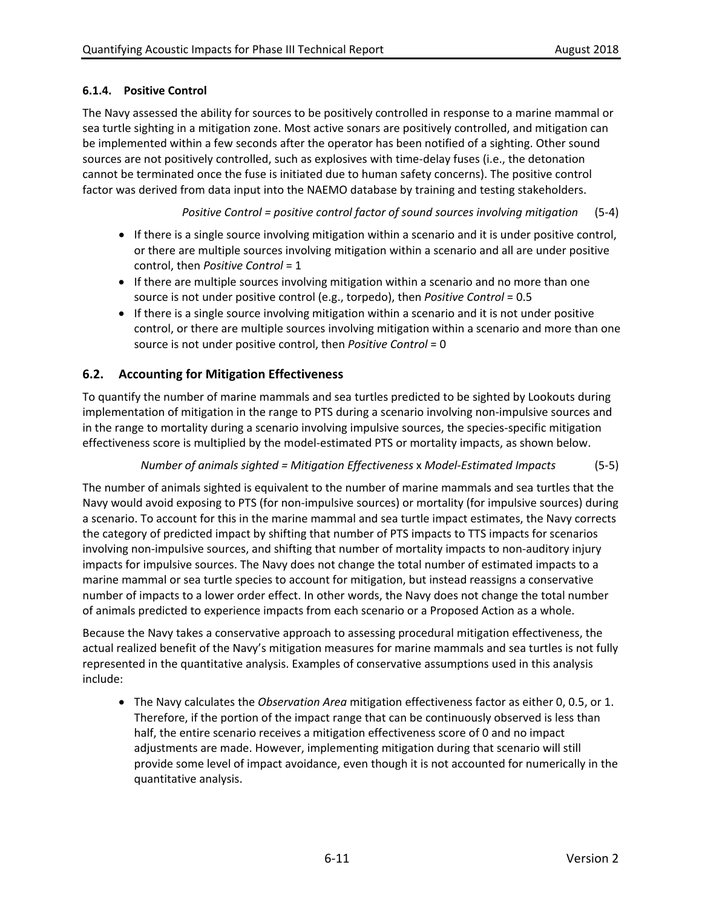### 6.1.4. Positive Control

The Navy assessed the ability for sources to be positively controlled in response to a marine mammal or sea turtle sighting in a mitigation zone. Most active sonars are positively controlled, and mitigation can be implemented within a few seconds after the operator has been notified of a sighting. Other sound sources are not positively controlled, such as explosives with time-delay fuses (i.e., the detonation cannot be terminated once the fuse is initiated due to human safety concerns). The positive control factor was derived from data input into the NAEMO database by training and testing stakeholders.

*Positive Control = positive control factor of sound sources involving mitigation* (5-4)

- If there is a single source involving mitigation within a scenario and it is under positive control, or there are multiple sources involving mitigation within a scenario and all are under positive control, then *Positive Control* = 1
- If there are multiple sources involving mitigation within a scenario and no more than one source is not under positive control (e.g., torpedo), then *Positive Control* = 0.5
- If there is a single source involving mitigation within a scenario and it is not under positive control, or there are multiple sources involving mitigation within a scenario and more than one source is not under positive control, then *Positive Control* = 0

## 6.2. Accounting for Mitigation Effectiveness

To quantify the number of marine mammals and sea turtles predicted to be sighted by Lookouts during implementation of mitigation in the range to PTS during a scenario involving non-impulsive sources and in the range to mortality during a scenario involving impulsive sources, the species-specific mitigation effectiveness score is multiplied by the model-estimated PTS or mortality impacts, as shown below.

*Number of animals sighted = Mitigation Effectiveness* x *Model-Estimated Impacts* (5-5)

The number of animals sighted is equivalent to the number of marine mammals and sea turtles that the Navy would avoid exposing to PTS (for non-impulsive sources) or mortality (for impulsive sources) during a scenario. To account for this in the marine mammal and sea turtle impact estimates, the Navy corrects the category of predicted impact by shifting that number of PTS impacts to TTS impacts for scenarios involving non-impulsive sources, and shifting that number of mortality impacts to non-auditory injury impacts for impulsive sources. The Navy does not change the total number of estimated impacts to a marine mammal or sea turtle species to account for mitigation, but instead reassigns a conservative number of impacts to a lower order effect. In other words, the Navy does not change the total number of animals predicted to experience impacts from each scenario or a Proposed Action as a whole.

Because the Navy takes a conservative approach to assessing procedural mitigation effectiveness, the actual realized benefit of the Navy's mitigation measures for marine mammals and sea turtles is not fully represented in the quantitative analysis. Examples of conservative assumptions used in this analysis include:

- The Navy calculates the *Observation Area* mitigation effectiveness factor as either 0, 0.5, or 1. Therefore, if the portion of the impact range that can be continuously observed is less than half, the entire scenario receives a mitigation effectiveness score of 0 and no impact adjustments are made. However, implementing mitigation during that scenario will still provide some level of impact avoidance, even though it is not accounted for numerically in the quantitative analysis.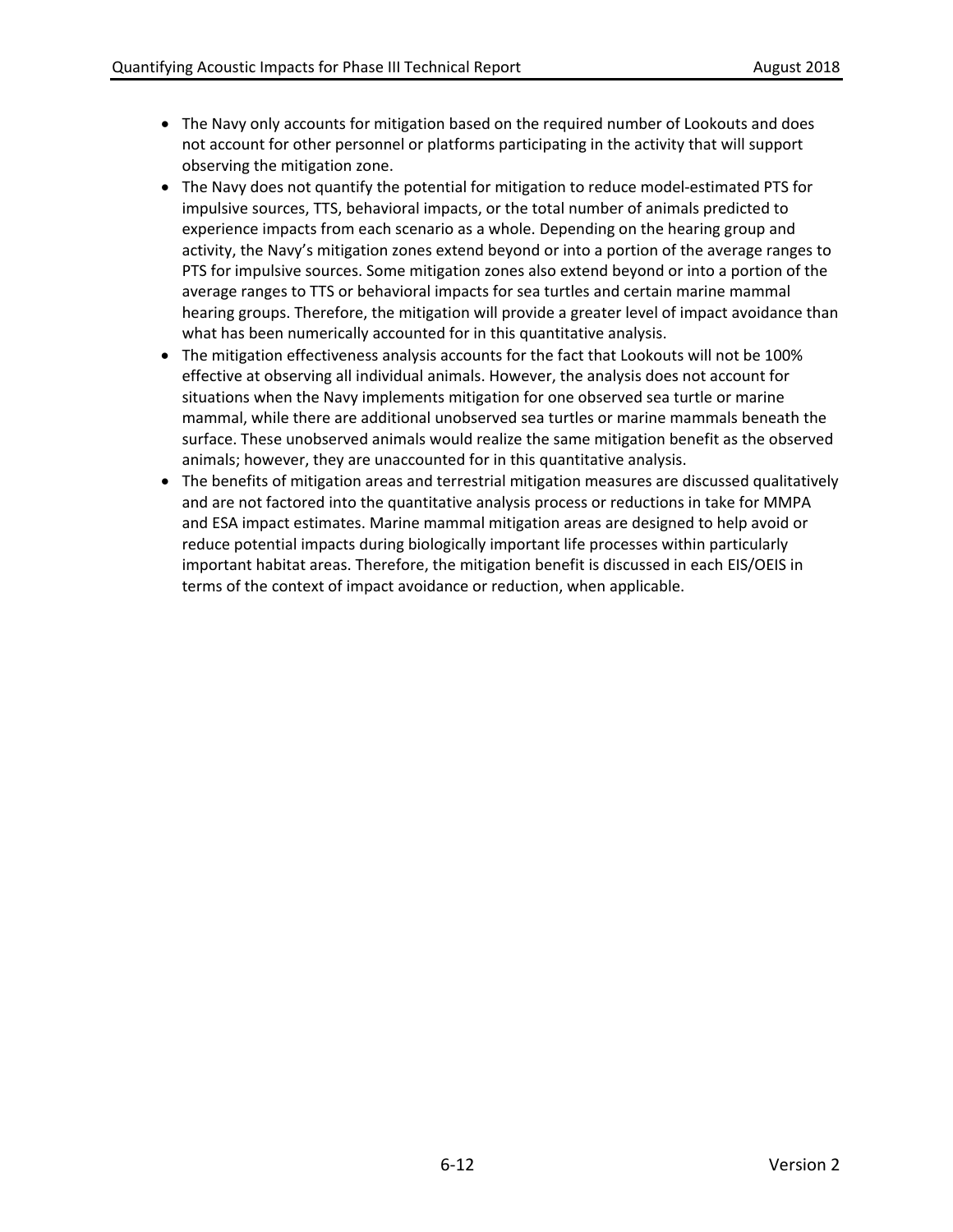- The Navy only accounts for mitigation based on the required number of Lookouts and does not account for other personnel or platforms participating in the activity that will support observing the mitigation zone.
- The Navy does not quantify the potential for mitigation to reduce model-estimated PTS for impulsive sources, TTS, behavioral impacts, or the total number of animals predicted to experience impacts from each scenario as a whole. Depending on the hearing group and activity, the Navy's mitigation zones extend beyond or into a portion of the average ranges to PTS for impulsive sources. Some mitigation zones also extend beyond or into a portion of the average ranges to TTS or behavioral impacts for sea turtles and certain marine mammal hearing groups. Therefore, the mitigation will provide a greater level of impact avoidance than what has been numerically accounted for in this quantitative analysis.
- The mitigation effectiveness analysis accounts for the fact that Lookouts will not be 100% effective at observing all individual animals. However, the analysis does not account for situations when the Navy implements mitigation for one observed sea turtle or marine mammal, while there are additional unobserved sea turtles or marine mammals beneath the surface. These unobserved animals would realize the same mitigation benefit as the observed animals; however, they are unaccounted for in this quantitative analysis.
- The benefits of mitigation areas and terrestrial mitigation measures are discussed qualitatively and are not factored into the quantitative analysis process or reductions in take for MMPA and ESA impact estimates. Marine mammal mitigation areas are designed to help avoid or reduce potential impacts during biologically important life processes within particularly important habitat areas. Therefore, the mitigation benefit is discussed in each EIS/OEIS in terms of the context of impact avoidance or reduction, when applicable.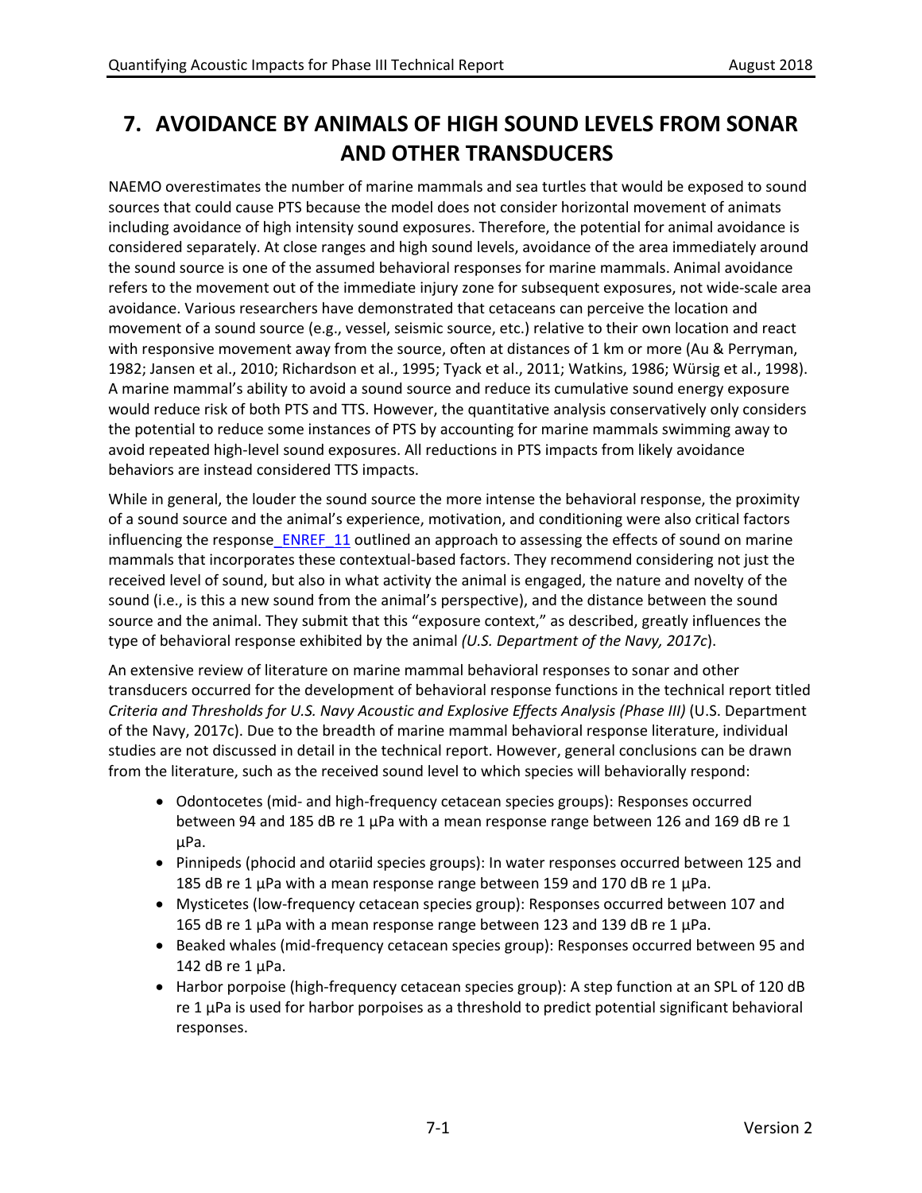# 7. AVOIDANCE BY ANIMALS OF HIGH SOUND LEVELS FROM SONAR AND OTHER TRANSDUCERS

NAEMO overestimates the number of marine mammals and sea turtles that would be exposed to sound sources that could cause PTS because the model does not consider horizontal movement of animats including avoidance of high intensity sound exposures. Therefore, the potential for animal avoidance is considered separately. At close ranges and high sound levels, avoidance of the area immediately around the sound source is one of the assumed behavioral responses for marine mammals. Animal avoidance refers to the movement out of the immediate injury zone for subsequent exposures, not wide-scale area avoidance. Various researchers have demonstrated that cetaceans can perceive the location and movement of a sound source (e.g., vessel, seismic source, etc.) relative to their own location and react with responsive movement away from the source, often at distances of 1 km or more (Au & Perryman, 1982; Jansen et al., 2010; Richardson et al., 1995; Tyack et al., 2011; Watkins, 1986; Würsig et al., 1998). A marine mammal's ability to avoid a sound source and reduce its cumulative sound energy exposure would reduce risk of both PTS and TTS. However, the quantitative analysis conservatively only considers the potential to reduce some instances of PTS by accounting for marine mammals swimming away to avoid repeated high-level sound exposures. All reductions in PTS impacts from likely avoidance behaviors are instead considered TTS impacts.

While in general, the louder the sound source the more intense the behavioral response, the proximity of a sound source and the animal's experience, motivation, and conditioning were also critical factors influencing the response_ENREF_11 outlined an approach to assessing the effects of sound on marine mammals that incorporates these contextual-based factors. They recommend considering not just the received level of sound, but also in what activity the animal is engaged, the nature and novelty of the sound (i.e., is this a new sound from the animal's perspective), and the distance between the sound source and the animal. They submit that this "exposure context," as described, greatly influences the type of behavioral response exhibited by the animal *(U.S. Department of the Navy, 2017c*).

An extensive review of literature on marine mammal behavioral responses to sonar and other transducers occurred for the development of behavioral response functions in the technical report titled *Criteria and Thresholds for U.S. Navy Acoustic and Explosive Effects Analysis (Phase III)* (U.S. Department of the Navy, 2017c). Due to the breadth of marine mammal behavioral response literature, individual studies are not discussed in detail in the technical report. However, general conclusions can be drawn from the literature, such as the received sound level to which species will behaviorally respond:

- Odontocetes (mid- and high-frequency cetacean species groups): Responses occurred between 94 and 185 dB re 1 µPa with a mean response range between 126 and 169 dB re 1 µPa.
- Pinnipeds (phocid and otariid species groups): In water responses occurred between 125 and 185 dB re 1 µPa with a mean response range between 159 and 170 dB re 1 µPa.
- Mysticetes (low-frequency cetacean species group): Responses occurred between 107 and 165 dB re 1 µPa with a mean response range between 123 and 139 dB re 1 µPa.
- Beaked whales (mid-frequency cetacean species group): Responses occurred between 95 and 142 dB re 1 µPa.
- Harbor porpoise (high-frequency cetacean species group): A step function at an SPL of 120 dB re 1 µPa is used for harbor porpoises as a threshold to predict potential significant behavioral responses.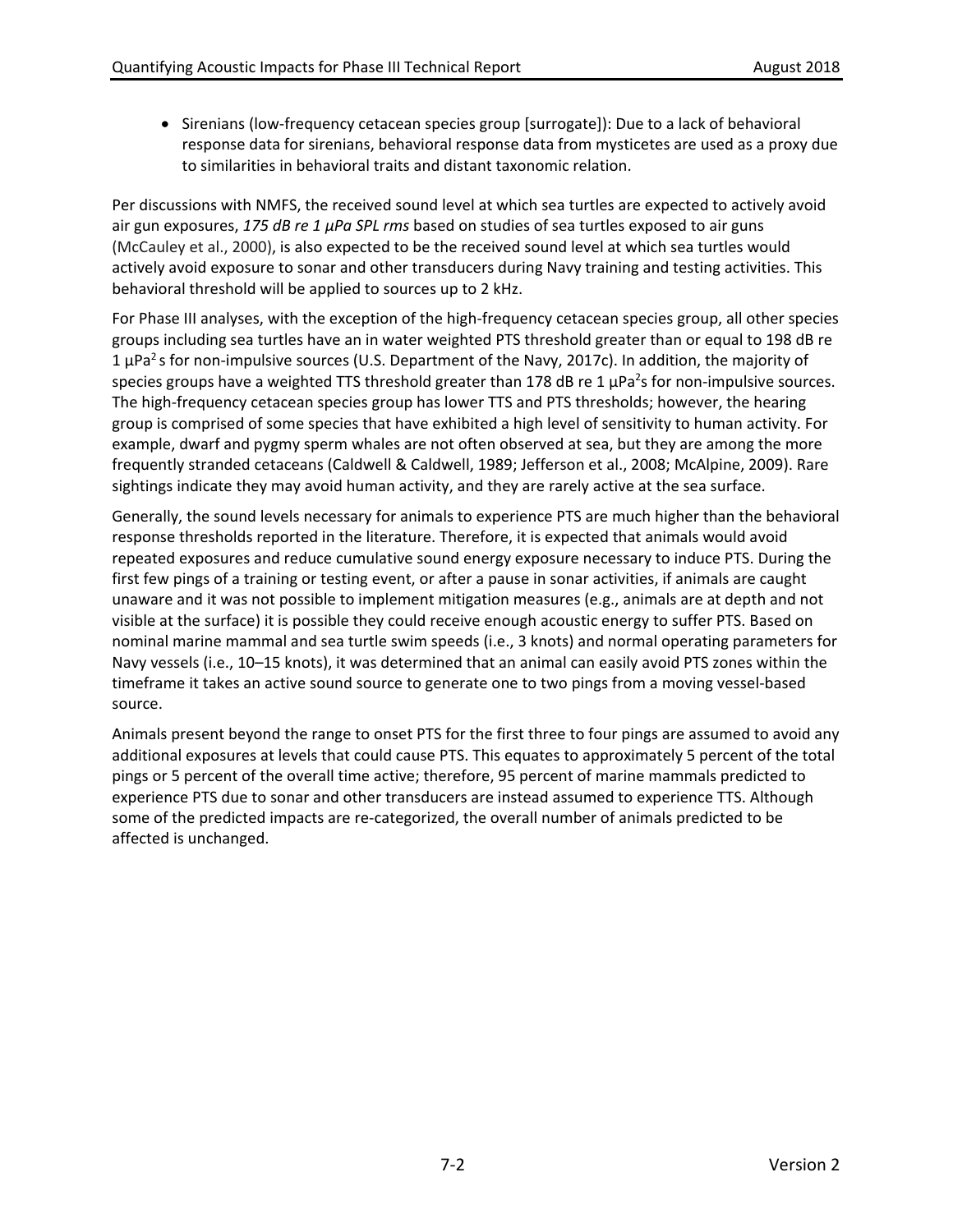- Sirenians (low-frequency cetacean species group [surrogate]): Due to a lack of behavioral response data for sirenians, behavioral response data from mysticetes are used as a proxy due to similarities in behavioral traits and distant taxonomic relation.

Per discussions with NMFS, the received sound level at which sea turtles are expected to actively avoid air gun exposures, *175 dB re 1 µPa SPL rms* based on studies of sea turtles exposed to air guns (McCauley et al., 2000), is also expected to be the received sound level at which sea turtles would actively avoid exposure to sonar and other transducers during Navy training and testing activities. This behavioral threshold will be applied to sources up to 2 kHz.

For Phase III analyses, with the exception of the high-frequency cetacean species group, all other species groups including sea turtles have an in water weighted PTS threshold greater than or equal to 198 dB re 1 µPa$^2$ s for non-impulsive sources (U.S. Department of the Navy, 2017c). In addition, the majority of species groups have a weighted TTS threshold greater than 178 dB re 1 µPa$^2$s for non-impulsive sources. The high-frequency cetacean species group has lower TTS and PTS thresholds; however, the hearing group is comprised of some species that have exhibited a high level of sensitivity to human activity. For example, dwarf and pygmy sperm whales are not often observed at sea, but they are among the more frequently stranded cetaceans (Caldwell & Caldwell, 1989; Jefferson et al., 2008; McAlpine, 2009). Rare sightings indicate they may avoid human activity, and they are rarely active at the sea surface.

Generally, the sound levels necessary for animals to experience PTS are much higher than the behavioral response thresholds reported in the literature. Therefore, it is expected that animals would avoid repeated exposures and reduce cumulative sound energy exposure necessary to induce PTS. During the first few pings of a training or testing event, or after a pause in sonar activities, if animals are caught unaware and it was not possible to implement mitigation measures (e.g., animals are at depth and not visible at the surface) it is possible they could receive enough acoustic energy to suffer PTS. Based on nominal marine mammal and sea turtle swim speeds (i.e., 3 knots) and normal operating parameters for Navy vessels (i.e., 10–15 knots), it was determined that an animal can easily avoid PTS zones within the timeframe it takes an active sound source to generate one to two pings from a moving vessel-based source.

Animals present beyond the range to onset PTS for the first three to four pings are assumed to avoid any additional exposures at levels that could cause PTS. This equates to approximately 5 percent of the total pings or 5 percent of the overall time active; therefore, 95 percent of marine mammals predicted to experience PTS due to sonar and other transducers are instead assumed to experience TTS. Although some of the predicted impacts are re-categorized, the overall number of animals predicted to be affected is unchanged.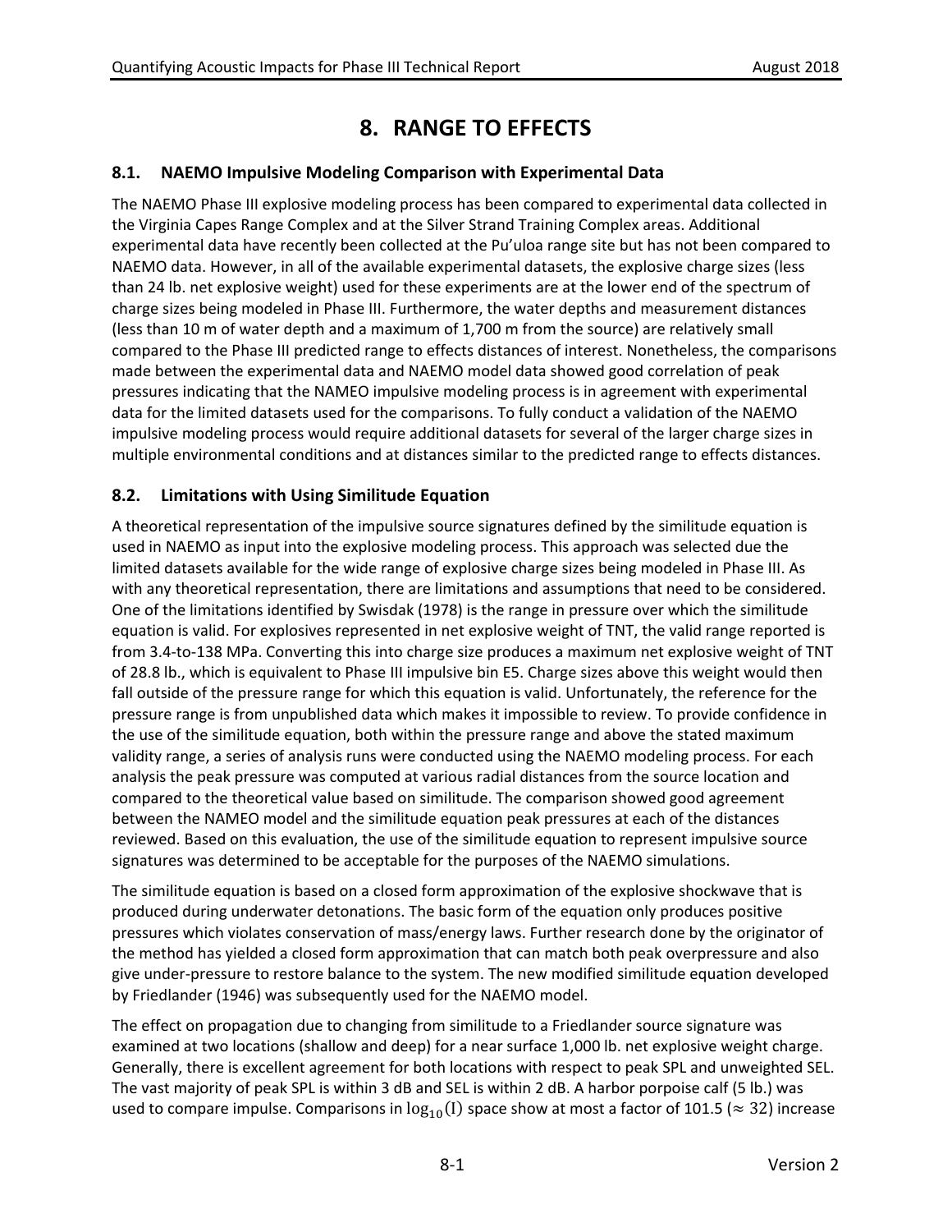# 8. RANGE TO EFFECTS

## 8.1. NAEMO Impulsive Modeling Comparison with Experimental Data

The NAEMO Phase III explosive modeling process has been compared to experimental data collected in the Virginia Capes Range Complex and at the Silver Strand Training Complex areas. Additional experimental data have recently been collected at the Pu'uloa range site but has not been compared to NAEMO data. However, in all of the available experimental datasets, the explosive charge sizes (less than 24 lb. net explosive weight) used for these experiments are at the lower end of the spectrum of charge sizes being modeled in Phase III. Furthermore, the water depths and measurement distances (less than 10 m of water depth and a maximum of 1,700 m from the source) are relatively small compared to the Phase III predicted range to effects distances of interest. Nonetheless, the comparisons made between the experimental data and NAEMO model data showed good correlation of peak pressures indicating that the NAMEO impulsive modeling process is in agreement with experimental data for the limited datasets used for the comparisons. To fully conduct a validation of the NAEMO impulsive modeling process would require additional datasets for several of the larger charge sizes in multiple environmental conditions and at distances similar to the predicted range to effects distances.

## 8.2. Limitations with Using Similitude Equation

A theoretical representation of the impulsive source signatures defined by the similitude equation is used in NAEMO as input into the explosive modeling process. This approach was selected due the limited datasets available for the wide range of explosive charge sizes being modeled in Phase III. As with any theoretical representation, there are limitations and assumptions that need to be considered. One of the limitations identified by Swisdak (1978) is the range in pressure over which the similitude equation is valid. For explosives represented in net explosive weight of TNT, the valid range reported is from 3.4-to-138 MPa. Converting this into charge size produces a maximum net explosive weight of TNT of 28.8 lb., which is equivalent to Phase III impulsive bin E5. Charge sizes above this weight would then fall outside of the pressure range for which this equation is valid. Unfortunately, the reference for the pressure range is from unpublished data which makes it impossible to review. To provide confidence in the use of the similitude equation, both within the pressure range and above the stated maximum validity range, a series of analysis runs were conducted using the NAEMO modeling process. For each analysis the peak pressure was computed at various radial distances from the source location and compared to the theoretical value based on similitude. The comparison showed good agreement between the NAMEO model and the similitude equation peak pressures at each of the distances reviewed. Based on this evaluation, the use of the similitude equation to represent impulsive source signatures was determined to be acceptable for the purposes of the NAEMO simulations.

The similitude equation is based on a closed form approximation of the explosive shockwave that is produced during underwater detonations. The basic form of the equation only produces positive pressures which violates conservation of mass/energy laws. Further research done by the originator of the method has yielded a closed form approximation that can match both peak overpressure and also give under-pressure to restore balance to the system. The new modified similitude equation developed by Friedlander (1946) was subsequently used for the NAEMO model.

The effect on propagation due to changing from similitude to a Friedlander source signature was examined at two locations (shallow and deep) for a near surface 1,000 lb. net explosive weight charge. Generally, there is excellent agreement for both locations with respect to peak SPL and unweighted SEL. The vast majority of peak SPL is within 3 dB and SEL is within 2 dB. A harbor porpoise calf (5 lb.) was used to compare impulse. Comparisons in $\log_{10}(\mathrm{I})$ space show at most a factor of 101.5 ($\approx 32$) increase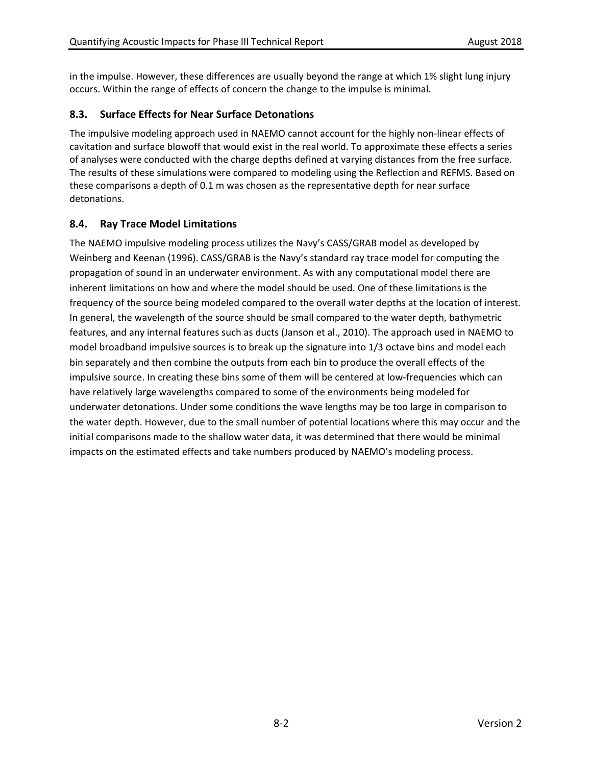in the impulse. However, these differences are usually beyond the range at which 1% slight lung injury occurs. Within the range of effects of concern the change to the impulse is minimal.

## 8.3. Surface Effects for Near Surface Detonations

The impulsive modeling approach used in NAEMO cannot account for the highly non-linear effects of cavitation and surface blowoff that would exist in the real world. To approximate these effects a series of analyses were conducted with the charge depths defined at varying distances from the free surface. The results of these simulations were compared to modeling using the Reflection and REFMS. Based on these comparisons a depth of 0.1 m was chosen as the representative depth for near surface detonations.

## 8.4. Ray Trace Model Limitations

The NAEMO impulsive modeling process utilizes the Navy's CASS/GRAB model as developed by Weinberg and Keenan (1996). CASS/GRAB is the Navy's standard ray trace model for computing the propagation of sound in an underwater environment. As with any computational model there are inherent limitations on how and where the model should be used. One of these limitations is the frequency of the source being modeled compared to the overall water depths at the location of interest. In general, the wavelength of the source should be small compared to the water depth, bathymetric features, and any internal features such as ducts (Janson et al., 2010). The approach used in NAEMO to model broadband impulsive sources is to break up the signature into 1/3 octave bins and model each bin separately and then combine the outputs from each bin to produce the overall effects of the impulsive source. In creating these bins some of them will be centered at low-frequencies which can have relatively large wavelengths compared to some of the environments being modeled for underwater detonations. Under some conditions the wave lengths may be too large in comparison to the water depth. However, due to the small number of potential locations where this may occur and the initial comparisons made to the shallow water data, it was determined that there would be minimal impacts on the estimated effects and take numbers produced by NAEMO's modeling process.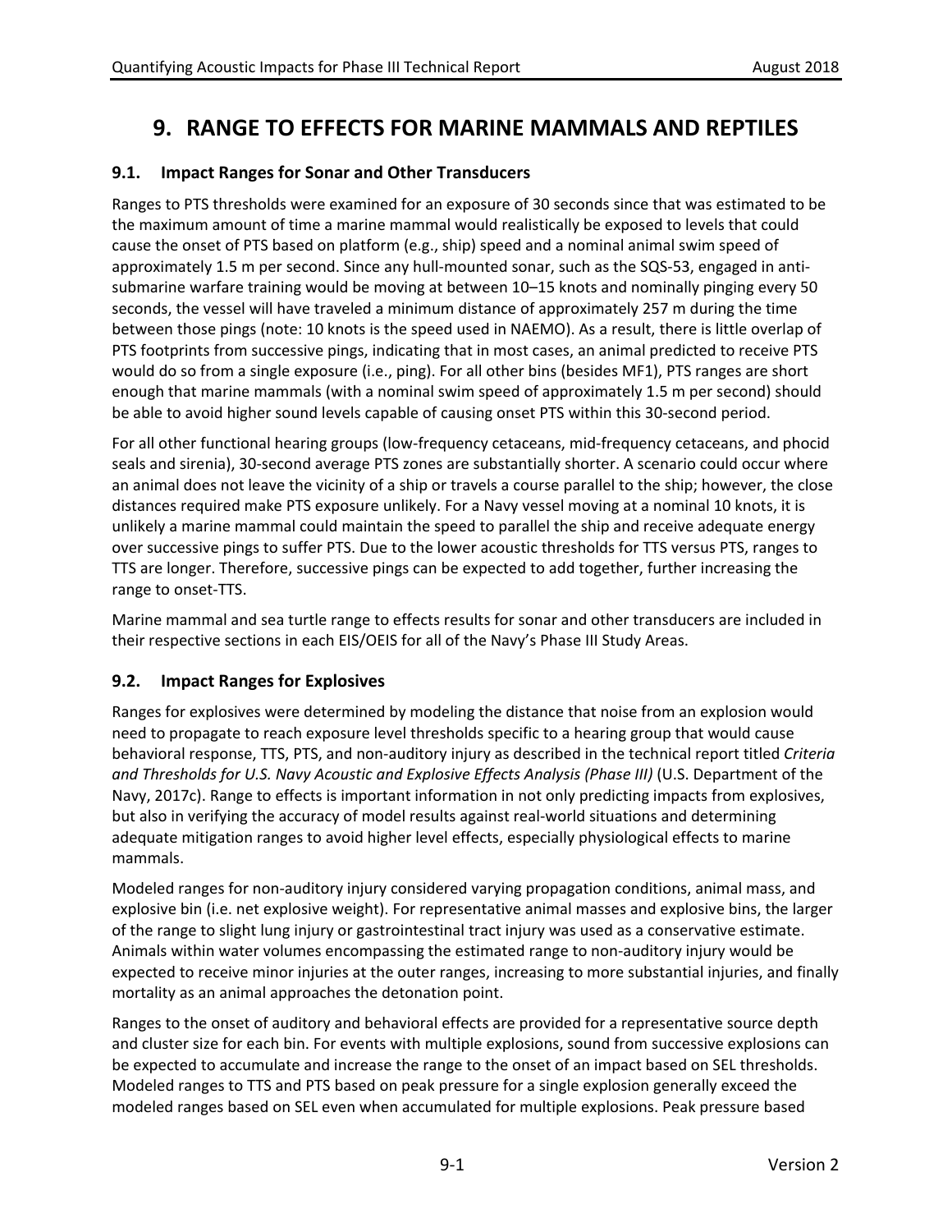# 9. RANGE TO EFFECTS FOR MARINE MAMMALS AND REPTILES

## 9.1. Impact Ranges for Sonar and Other Transducers

Ranges to PTS thresholds were examined for an exposure of 30 seconds since that was estimated to be the maximum amount of time a marine mammal would realistically be exposed to levels that could cause the onset of PTS based on platform (e.g., ship) speed and a nominal animal swim speed of approximately 1.5 m per second. Since any hull-mounted sonar, such as the SQS-53, engaged in anti-submarine warfare training would be moving at between 10–15 knots and nominally pinging every 50 seconds, the vessel will have traveled a minimum distance of approximately 257 m during the time between those pings (note: 10 knots is the speed used in NAEMO). As a result, there is little overlap of PTS footprints from successive pings, indicating that in most cases, an animal predicted to receive PTS would do so from a single exposure (i.e., ping). For all other bins (besides MF1), PTS ranges are short enough that marine mammals (with a nominal swim speed of approximately 1.5 m per second) should be able to avoid higher sound levels capable of causing onset PTS within this 30-second period.

For all other functional hearing groups (low-frequency cetaceans, mid-frequency cetaceans, and phocid seals and sirenia), 30-second average PTS zones are substantially shorter. A scenario could occur where an animal does not leave the vicinity of a ship or travels a course parallel to the ship; however, the close distances required make PTS exposure unlikely. For a Navy vessel moving at a nominal 10 knots, it is unlikely a marine mammal could maintain the speed to parallel the ship and receive adequate energy over successive pings to suffer PTS. Due to the lower acoustic thresholds for TTS versus PTS, ranges to TTS are longer. Therefore, successive pings can be expected to add together, further increasing the range to onset-TTS.

Marine mammal and sea turtle range to effects results for sonar and other transducers are included in their respective sections in each EIS/OEIS for all of the Navy's Phase III Study Areas.

## 9.2. Impact Ranges for Explosives

Ranges for explosives were determined by modeling the distance that noise from an explosion would need to propagate to reach exposure level thresholds specific to a hearing group that would cause behavioral response, TTS, PTS, and non-auditory injury as described in the technical report titled *Criteria and Thresholds for U.S. Navy Acoustic and Explosive Effects Analysis (Phase III)* (U.S. Department of the Navy, 2017c). Range to effects is important information in not only predicting impacts from explosives, but also in verifying the accuracy of model results against real-world situations and determining adequate mitigation ranges to avoid higher level effects, especially physiological effects to marine mammals.

Modeled ranges for non-auditory injury considered varying propagation conditions, animal mass, and explosive bin (i.e. net explosive weight). For representative animal masses and explosive bins, the larger of the range to slight lung injury or gastrointestinal tract injury was used as a conservative estimate. Animals within water volumes encompassing the estimated range to non-auditory injury would be expected to receive minor injuries at the outer ranges, increasing to more substantial injuries, and finally mortality as an animal approaches the detonation point.

Ranges to the onset of auditory and behavioral effects are provided for a representative source depth and cluster size for each bin. For events with multiple explosions, sound from successive explosions can be expected to accumulate and increase the range to the onset of an impact based on SEL thresholds. Modeled ranges to TTS and PTS based on peak pressure for a single explosion generally exceed the modeled ranges based on SEL even when accumulated for multiple explosions. Peak pressure based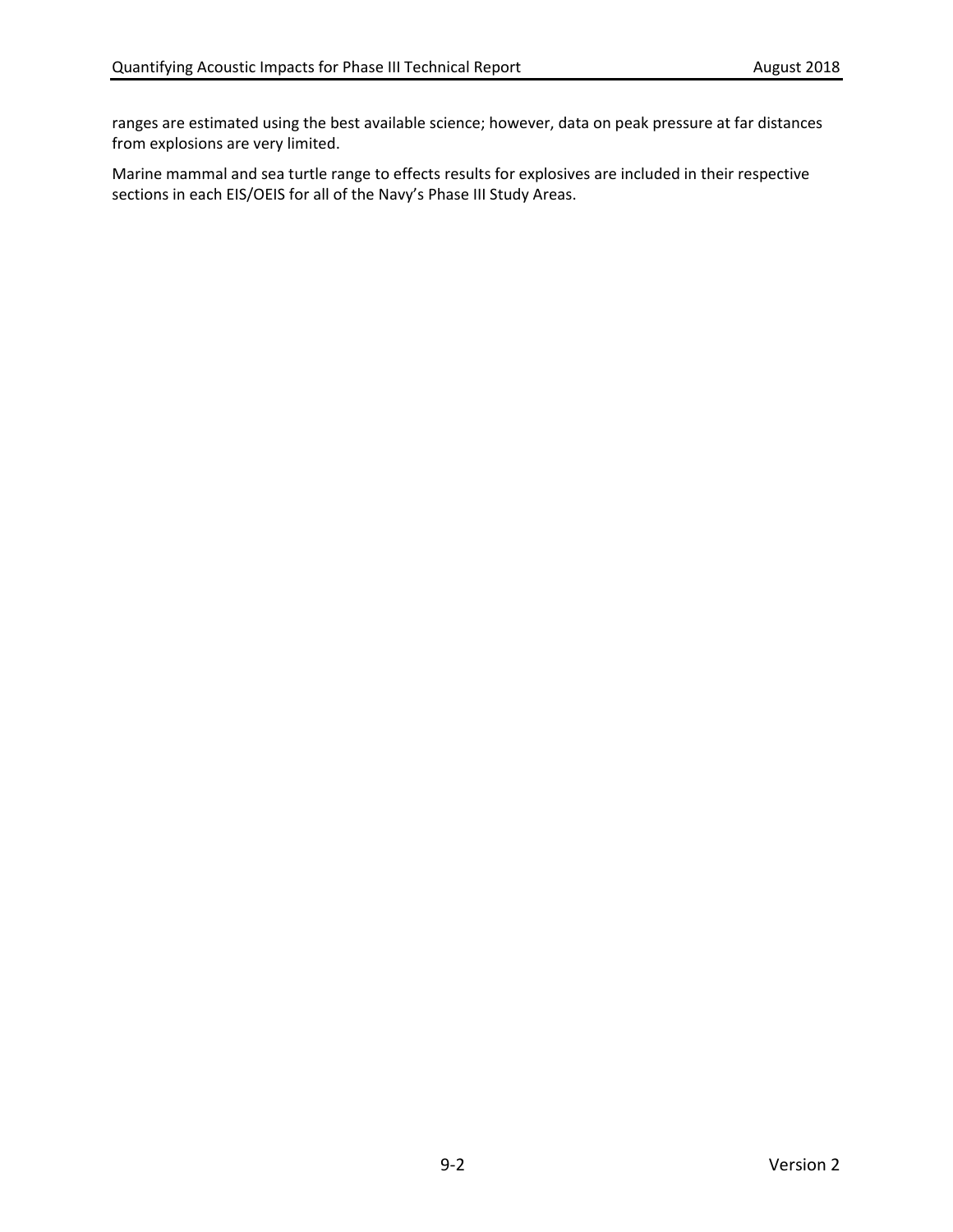ranges are estimated using the best available science; however, data on peak pressure at far distances from explosions are very limited.

Marine mammal and sea turtle range to effects results for explosives are included in their respective sections in each EIS/OEIS for all of the Navy's Phase III Study Areas.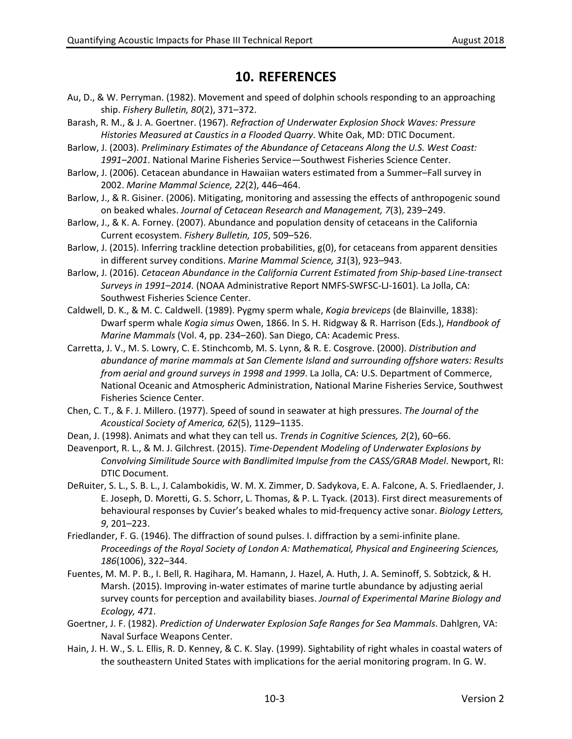# 10. REFERENCES

Au, D., & W. Perryman. (1982). Movement and speed of dolphin schools responding to an approaching ship. *Fishery Bulletin, 80*(2), 371–372.

Barash, R. M., & J. A. Goertner. (1967). *Refraction of Underwater Explosion Shock Waves: Pressure Histories Measured at Caustics in a Flooded Quarry*. White Oak, MD: DTIC Document.

Barlow, J. (2003). *Preliminary Estimates of the Abundance of Cetaceans Along the U.S. West Coast: 1991–2001*. National Marine Fisheries Service—Southwest Fisheries Science Center.

Barlow, J. (2006). Cetacean abundance in Hawaiian waters estimated from a Summer–Fall survey in 2002. *Marine Mammal Science, 22*(2), 446–464.

Barlow, J., & R. Gisiner. (2006). Mitigating, monitoring and assessing the effects of anthropogenic sound on beaked whales. *Journal of Cetacean Research and Management, 7*(3), 239–249.

Barlow, J., & K. A. Forney. (2007). Abundance and population density of cetaceans in the California Current ecosystem. *Fishery Bulletin, 105*, 509–526.

Barlow, J. (2015). Inferring trackline detection probabilities, g(0), for cetaceans from apparent densities in different survey conditions. *Marine Mammal Science, 31*(3), 923–943.

Barlow, J. (2016). *Cetacean Abundance in the California Current Estimated from Ship-based Line-transect Surveys in 1991–2014.* (NOAA Administrative Report NMFS-SWFSC-LJ-1601). La Jolla, CA: Southwest Fisheries Science Center.

Caldwell, D. K., & M. C. Caldwell. (1989). Pygmy sperm whale, *Kogia breviceps* (de Blainville, 1838): Dwarf sperm whale *Kogia simus* Owen, 1866. In S. H. Ridgway & R. Harrison (Eds.), *Handbook of Marine Mammals* (Vol. 4, pp. 234–260). San Diego, CA: Academic Press.

Carretta, J. V., M. S. Lowry, C. E. Stinchcomb, M. S. Lynn, & R. E. Cosgrove. (2000). *Distribution and abundance of marine mammals at San Clemente Island and surrounding offshore waters: Results from aerial and ground surveys in 1998 and 1999*. La Jolla, CA: U.S. Department of Commerce, National Oceanic and Atmospheric Administration, National Marine Fisheries Service, Southwest Fisheries Science Center.

Chen, C. T., & F. J. Millero. (1977). Speed of sound in seawater at high pressures. *The Journal of the Acoustical Society of America, 62*(5), 1129–1135.

Dean, J. (1998). Animats and what they can tell us. *Trends in Cognitive Sciences, 2*(2), 60–66.

Deavenport, R. L., & M. J. Gilchrest. (2015). *Time-Dependent Modeling of Underwater Explosions by Convolving Similitude Source with Bandlimited Impulse from the CASS/GRAB Model*. Newport, RI: DTIC Document.

DeRuiter, S. L., S. B. L., J. Calambokidis, W. M. X. Zimmer, D. Sadykova, E. A. Falcone, A. S. Friedlaender, J. E. Joseph, D. Moretti, G. S. Schorr, L. Thomas, & P. L. Tyack. (2013). First direct measurements of behavioural responses by Cuvier's beaked whales to mid-frequency active sonar. *Biology Letters, 9*, 201–223.

Friedlander, F. G. (1946). The diffraction of sound pulses. I. diffraction by a semi-infinite plane. *Proceedings of the Royal Society of London A: Mathematical, Physical and Engineering Sciences, 186*(1006), 322–344.

Fuentes, M. M. P. B., I. Bell, R. Hagihara, M. Hamann, J. Hazel, A. Huth, J. A. Seminoff, S. Sobtzick, & H. Marsh. (2015). Improving in-water estimates of marine turtle abundance by adjusting aerial survey counts for perception and availability biases. *Journal of Experimental Marine Biology and Ecology, 471*.

Goertner, J. F. (1982). *Prediction of Underwater Explosion Safe Ranges for Sea Mammals*. Dahlgren, VA: Naval Surface Weapons Center.

Hain, J. H. W., S. L. Ellis, R. D. Kenney, & C. K. Slay. (1999). Sightability of right whales in coastal waters of the southeastern United States with implications for the aerial monitoring program. In G. W.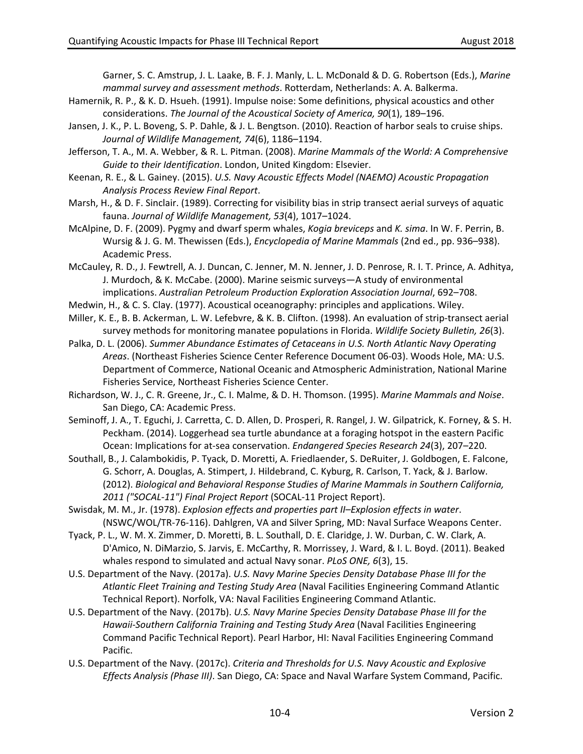Garner, S. C. Amstrup, J. L. Laake, B. F. J. Manly, L. L. McDonald & D. G. Robertson (Eds.), *Marine mammal survey and assessment methods*. Rotterdam, Netherlands: A. A. Balkerma.

Hamernik, R. P., & K. D. Hsueh. (1991). Impulse noise: Some definitions, physical acoustics and other considerations. *The Journal of the Acoustical Society of America, 90*(1), 189–196.

Jansen, J. K., P. L. Boveng, S. P. Dahle, & J. L. Bengtson. (2010). Reaction of harbor seals to cruise ships. *Journal of Wildlife Management, 74*(6), 1186–1194.

Jefferson, T. A., M. A. Webber, & R. L. Pitman. (2008). *Marine Mammals of the World: A Comprehensive Guide to their Identification*. London, United Kingdom: Elsevier.

Keenan, R. E., & L. Gainey. (2015). *U.S. Navy Acoustic Effects Model (NAEMO) Acoustic Propagation Analysis Process Review Final Report*.

Marsh, H., & D. F. Sinclair. (1989). Correcting for visibility bias in strip transect aerial surveys of aquatic fauna. *Journal of Wildlife Management, 53*(4), 1017–1024.

McAlpine, D. F. (2009). Pygmy and dwarf sperm whales, *Kogia breviceps* and *K. sima*. In W. F. Perrin, B. Wursig & J. G. M. Thewissen (Eds.), *Encyclopedia of Marine Mammals* (2nd ed., pp. 936–938). Academic Press.

McCauley, R. D., J. Fewtrell, A. J. Duncan, C. Jenner, M. N. Jenner, J. D. Penrose, R. I. T. Prince, A. Adhitya, J. Murdoch, & K. McCabe. (2000). Marine seismic surveys—A study of environmental implications. *Australian Petroleum Production Exploration Association Journal*, 692–708.

Medwin, H., & C. S. Clay. (1977). Acoustical oceanography: principles and applications. Wiley.

Miller, K. E., B. B. Ackerman, L. W. Lefebvre, & K. B. Clifton. (1998). An evaluation of strip-transect aerial survey methods for monitoring manatee populations in Florida. *Wildlife Society Bulletin, 26*(3).

Palka, D. L. (2006). *Summer Abundance Estimates of Cetaceans in U.S. North Atlantic Navy Operating Areas*. (Northeast Fisheries Science Center Reference Document 06-03). Woods Hole, MA: U.S. Department of Commerce, National Oceanic and Atmospheric Administration, National Marine Fisheries Service, Northeast Fisheries Science Center.

Richardson, W. J., C. R. Greene, Jr., C. I. Malme, & D. H. Thomson. (1995). *Marine Mammals and Noise*. San Diego, CA: Academic Press.

Seminoff, J. A., T. Eguchi, J. Carretta, C. D. Allen, D. Prosperi, R. Rangel, J. W. Gilpatrick, K. Forney, & S. H. Peckham. (2014). Loggerhead sea turtle abundance at a foraging hotspot in the eastern Pacific Ocean: Implications for at-sea conservation. *Endangered Species Research 24*(3), 207–220.

Southall, B., J. Calambokidis, P. Tyack, D. Moretti, A. Friedlaender, S. DeRuiter, J. Goldbogen, E. Falcone, G. Schorr, A. Douglas, A. Stimpert, J. Hildebrand, C. Kyburg, R. Carlson, T. Yack, & J. Barlow. (2012). *Biological and Behavioral Response Studies of Marine Mammals in Southern California, 2011 ("SOCAL-11") Final Project Report* (SOCAL-11 Project Report).

Swisdak, M. M., Jr. (1978). *Explosion effects and properties part II–Explosion effects in water*. (NSWC/WOL/TR-76-116). Dahlgren, VA and Silver Spring, MD: Naval Surface Weapons Center.

Tyack, P. L., W. M. X. Zimmer, D. Moretti, B. L. Southall, D. E. Claridge, J. W. Durban, C. W. Clark, A. D'Amico, N. DiMarzio, S. Jarvis, E. McCarthy, R. Morrissey, J. Ward, & I. L. Boyd. (2011). Beaked whales respond to simulated and actual Navy sonar. *PLoS ONE, 6*(3), 15.

U.S. Department of the Navy. (2017a). *U.S. Navy Marine Species Density Database Phase III for the Atlantic Fleet Training and Testing Study Area* (Naval Facilities Engineering Command Atlantic Technical Report). Norfolk, VA: Naval Facilities Engineering Command Atlantic.

U.S. Department of the Navy. (2017b). *U.S. Navy Marine Species Density Database Phase III for the Hawaii-Southern California Training and Testing Study Area* (Naval Facilities Engineering Command Pacific Technical Report). Pearl Harbor, HI: Naval Facilities Engineering Command Pacific.

U.S. Department of the Navy. (2017c). *Criteria and Thresholds for U.S. Navy Acoustic and Explosive Effects Analysis (Phase III)*. San Diego, CA: Space and Naval Warfare System Command, Pacific.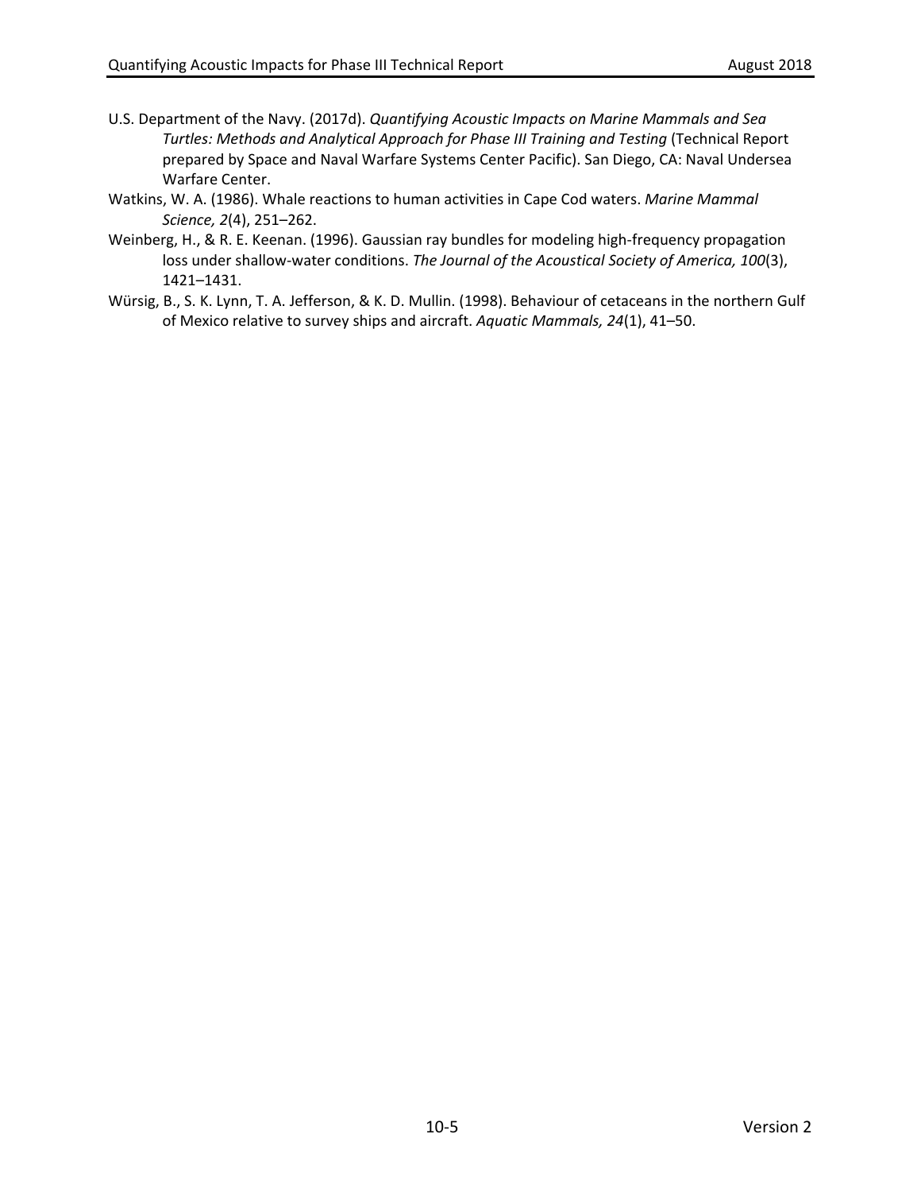U.S. Department of the Navy. (2017d). *Quantifying Acoustic Impacts on Marine Mammals and Sea Turtles: Methods and Analytical Approach for Phase III Training and Testing* (Technical Report prepared by Space and Naval Warfare Systems Center Pacific). San Diego, CA: Naval Undersea Warfare Center.

Watkins, W. A. (1986). Whale reactions to human activities in Cape Cod waters. *Marine Mammal Science, 2*(4), 251–262.

Weinberg, H., & R. E. Keenan. (1996). Gaussian ray bundles for modeling high-frequency propagation loss under shallow-water conditions. *The Journal of the Acoustical Society of America, 100*(3), 1421–1431.

Würsig, B., S. K. Lynn, T. A. Jefferson, & K. D. Mullin. (1998). Behaviour of cetaceans in the northern Gulf of Mexico relative to survey ships and aircraft. *Aquatic Mammals, 24*(1), 41–50.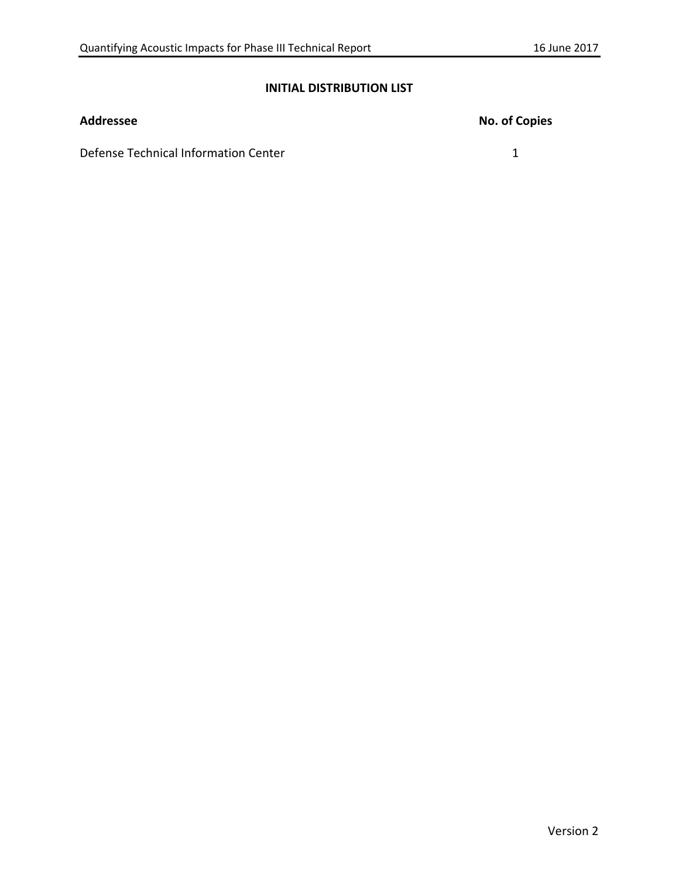## INITIAL DISTRIBUTION LIST

| Addressee | No. of Copies |
| --- | --- |
| Defense Technical Information Center | 1 |